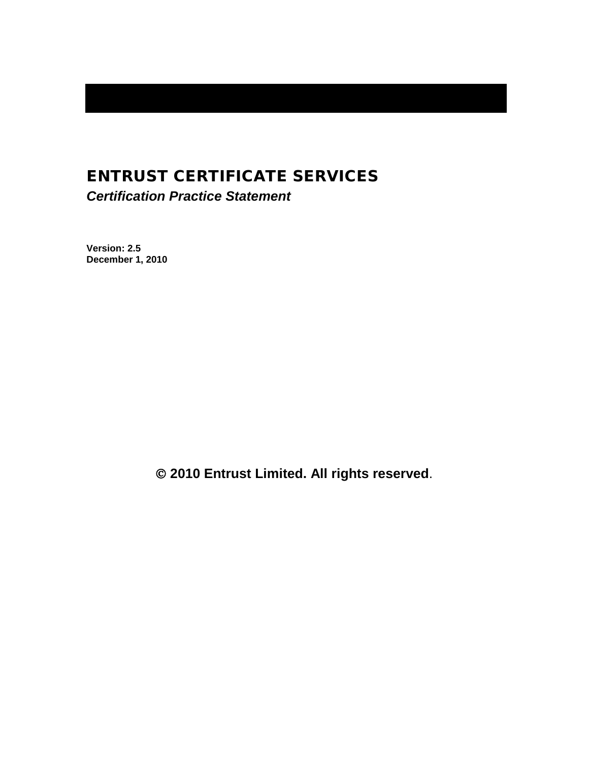# ENTRUST CERTIFICATE SERVICES

***Certification Practice Statement***

**Version: 2.5**
**December 1, 2010**

**© 2010 Entrust Limited. All rights reserved.**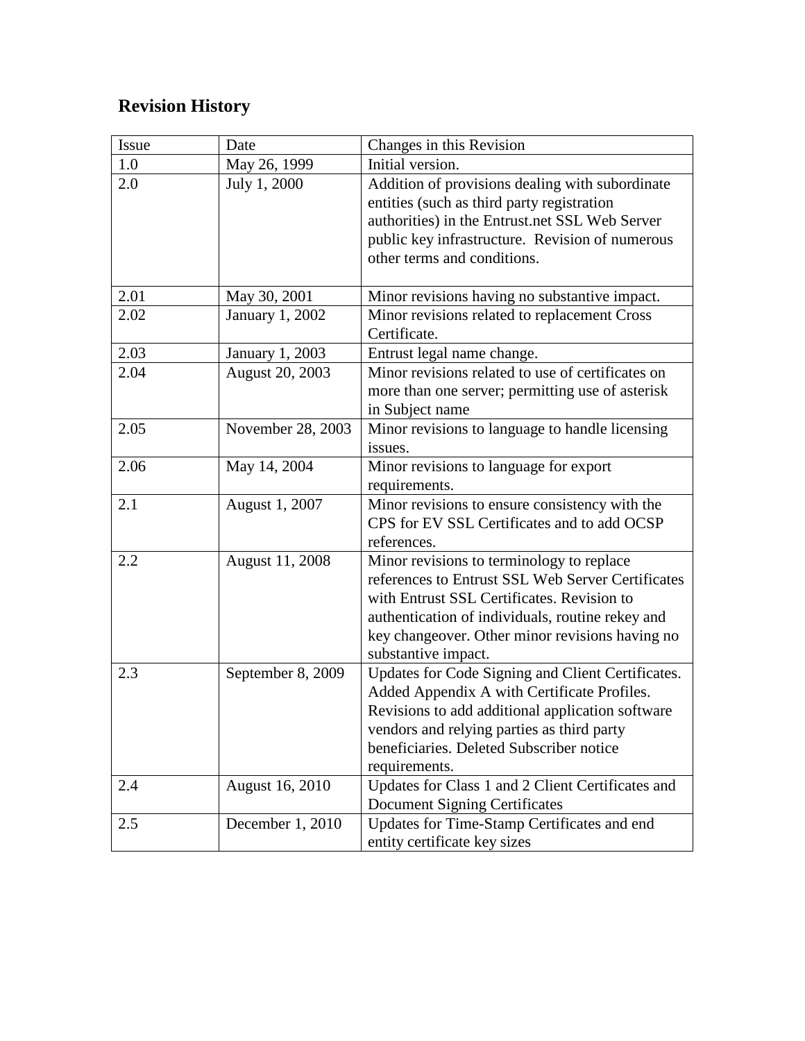## Revision History

| Issue | Date | Changes in this Revision |
|---|---|---|
| 1.0 | May 26, 1999 | Initial version. |
| 2.0 | July 1, 2000 | Addition of provisions dealing with subordinate entities (such as third party registration authorities) in the Entrust.net SSL Web Server public key infrastructure. Revision of numerous other terms and conditions. |
| 2.01 | May 30, 2001 | Minor revisions having no substantive impact. |
| 2.02 | January 1, 2002 | Minor revisions related to replacement Cross Certificate. |
| 2.03 | January 1, 2003 | Entrust legal name change. |
| 2.04 | August 20, 2003 | Minor revisions related to use of certificates on more than one server; permitting use of asterisk in Subject name |
| 2.05 | November 28, 2003 | Minor revisions to language to handle licensing issues. |
| 2.06 | May 14, 2004 | Minor revisions to language for export requirements. |
| 2.1 | August 1, 2007 | Minor revisions to ensure consistency with the CPS for EV SSL Certificates and to add OCSP references. |
| 2.2 | August 11, 2008 | Minor revisions to terminology to replace references to Entrust SSL Web Server Certificates with Entrust SSL Certificates. Revision to authentication of individuals, routine rekey and key changeover. Other minor revisions having no substantive impact. |
| 2.3 | September 8, 2009 | Updates for Code Signing and Client Certificates. Added Appendix A with Certificate Profiles. Revisions to add additional application software vendors and relying parties as third party beneficiaries. Deleted Subscriber notice requirements. |
| 2.4 | August 16, 2010 | Updates for Class 1 and 2 Client Certificates and Document Signing Certificates |
| 2.5 | December 1, 2010 | Updates for Time-Stamp Certificates and end entity certificate key sizes |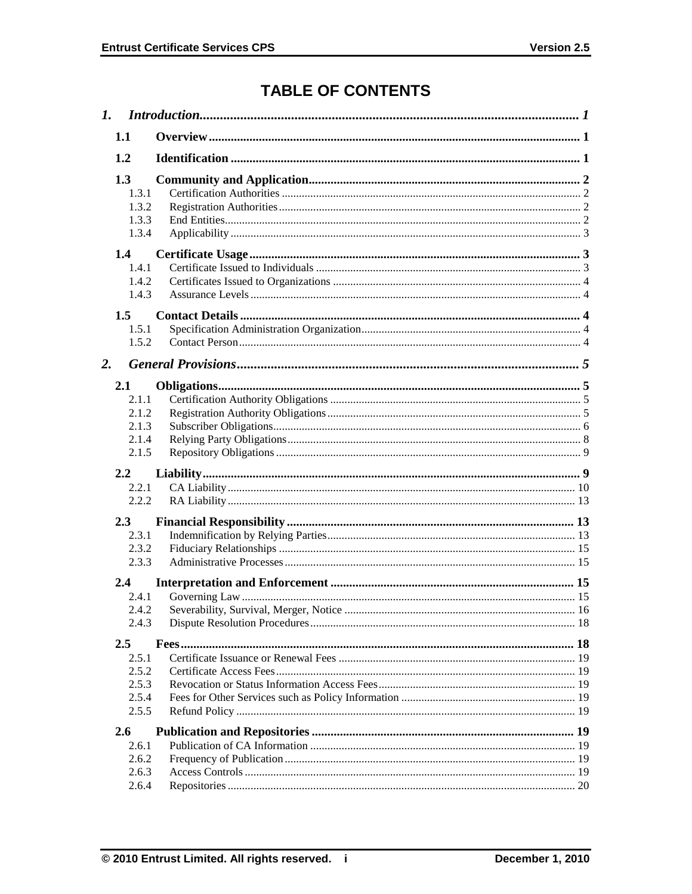# TABLE OF CONTENTS

*1. Introduction* ........ 1

**1.1 Overview** ........ 1

**1.2 Identification** ........ 1

**1.3 Community and Application** ........ 2
- 1.3.1 Certification Authorities ........ 2
- 1.3.2 Registration Authorities ........ 2
- 1.3.3 End Entities ........ 2
- 1.3.4 Applicability ........ 3

**1.4 Certificate Usage** ........ 3
- 1.4.1 Certificate Issued to Individuals ........ 3
- 1.4.2 Certificates Issued to Organizations ........ 4
- 1.4.3 Assurance Levels ........ 4

**1.5 Contact Details** ........ 4
- 1.5.1 Specification Administration Organization ........ 4
- 1.5.2 Contact Person ........ 4

*2. General Provisions* ........ 5

**2.1 Obligations** ........ 5
- 2.1.1 Certification Authority Obligations ........ 5
- 2.1.2 Registration Authority Obligations ........ 5
- 2.1.3 Subscriber Obligations ........ 6
- 2.1.4 Relying Party Obligations ........ 8
- 2.1.5 Repository Obligations ........ 9

**2.2 Liability** ........ 9
- 2.2.1 CA Liability ........ 10
- 2.2.2 RA Liability ........ 13

**2.3 Financial Responsibility** ........ 13
- 2.3.1 Indemnification by Relying Parties ........ 13
- 2.3.2 Fiduciary Relationships ........ 15
- 2.3.3 Administrative Processes ........ 15

**2.4 Interpretation and Enforcement** ........ 15
- 2.4.1 Governing Law ........ 15
- 2.4.2 Severability, Survival, Merger, Notice ........ 16
- 2.4.3 Dispute Resolution Procedures ........ 18

**2.5 Fees** ........ 18
- 2.5.1 Certificate Issuance or Renewal Fees ........ 19
- 2.5.2 Certificate Access Fees ........ 19
- 2.5.3 Revocation or Status Information Access Fees ........ 19
- 2.5.4 Fees for Other Services such as Policy Information ........ 19
- 2.5.5 Refund Policy ........ 19

**2.6 Publication and Repositories** ........ 19
- 2.6.1 Publication of CA Information ........ 19
- 2.6.2 Frequency of Publication ........ 19
- 2.6.3 Access Controls ........ 19
- 2.6.4 Repositories ........ 20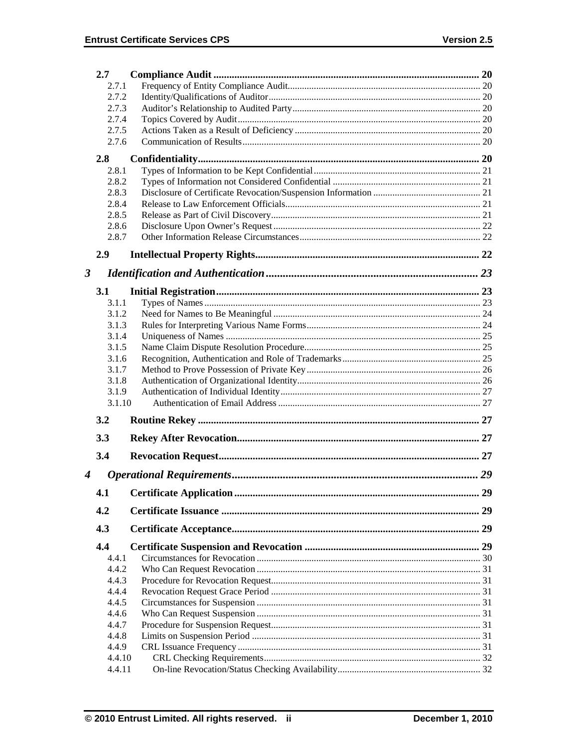- **2.7 Compliance Audit** ........ 20
  - 2.7.1 Frequency of Entity Compliance Audit ........ 20
  - 2.7.2 Identity/Qualifications of Auditor ........ 20
  - 2.7.3 Auditor's Relationship to Audited Party ........ 20
  - 2.7.4 Topics Covered by Audit ........ 20
  - 2.7.5 Actions Taken as a Result of Deficiency ........ 20
  - 2.7.6 Communication of Results ........ 20
- **2.8 Confidentiality** ........ 20
  - 2.8.1 Types of Information to be Kept Confidential ........ 21
  - 2.8.2 Types of Information not Considered Confidential ........ 21
  - 2.8.3 Disclosure of Certificate Revocation/Suspension Information ........ 21
  - 2.8.4 Release to Law Enforcement Officials ........ 21
  - 2.8.5 Release as Part of Civil Discovery ........ 21
  - 2.8.6 Disclosure Upon Owner's Request ........ 22
  - 2.8.7 Other Information Release Circumstances ........ 22
- **2.9 Intellectual Property Rights** ........ 22

***3 Identification and Authentication*** ........ 23

- **3.1 Initial Registration** ........ 23
  - 3.1.1 Types of Names ........ 23
  - 3.1.2 Need for Names to Be Meaningful ........ 24
  - 3.1.3 Rules for Interpreting Various Name Forms ........ 24
  - 3.1.4 Uniqueness of Names ........ 25
  - 3.1.5 Name Claim Dispute Resolution Procedure ........ 25
  - 3.1.6 Recognition, Authentication and Role of Trademarks ........ 25
  - 3.1.7 Method to Prove Possession of Private Key ........ 26
  - 3.1.8 Authentication of Organizational Identity ........ 26
  - 3.1.9 Authentication of Individual Identity ........ 27
  - 3.1.10 Authentication of Email Address ........ 27
- **3.2 Routine Rekey** ........ 27
- **3.3 Rekey After Revocation** ........ 27
- **3.4 Revocation Request** ........ 27

***4 Operational Requirements*** ........ 29

- **4.1 Certificate Application** ........ 29
- **4.2 Certificate Issuance** ........ 29
- **4.3 Certificate Acceptance** ........ 29
- **4.4 Certificate Suspension and Revocation** ........ 29
  - 4.4.1 Circumstances for Revocation ........ 30
  - 4.4.2 Who Can Request Revocation ........ 31
  - 4.4.3 Procedure for Revocation Request ........ 31
  - 4.4.4 Revocation Request Grace Period ........ 31
  - 4.4.5 Circumstances for Suspension ........ 31
  - 4.4.6 Who Can Request Suspension ........ 31
  - 4.4.7 Procedure for Suspension Request ........ 31
  - 4.4.8 Limits on Suspension Period ........ 31
  - 4.4.9 CRL Issuance Frequency ........ 31
  - 4.4.10 CRL Checking Requirements ........ 32
  - 4.4.11 On-line Revocation/Status Checking Availability ........ 32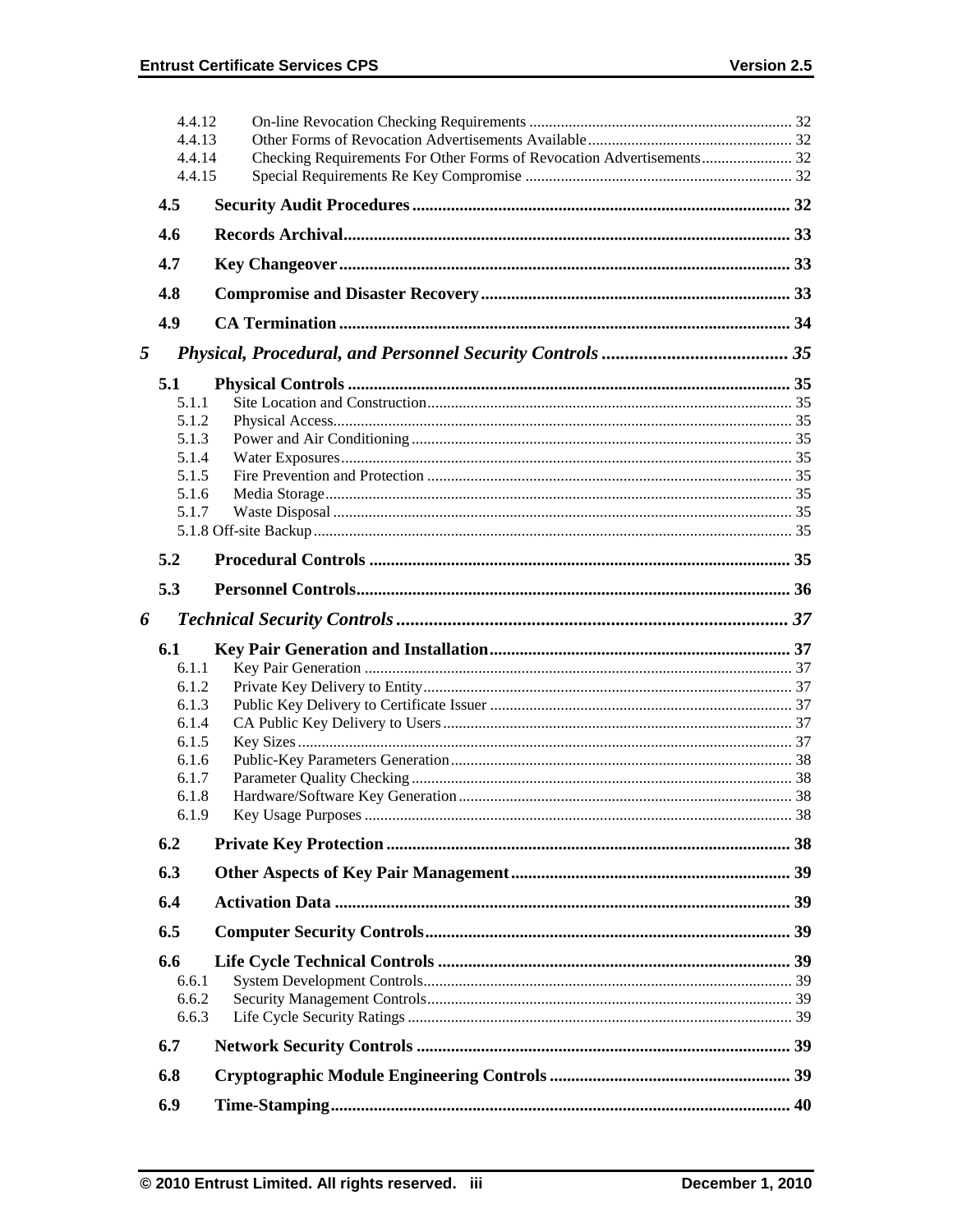4.4.12 On-line Revocation Checking Requirements ... 32
4.4.13 Other Forms of Revocation Advertisements Available ... 32
4.4.14 Checking Requirements For Other Forms of Revocation Advertisements ... 32
4.4.15 Special Requirements Re Key Compromise ... 32

**4.5 Security Audit Procedures ... 32**

**4.6 Records Archival ... 33**

**4.7 Key Changeover ... 33**

**4.8 Compromise and Disaster Recovery ... 33**

**4.9 CA Termination ... 34**

***5 Physical, Procedural, and Personnel Security Controls ... 35***

**5.1 Physical Controls ... 35**

5.1.1 Site Location and Construction ... 35
5.1.2 Physical Access ... 35
5.1.3 Power and Air Conditioning ... 35
5.1.4 Water Exposures ... 35
5.1.5 Fire Prevention and Protection ... 35
5.1.6 Media Storage ... 35
5.1.7 Waste Disposal ... 35
5.1.8 Off-site Backup ... 35

**5.2 Procedural Controls ... 35**

**5.3 Personnel Controls ... 36**

***6 Technical Security Controls ... 37***

**6.1 Key Pair Generation and Installation ... 37**

6.1.1 Key Pair Generation ... 37
6.1.2 Private Key Delivery to Entity ... 37
6.1.3 Public Key Delivery to Certificate Issuer ... 37
6.1.4 CA Public Key Delivery to Users ... 37
6.1.5 Key Sizes ... 37
6.1.6 Public-Key Parameters Generation ... 38
6.1.7 Parameter Quality Checking ... 38
6.1.8 Hardware/Software Key Generation ... 38
6.1.9 Key Usage Purposes ... 38

**6.2 Private Key Protection ... 38**

**6.3 Other Aspects of Key Pair Management ... 39**

**6.4 Activation Data ... 39**

**6.5 Computer Security Controls ... 39**

**6.6 Life Cycle Technical Controls ... 39**

6.6.1 System Development Controls ... 39
6.6.2 Security Management Controls ... 39
6.6.3 Life Cycle Security Ratings ... 39

**6.7 Network Security Controls ... 39**

**6.8 Cryptographic Module Engineering Controls ... 39**

**6.9 Time-Stamping ... 40**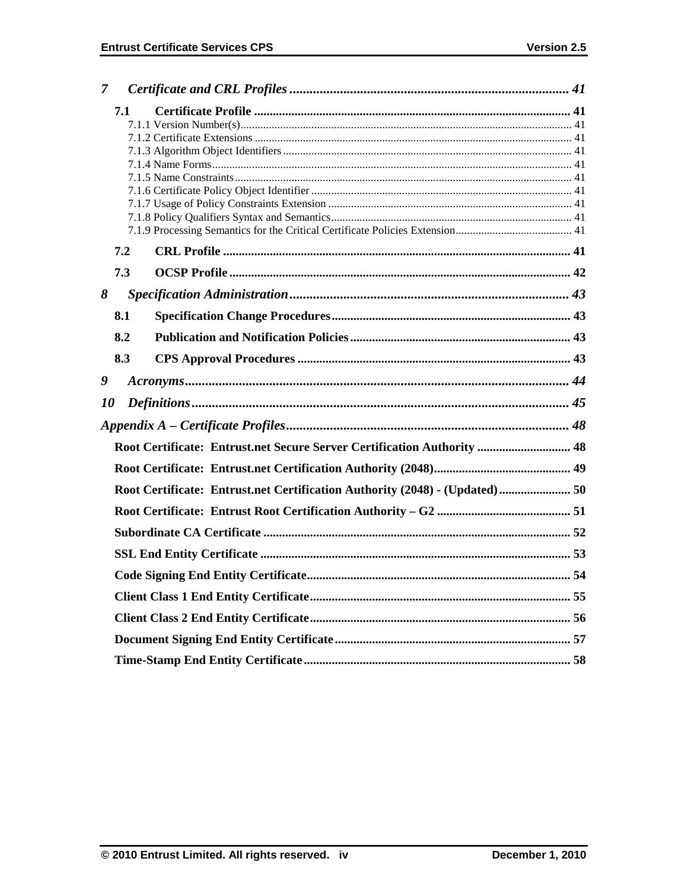*7 Certificate and CRL Profiles ........ 41*

**7.1 Certificate Profile ........ 41**

7.1.1 Version Number(s)........ 41
7.1.2 Certificate Extensions ........ 41
7.1.3 Algorithm Object Identifiers ........ 41
7.1.4 Name Forms........ 41
7.1.5 Name Constraints........ 41
7.1.6 Certificate Policy Object Identifier ........ 41
7.1.7 Usage of Policy Constraints Extension ........ 41
7.1.8 Policy Qualifiers Syntax and Semantics........ 41
7.1.9 Processing Semantics for the Critical Certificate Policies Extension........ 41

**7.2 CRL Profile ........ 41**

**7.3 OCSP Profile ........ 42**

*8 Specification Administration........ 43*

**8.1 Specification Change Procedures........ 43**

**8.2 Publication and Notification Policies........ 43**

**8.3 CPS Approval Procedures ........ 43**

*9 Acronyms........ 44*

*10 Definitions........ 45*

*Appendix A – Certificate Profiles........ 48*

**Root Certificate: Entrust.net Secure Server Certification Authority ........ 48**

**Root Certificate: Entrust.net Certification Authority (2048)........ 49**

**Root Certificate: Entrust.net Certification Authority (2048) - (Updated)........ 50**

**Root Certificate: Entrust Root Certification Authority – G2 ........ 51**

**Subordinate CA Certificate ........ 52**

**SSL End Entity Certificate ........ 53**

**Code Signing End Entity Certificate........ 54**

**Client Class 1 End Entity Certificate........ 55**

**Client Class 2 End Entity Certificate........ 56**

**Document Signing End Entity Certificate........ 57**

**Time-Stamp End Entity Certificate........ 58**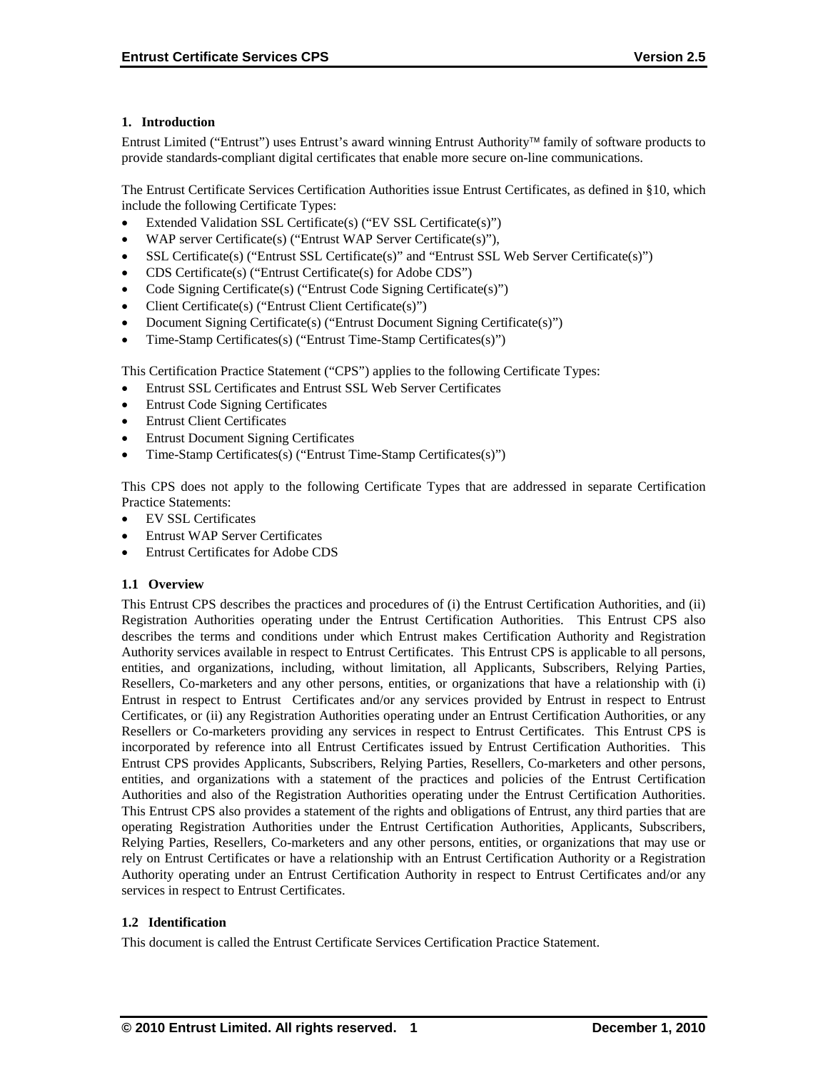## 1. Introduction

Entrust Limited ("Entrust") uses Entrust's award winning Entrust Authority™ family of software products to provide standards-compliant digital certificates that enable more secure on-line communications.

The Entrust Certificate Services Certification Authorities issue Entrust Certificates, as defined in §10, which include the following Certificate Types:

- Extended Validation SSL Certificate(s) ("EV SSL Certificate(s)")
- WAP server Certificate(s) ("Entrust WAP Server Certificate(s)"),
- SSL Certificate(s) ("Entrust SSL Certificate(s)" and "Entrust SSL Web Server Certificate(s)")
- CDS Certificate(s) ("Entrust Certificate(s) for Adobe CDS")
- Code Signing Certificate(s) ("Entrust Code Signing Certificate(s)")
- Client Certificate(s) ("Entrust Client Certificate(s)")
- Document Signing Certificate(s) ("Entrust Document Signing Certificate(s)")
- Time-Stamp Certificates(s) ("Entrust Time-Stamp Certificates(s)")

This Certification Practice Statement ("CPS") applies to the following Certificate Types:

- Entrust SSL Certificates and Entrust SSL Web Server Certificates
- Entrust Code Signing Certificates
- Entrust Client Certificates
- Entrust Document Signing Certificates
- Time-Stamp Certificates(s) ("Entrust Time-Stamp Certificates(s)")

This CPS does not apply to the following Certificate Types that are addressed in separate Certification Practice Statements:

- EV SSL Certificates
- Entrust WAP Server Certificates
- Entrust Certificates for Adobe CDS

### 1.1 Overview

This Entrust CPS describes the practices and procedures of (i) the Entrust Certification Authorities, and (ii) Registration Authorities operating under the Entrust Certification Authorities. This Entrust CPS also describes the terms and conditions under which Entrust makes Certification Authority and Registration Authority services available in respect to Entrust Certificates. This Entrust CPS is applicable to all persons, entities, and organizations, including, without limitation, all Applicants, Subscribers, Relying Parties, Resellers, Co-marketers and any other persons, entities, or organizations that have a relationship with (i) Entrust in respect to Entrust Certificates and/or any services provided by Entrust in respect to Entrust Certificates, or (ii) any Registration Authorities operating under an Entrust Certification Authorities, or any Resellers or Co-marketers providing any services in respect to Entrust Certificates. This Entrust CPS is incorporated by reference into all Entrust Certificates issued by Entrust Certification Authorities. This Entrust CPS provides Applicants, Subscribers, Relying Parties, Resellers, Co-marketers and other persons, entities, and organizations with a statement of the practices and policies of the Entrust Certification Authorities and also of the Registration Authorities operating under the Entrust Certification Authorities. This Entrust CPS also provides a statement of the rights and obligations of Entrust, any third parties that are operating Registration Authorities under the Entrust Certification Authorities, Applicants, Subscribers, Relying Parties, Resellers, Co-marketers and any other persons, entities, or organizations that may use or rely on Entrust Certificates or have a relationship with an Entrust Certification Authority or a Registration Authority operating under an Entrust Certification Authority in respect to Entrust Certificates and/or any services in respect to Entrust Certificates.

### 1.2 Identification

This document is called the Entrust Certificate Services Certification Practice Statement.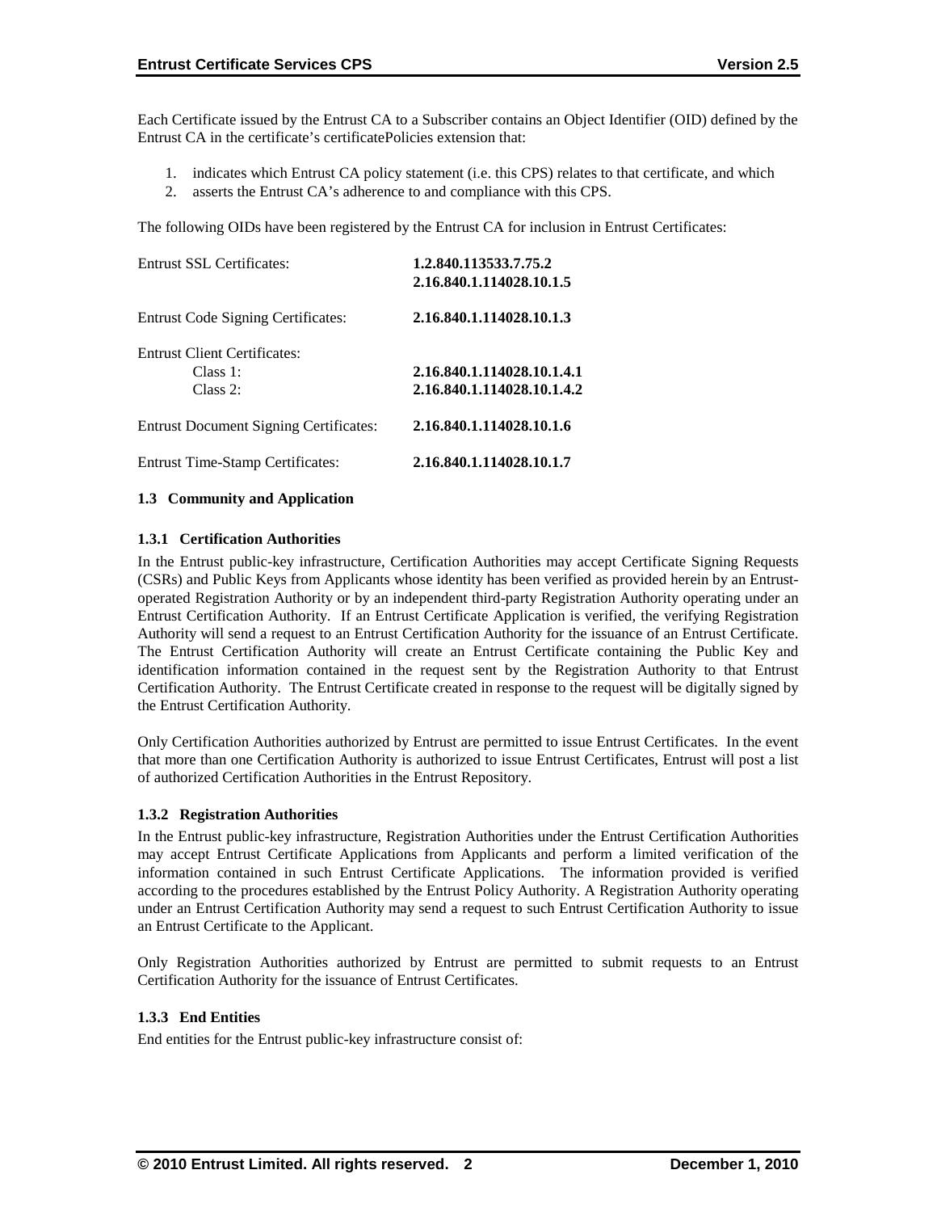Each Certificate issued by the Entrust CA to a Subscriber contains an Object Identifier (OID) defined by the Entrust CA in the certificate's certificatePolicies extension that:

1. indicates which Entrust CA policy statement (i.e. this CPS) relates to that certificate, and which
2. asserts the Entrust CA's adherence to and compliance with this CPS.

The following OIDs have been registered by the Entrust CA for inclusion in Entrust Certificates:

| | |
|---|---|
| Entrust SSL Certificates: | **1.2.840.113533.7.75.2**<br>**2.16.840.1.114028.10.1.5** |
| Entrust Code Signing Certificates: | **2.16.840.1.114028.10.1.3** |
| Entrust Client Certificates: | |
| Class 1: | **2.16.840.1.114028.10.1.4.1** |
| Class 2: | **2.16.840.1.114028.10.1.4.2** |
| Entrust Document Signing Certificates: | **2.16.840.1.114028.10.1.6** |
| Entrust Time-Stamp Certificates: | **2.16.840.1.114028.10.1.7** |

## 1.3 Community and Application

### 1.3.1 Certification Authorities

In the Entrust public-key infrastructure, Certification Authorities may accept Certificate Signing Requests (CSRs) and Public Keys from Applicants whose identity has been verified as provided herein by an Entrust-operated Registration Authority or by an independent third-party Registration Authority operating under an Entrust Certification Authority. If an Entrust Certificate Application is verified, the verifying Registration Authority will send a request to an Entrust Certification Authority for the issuance of an Entrust Certificate. The Entrust Certification Authority will create an Entrust Certificate containing the Public Key and identification information contained in the request sent by the Registration Authority to that Entrust Certification Authority. The Entrust Certificate created in response to the request will be digitally signed by the Entrust Certification Authority.

Only Certification Authorities authorized by Entrust are permitted to issue Entrust Certificates. In the event that more than one Certification Authority is authorized to issue Entrust Certificates, Entrust will post a list of authorized Certification Authorities in the Entrust Repository.

### 1.3.2 Registration Authorities

In the Entrust public-key infrastructure, Registration Authorities under the Entrust Certification Authorities may accept Entrust Certificate Applications from Applicants and perform a limited verification of the information contained in such Entrust Certificate Applications. The information provided is verified according to the procedures established by the Entrust Policy Authority. A Registration Authority operating under an Entrust Certification Authority may send a request to such Entrust Certification Authority to issue an Entrust Certificate to the Applicant.

Only Registration Authorities authorized by Entrust are permitted to submit requests to an Entrust Certification Authority for the issuance of Entrust Certificates.

### 1.3.3 End Entities

End entities for the Entrust public-key infrastructure consist of: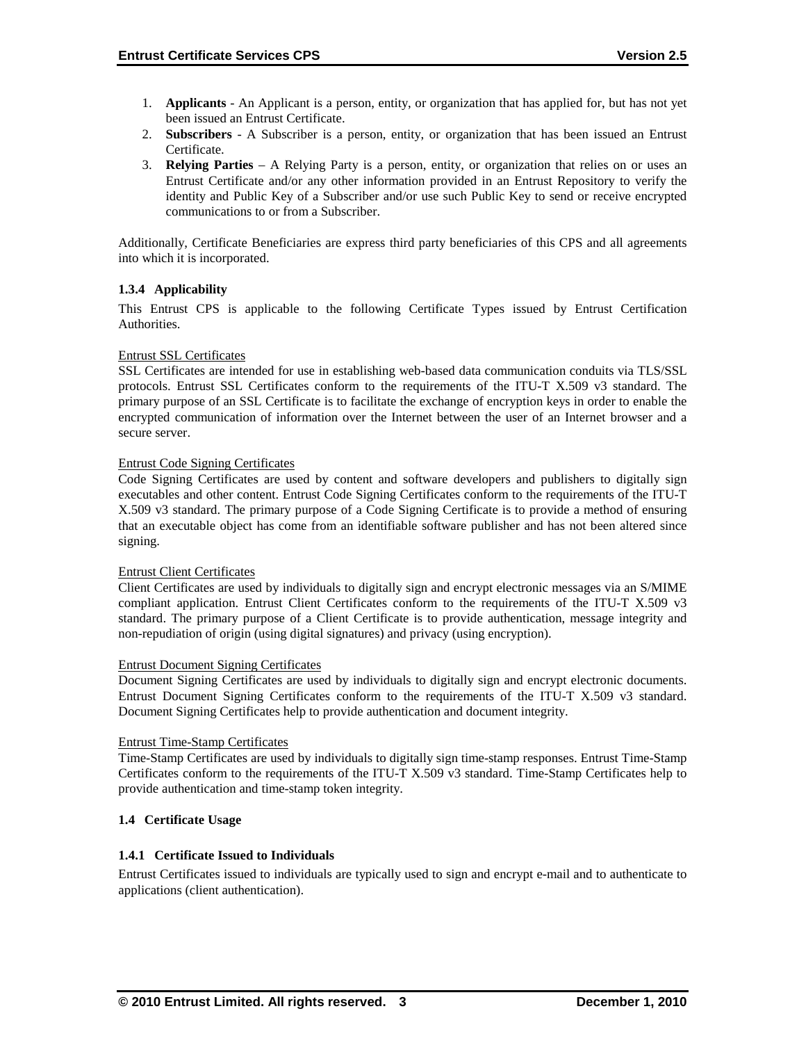1. **Applicants** - An Applicant is a person, entity, or organization that has applied for, but has not yet been issued an Entrust Certificate.
2. **Subscribers** - A Subscriber is a person, entity, or organization that has been issued an Entrust Certificate.
3. **Relying Parties** – A Relying Party is a person, entity, or organization that relies on or uses an Entrust Certificate and/or any other information provided in an Entrust Repository to verify the identity and Public Key of a Subscriber and/or use such Public Key to send or receive encrypted communications to or from a Subscriber.

Additionally, Certificate Beneficiaries are express third party beneficiaries of this CPS and all agreements into which it is incorporated.

### 1.3.4 Applicability

This Entrust CPS is applicable to the following Certificate Types issued by Entrust Certification Authorities.

Entrust SSL Certificates
SSL Certificates are intended for use in establishing web-based data communication conduits via TLS/SSL protocols. Entrust SSL Certificates conform to the requirements of the ITU-T X.509 v3 standard. The primary purpose of an SSL Certificate is to facilitate the exchange of encryption keys in order to enable the encrypted communication of information over the Internet between the user of an Internet browser and a secure server.

Entrust Code Signing Certificates
Code Signing Certificates are used by content and software developers and publishers to digitally sign executables and other content. Entrust Code Signing Certificates conform to the requirements of the ITU-T X.509 v3 standard. The primary purpose of a Code Signing Certificate is to provide a method of ensuring that an executable object has come from an identifiable software publisher and has not been altered since signing.

Entrust Client Certificates
Client Certificates are used by individuals to digitally sign and encrypt electronic messages via an S/MIME compliant application. Entrust Client Certificates conform to the requirements of the ITU-T X.509 v3 standard. The primary purpose of a Client Certificate is to provide authentication, message integrity and non-repudiation of origin (using digital signatures) and privacy (using encryption).

Entrust Document Signing Certificates
Document Signing Certificates are used by individuals to digitally sign and encrypt electronic documents. Entrust Document Signing Certificates conform to the requirements of the ITU-T X.509 v3 standard. Document Signing Certificates help to provide authentication and document integrity.

Entrust Time-Stamp Certificates
Time-Stamp Certificates are used by individuals to digitally sign time-stamp responses. Entrust Time-Stamp Certificates conform to the requirements of the ITU-T X.509 v3 standard. Time-Stamp Certificates help to provide authentication and time-stamp token integrity.

## 1.4 Certificate Usage

### 1.4.1 Certificate Issued to Individuals

Entrust Certificates issued to individuals are typically used to sign and encrypt e-mail and to authenticate to applications (client authentication).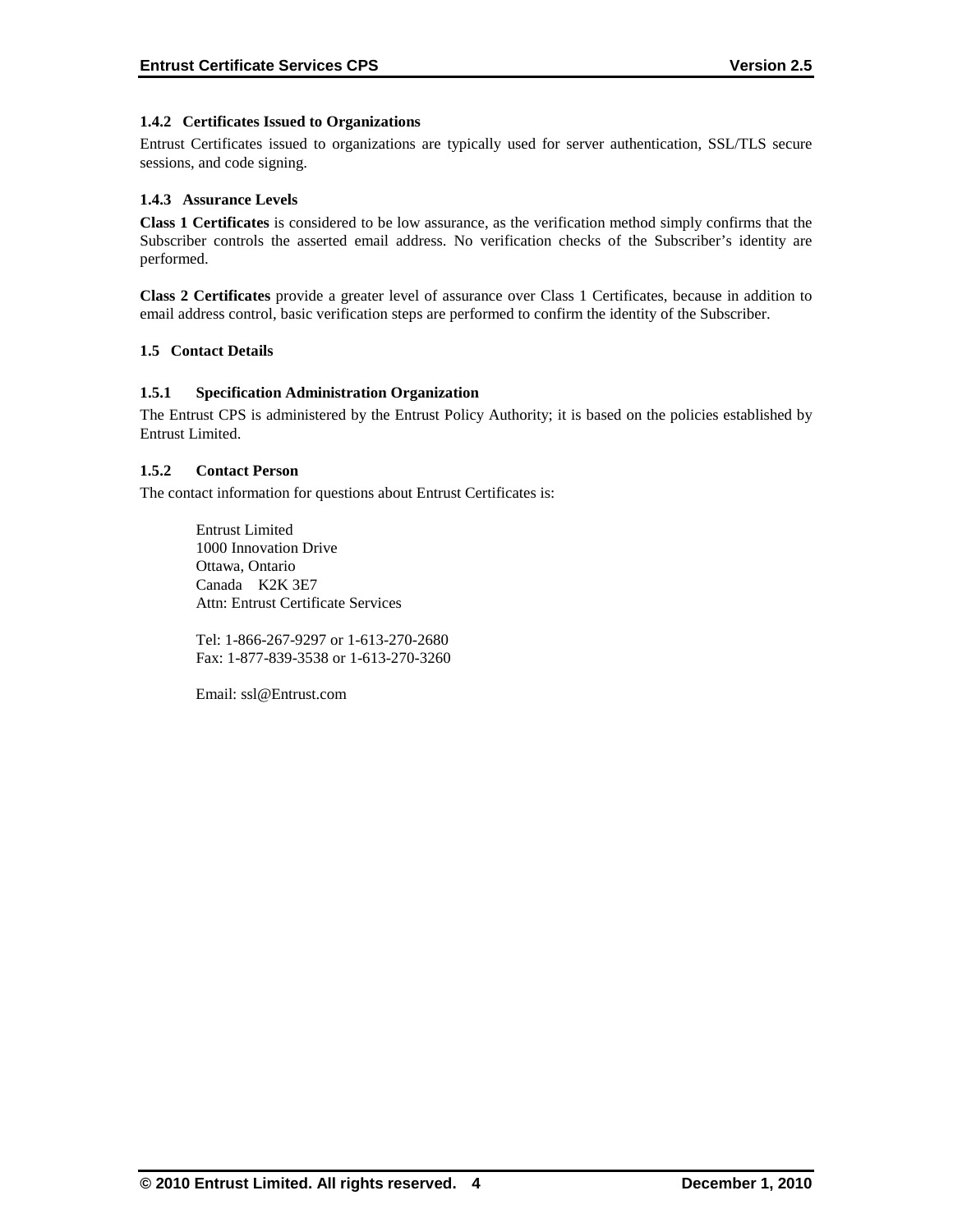### 1.4.2 Certificates Issued to Organizations

Entrust Certificates issued to organizations are typically used for server authentication, SSL/TLS secure sessions, and code signing.

### 1.4.3 Assurance Levels

**Class 1 Certificates** is considered to be low assurance, as the verification method simply confirms that the Subscriber controls the asserted email address. No verification checks of the Subscriber's identity are performed.

**Class 2 Certificates** provide a greater level of assurance over Class 1 Certificates, because in addition to email address control, basic verification steps are performed to confirm the identity of the Subscriber.

## 1.5 Contact Details

### 1.5.1 Specification Administration Organization

The Entrust CPS is administered by the Entrust Policy Authority; it is based on the policies established by Entrust Limited.

### 1.5.2 Contact Person

The contact information for questions about Entrust Certificates is:

Entrust Limited
1000 Innovation Drive
Ottawa, Ontario
Canada K2K 3E7
Attn: Entrust Certificate Services

Tel: 1-866-267-9297 or 1-613-270-2680
Fax: 1-877-839-3538 or 1-613-270-3260

Email: ssl@Entrust.com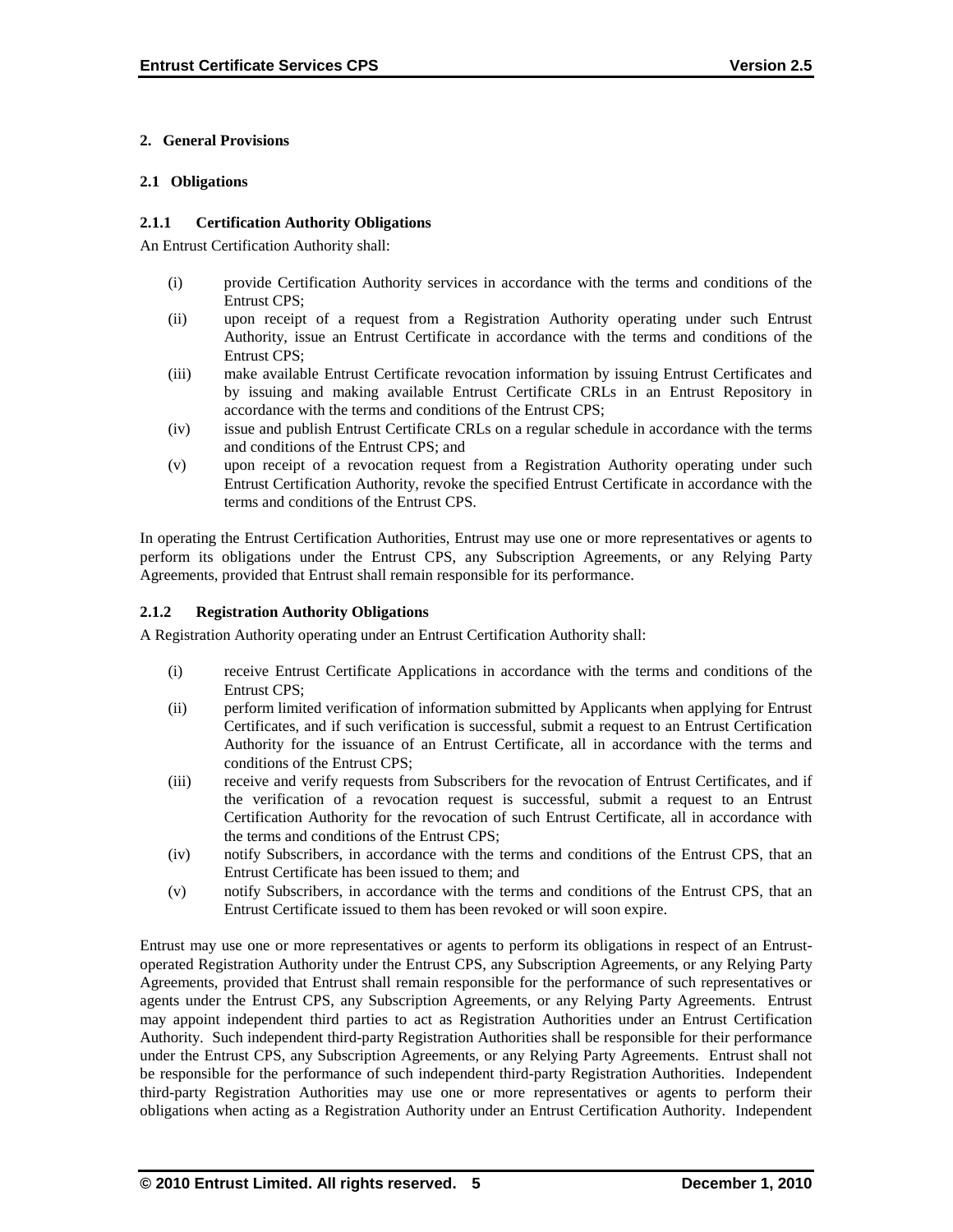## 2. General Provisions

### 2.1 Obligations

#### 2.1.1 Certification Authority Obligations

An Entrust Certification Authority shall:

(i) provide Certification Authority services in accordance with the terms and conditions of the Entrust CPS;

(ii) upon receipt of a request from a Registration Authority operating under such Entrust Authority, issue an Entrust Certificate in accordance with the terms and conditions of the Entrust CPS;

(iii) make available Entrust Certificate revocation information by issuing Entrust Certificates and by issuing and making available Entrust Certificate CRLs in an Entrust Repository in accordance with the terms and conditions of the Entrust CPS;

(iv) issue and publish Entrust Certificate CRLs on a regular schedule in accordance with the terms and conditions of the Entrust CPS; and

(v) upon receipt of a revocation request from a Registration Authority operating under such Entrust Certification Authority, revoke the specified Entrust Certificate in accordance with the terms and conditions of the Entrust CPS.

In operating the Entrust Certification Authorities, Entrust may use one or more representatives or agents to perform its obligations under the Entrust CPS, any Subscription Agreements, or any Relying Party Agreements, provided that Entrust shall remain responsible for its performance.

#### 2.1.2 Registration Authority Obligations

A Registration Authority operating under an Entrust Certification Authority shall:

(i) receive Entrust Certificate Applications in accordance with the terms and conditions of the Entrust CPS;

(ii) perform limited verification of information submitted by Applicants when applying for Entrust Certificates, and if such verification is successful, submit a request to an Entrust Certification Authority for the issuance of an Entrust Certificate, all in accordance with the terms and conditions of the Entrust CPS;

(iii) receive and verify requests from Subscribers for the revocation of Entrust Certificates, and if the verification of a revocation request is successful, submit a request to an Entrust Certification Authority for the revocation of such Entrust Certificate, all in accordance with the terms and conditions of the Entrust CPS;

(iv) notify Subscribers, in accordance with the terms and conditions of the Entrust CPS, that an Entrust Certificate has been issued to them; and

(v) notify Subscribers, in accordance with the terms and conditions of the Entrust CPS, that an Entrust Certificate issued to them has been revoked or will soon expire.

Entrust may use one or more representatives or agents to perform its obligations in respect of an Entrust-operated Registration Authority under the Entrust CPS, any Subscription Agreements, or any Relying Party Agreements, provided that Entrust shall remain responsible for the performance of such representatives or agents under the Entrust CPS, any Subscription Agreements, or any Relying Party Agreements. Entrust may appoint independent third parties to act as Registration Authorities under an Entrust Certification Authority. Such independent third-party Registration Authorities shall be responsible for their performance under the Entrust CPS, any Subscription Agreements, or any Relying Party Agreements. Entrust shall not be responsible for the performance of such independent third-party Registration Authorities. Independent third-party Registration Authorities may use one or more representatives or agents to perform their obligations when acting as a Registration Authority under an Entrust Certification Authority. Independent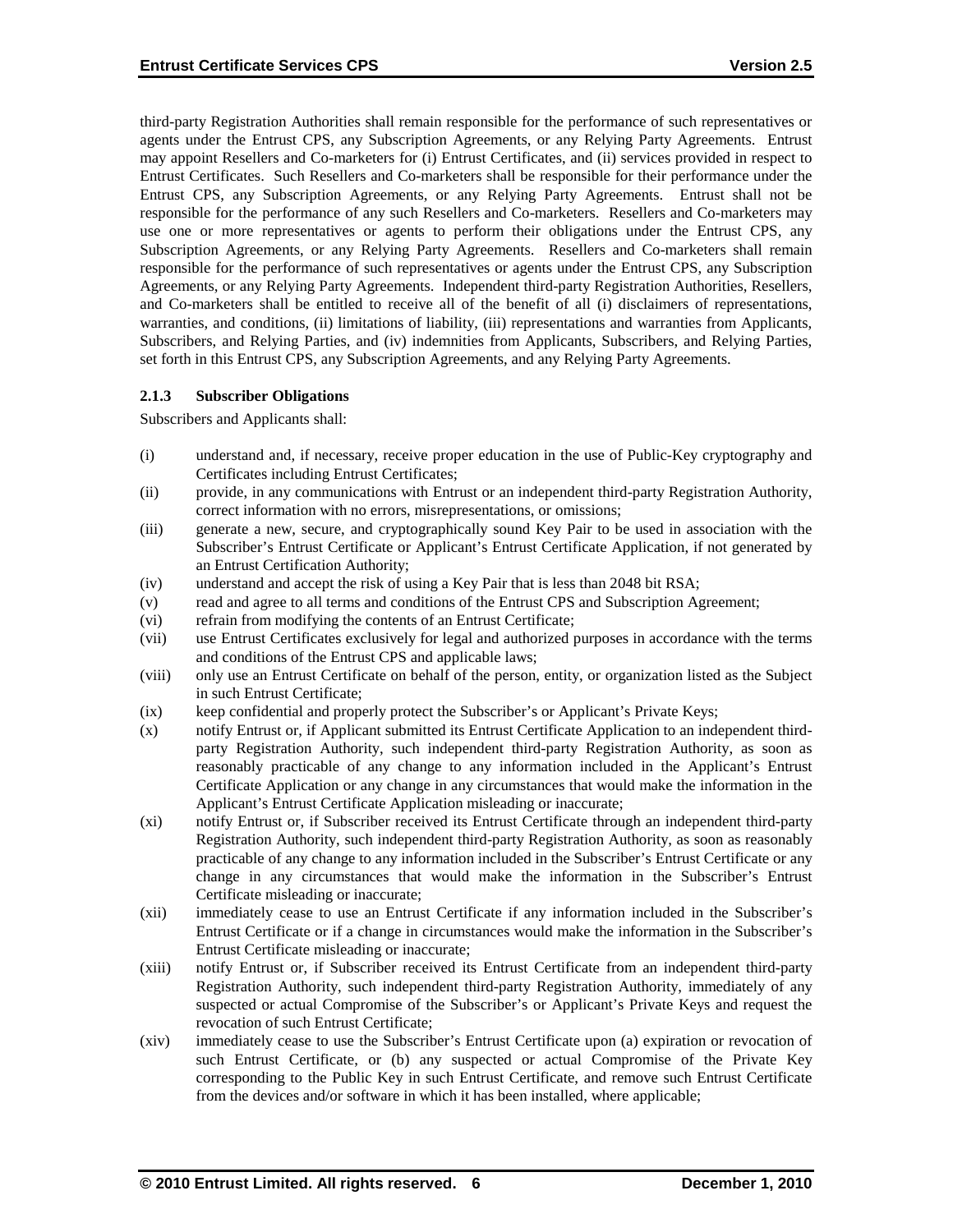third-party Registration Authorities shall remain responsible for the performance of such representatives or agents under the Entrust CPS, any Subscription Agreements, or any Relying Party Agreements. Entrust may appoint Resellers and Co-marketers for (i) Entrust Certificates, and (ii) services provided in respect to Entrust Certificates. Such Resellers and Co-marketers shall be responsible for their performance under the Entrust CPS, any Subscription Agreements, or any Relying Party Agreements. Entrust shall not be responsible for the performance of any such Resellers and Co-marketers. Resellers and Co-marketers may use one or more representatives or agents to perform their obligations under the Entrust CPS, any Subscription Agreements, or any Relying Party Agreements. Resellers and Co-marketers shall remain responsible for the performance of such representatives or agents under the Entrust CPS, any Subscription Agreements, or any Relying Party Agreements. Independent third-party Registration Authorities, Resellers, and Co-marketers shall be entitled to receive all of the benefit of all (i) disclaimers of representations, warranties, and conditions, (ii) limitations of liability, (iii) representations and warranties from Applicants, Subscribers, and Relying Parties, and (iv) indemnities from Applicants, Subscribers, and Relying Parties, set forth in this Entrust CPS, any Subscription Agreements, and any Relying Party Agreements.

### 2.1.3 Subscriber Obligations

Subscribers and Applicants shall:

(i) understand and, if necessary, receive proper education in the use of Public-Key cryptography and Certificates including Entrust Certificates;

(ii) provide, in any communications with Entrust or an independent third-party Registration Authority, correct information with no errors, misrepresentations, or omissions;

(iii) generate a new, secure, and cryptographically sound Key Pair to be used in association with the Subscriber's Entrust Certificate or Applicant's Entrust Certificate Application, if not generated by an Entrust Certification Authority;

(iv) understand and accept the risk of using a Key Pair that is less than 2048 bit RSA;

(v) read and agree to all terms and conditions of the Entrust CPS and Subscription Agreement;

(vi) refrain from modifying the contents of an Entrust Certificate;

(vii) use Entrust Certificates exclusively for legal and authorized purposes in accordance with the terms and conditions of the Entrust CPS and applicable laws;

(viii) only use an Entrust Certificate on behalf of the person, entity, or organization listed as the Subject in such Entrust Certificate;

(ix) keep confidential and properly protect the Subscriber's or Applicant's Private Keys;

(x) notify Entrust or, if Applicant submitted its Entrust Certificate Application to an independent third-party Registration Authority, such independent third-party Registration Authority, as soon as reasonably practicable of any change to any information included in the Applicant's Entrust Certificate Application or any change in any circumstances that would make the information in the Applicant's Entrust Certificate Application misleading or inaccurate;

(xi) notify Entrust or, if Subscriber received its Entrust Certificate through an independent third-party Registration Authority, such independent third-party Registration Authority, as soon as reasonably practicable of any change to any information included in the Subscriber's Entrust Certificate or any change in any circumstances that would make the information in the Subscriber's Entrust Certificate misleading or inaccurate;

(xii) immediately cease to use an Entrust Certificate if any information included in the Subscriber's Entrust Certificate or if a change in circumstances would make the information in the Subscriber's Entrust Certificate misleading or inaccurate;

(xiii) notify Entrust or, if Subscriber received its Entrust Certificate from an independent third-party Registration Authority, such independent third-party Registration Authority, immediately of any suspected or actual Compromise of the Subscriber's or Applicant's Private Keys and request the revocation of such Entrust Certificate;

(xiv) immediately cease to use the Subscriber's Entrust Certificate upon (a) expiration or revocation of such Entrust Certificate, or (b) any suspected or actual Compromise of the Private Key corresponding to the Public Key in such Entrust Certificate, and remove such Entrust Certificate from the devices and/or software in which it has been installed, where applicable;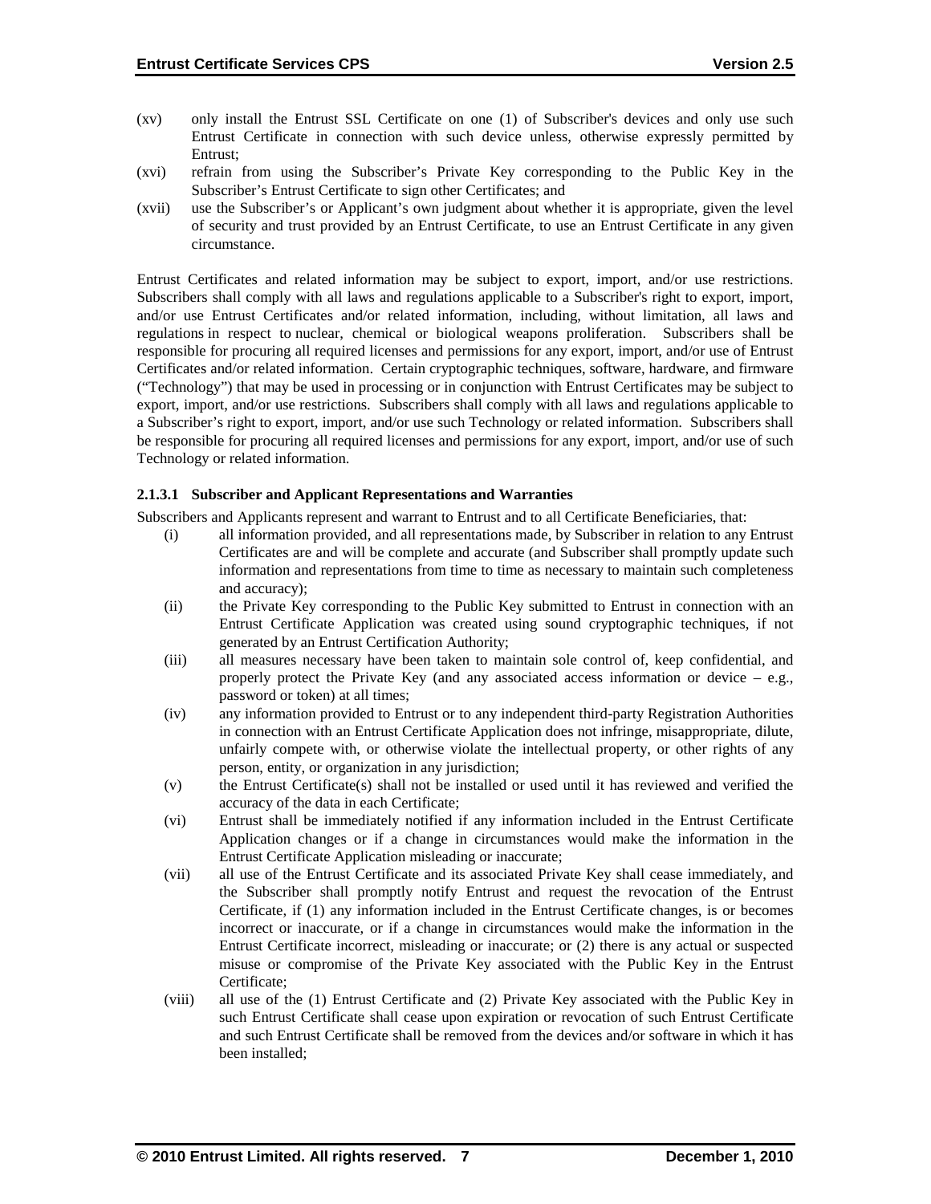(xv) only install the Entrust SSL Certificate on one (1) of Subscriber's devices and only use such Entrust Certificate in connection with such device unless, otherwise expressly permitted by Entrust;

(xvi) refrain from using the Subscriber's Private Key corresponding to the Public Key in the Subscriber's Entrust Certificate to sign other Certificates; and

(xvii) use the Subscriber's or Applicant's own judgment about whether it is appropriate, given the level of security and trust provided by an Entrust Certificate, to use an Entrust Certificate in any given circumstance.

Entrust Certificates and related information may be subject to export, import, and/or use restrictions. Subscribers shall comply with all laws and regulations applicable to a Subscriber's right to export, import, and/or use Entrust Certificates and/or related information, including, without limitation, all laws and regulations in respect to nuclear, chemical or biological weapons proliferation. Subscribers shall be responsible for procuring all required licenses and permissions for any export, import, and/or use of Entrust Certificates and/or related information. Certain cryptographic techniques, software, hardware, and firmware ("Technology") that may be used in processing or in conjunction with Entrust Certificates may be subject to export, import, and/or use restrictions. Subscribers shall comply with all laws and regulations applicable to a Subscriber's right to export, import, and/or use such Technology or related information. Subscribers shall be responsible for procuring all required licenses and permissions for any export, import, and/or use of such Technology or related information.

#### 2.1.3.1 Subscriber and Applicant Representations and Warranties

Subscribers and Applicants represent and warrant to Entrust and to all Certificate Beneficiaries, that:

(i) all information provided, and all representations made, by Subscriber in relation to any Entrust Certificates are and will be complete and accurate (and Subscriber shall promptly update such information and representations from time to time as necessary to maintain such completeness and accuracy);

(ii) the Private Key corresponding to the Public Key submitted to Entrust in connection with an Entrust Certificate Application was created using sound cryptographic techniques, if not generated by an Entrust Certification Authority;

(iii) all measures necessary have been taken to maintain sole control of, keep confidential, and properly protect the Private Key (and any associated access information or device – e.g., password or token) at all times;

(iv) any information provided to Entrust or to any independent third-party Registration Authorities in connection with an Entrust Certificate Application does not infringe, misappropriate, dilute, unfairly compete with, or otherwise violate the intellectual property, or other rights of any person, entity, or organization in any jurisdiction;

(v) the Entrust Certificate(s) shall not be installed or used until it has reviewed and verified the accuracy of the data in each Certificate;

(vi) Entrust shall be immediately notified if any information included in the Entrust Certificate Application changes or if a change in circumstances would make the information in the Entrust Certificate Application misleading or inaccurate;

(vii) all use of the Entrust Certificate and its associated Private Key shall cease immediately, and the Subscriber shall promptly notify Entrust and request the revocation of the Entrust Certificate, if (1) any information included in the Entrust Certificate changes, is or becomes incorrect or inaccurate, or if a change in circumstances would make the information in the Entrust Certificate incorrect, misleading or inaccurate; or (2) there is any actual or suspected misuse or compromise of the Private Key associated with the Public Key in the Entrust Certificate;

(viii) all use of the (1) Entrust Certificate and (2) Private Key associated with the Public Key in such Entrust Certificate shall cease upon expiration or revocation of such Entrust Certificate and such Entrust Certificate shall be removed from the devices and/or software in which it has been installed;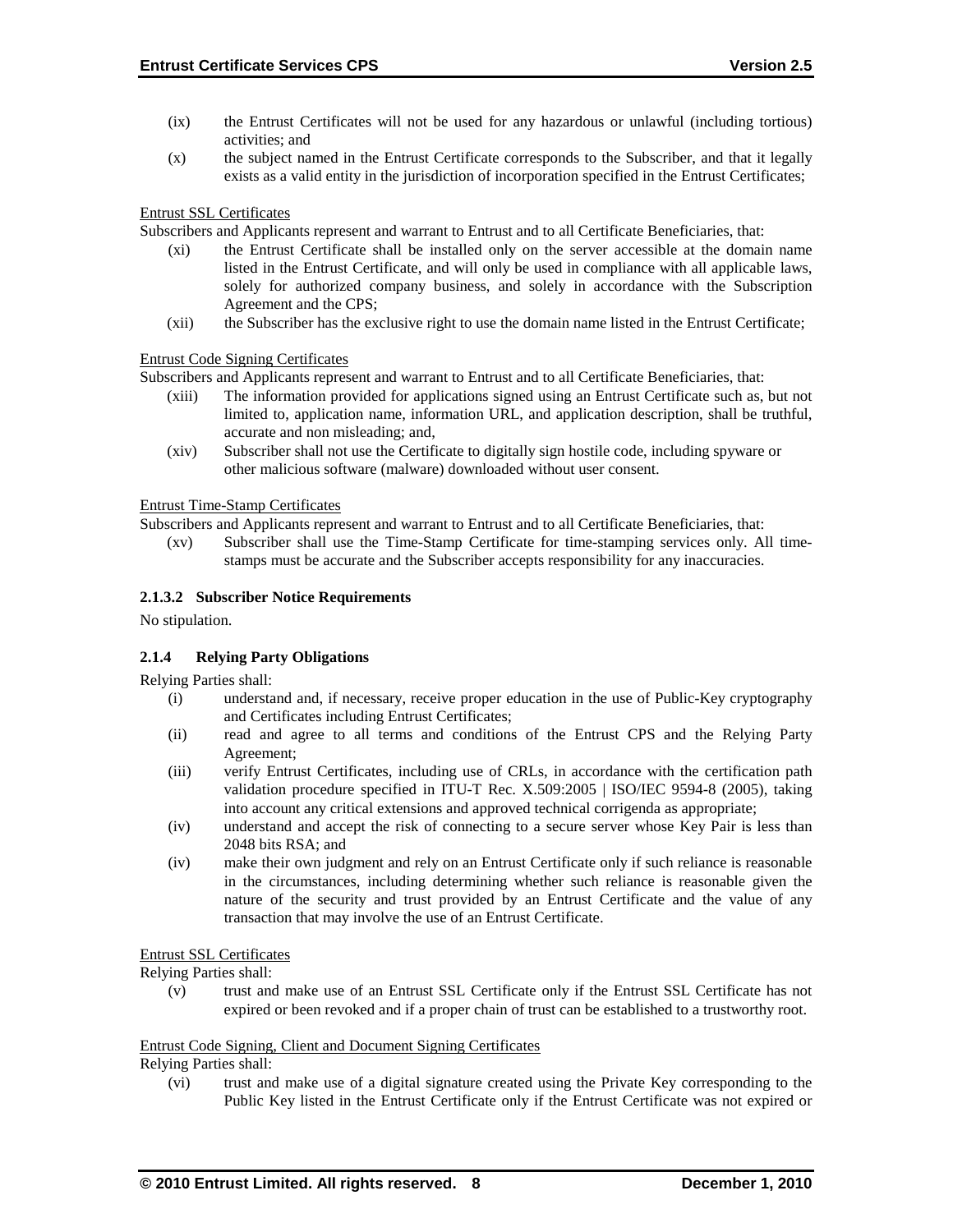(ix) the Entrust Certificates will not be used for any hazardous or unlawful (including tortious) activities; and

(x) the subject named in the Entrust Certificate corresponds to the Subscriber, and that it legally exists as a valid entity in the jurisdiction of incorporation specified in the Entrust Certificates;

Entrust SSL Certificates

Subscribers and Applicants represent and warrant to Entrust and to all Certificate Beneficiaries, that:

(xi) the Entrust Certificate shall be installed only on the server accessible at the domain name listed in the Entrust Certificate, and will only be used in compliance with all applicable laws, solely for authorized company business, and solely in accordance with the Subscription Agreement and the CPS;

(xii) the Subscriber has the exclusive right to use the domain name listed in the Entrust Certificate;

Entrust Code Signing Certificates

Subscribers and Applicants represent and warrant to Entrust and to all Certificate Beneficiaries, that:

(xiii) The information provided for applications signed using an Entrust Certificate such as, but not limited to, application name, information URL, and application description, shall be truthful, accurate and non misleading; and,

(xiv) Subscriber shall not use the Certificate to digitally sign hostile code, including spyware or other malicious software (malware) downloaded without user consent.

Entrust Time-Stamp Certificates

Subscribers and Applicants represent and warrant to Entrust and to all Certificate Beneficiaries, that:

(xv) Subscriber shall use the Time-Stamp Certificate for time-stamping services only. All time-stamps must be accurate and the Subscriber accepts responsibility for any inaccuracies.

#### 2.1.3.2 Subscriber Notice Requirements

No stipulation.

### 2.1.4 Relying Party Obligations

Relying Parties shall:

(i) understand and, if necessary, receive proper education in the use of Public-Key cryptography and Certificates including Entrust Certificates;

(ii) read and agree to all terms and conditions of the Entrust CPS and the Relying Party Agreement;

(iii) verify Entrust Certificates, including use of CRLs, in accordance with the certification path validation procedure specified in ITU-T Rec. X.509:2005 | ISO/IEC 9594-8 (2005), taking into account any critical extensions and approved technical corrigenda as appropriate;

(iv) understand and accept the risk of connecting to a secure server whose Key Pair is less than 2048 bits RSA; and

(iv) make their own judgment and rely on an Entrust Certificate only if such reliance is reasonable in the circumstances, including determining whether such reliance is reasonable given the nature of the security and trust provided by an Entrust Certificate and the value of any transaction that may involve the use of an Entrust Certificate.

Entrust SSL Certificates

Relying Parties shall:

(v) trust and make use of an Entrust SSL Certificate only if the Entrust SSL Certificate has not expired or been revoked and if a proper chain of trust can be established to a trustworthy root.

Entrust Code Signing, Client and Document Signing Certificates

Relying Parties shall:

(vi) trust and make use of a digital signature created using the Private Key corresponding to the Public Key listed in the Entrust Certificate only if the Entrust Certificate was not expired or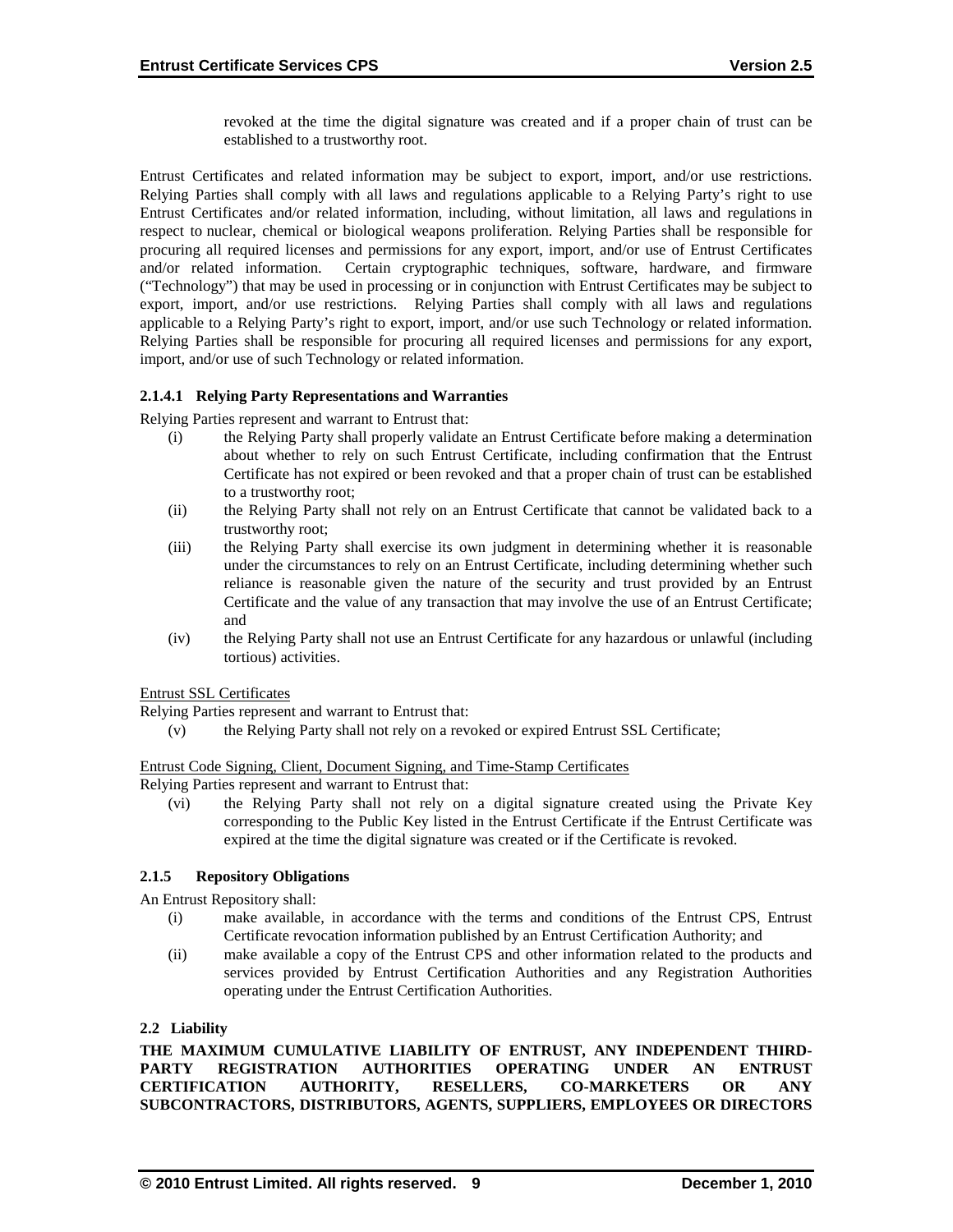revoked at the time the digital signature was created and if a proper chain of trust can be established to a trustworthy root.

Entrust Certificates and related information may be subject to export, import, and/or use restrictions. Relying Parties shall comply with all laws and regulations applicable to a Relying Party's right to use Entrust Certificates and/or related information, including, without limitation, all laws and regulations in respect to nuclear, chemical or biological weapons proliferation. Relying Parties shall be responsible for procuring all required licenses and permissions for any export, import, and/or use of Entrust Certificates and/or related information. Certain cryptographic techniques, software, hardware, and firmware ("Technology") that may be used in processing or in conjunction with Entrust Certificates may be subject to export, import, and/or use restrictions. Relying Parties shall comply with all laws and regulations applicable to a Relying Party's right to export, import, and/or use such Technology or related information. Relying Parties shall be responsible for procuring all required licenses and permissions for any export, import, and/or use of such Technology or related information.

#### 2.1.4.1 Relying Party Representations and Warranties

Relying Parties represent and warrant to Entrust that:

(i) the Relying Party shall properly validate an Entrust Certificate before making a determination about whether to rely on such Entrust Certificate, including confirmation that the Entrust Certificate has not expired or been revoked and that a proper chain of trust can be established to a trustworthy root;

(ii) the Relying Party shall not rely on an Entrust Certificate that cannot be validated back to a trustworthy root;

(iii) the Relying Party shall exercise its own judgment in determining whether it is reasonable under the circumstances to rely on an Entrust Certificate, including determining whether such reliance is reasonable given the nature of the security and trust provided by an Entrust Certificate and the value of any transaction that may involve the use of an Entrust Certificate; and

(iv) the Relying Party shall not use an Entrust Certificate for any hazardous or unlawful (including tortious) activities.

Entrust SSL Certificates

Relying Parties represent and warrant to Entrust that:

(v) the Relying Party shall not rely on a revoked or expired Entrust SSL Certificate;

Entrust Code Signing, Client, Document Signing, and Time-Stamp Certificates

Relying Parties represent and warrant to Entrust that:

(vi) the Relying Party shall not rely on a digital signature created using the Private Key corresponding to the Public Key listed in the Entrust Certificate if the Entrust Certificate was expired at the time the digital signature was created or if the Certificate is revoked.

### 2.1.5 Repository Obligations

An Entrust Repository shall:

(i) make available, in accordance with the terms and conditions of the Entrust CPS, Entrust Certificate revocation information published by an Entrust Certification Authority; and

(ii) make available a copy of the Entrust CPS and other information related to the products and services provided by Entrust Certification Authorities and any Registration Authorities operating under the Entrust Certification Authorities.

## 2.2 Liability

**THE MAXIMUM CUMULATIVE LIABILITY OF ENTRUST, ANY INDEPENDENT THIRD-PARTY REGISTRATION AUTHORITIES OPERATING UNDER AN ENTRUST CERTIFICATION AUTHORITY, RESELLERS, CO-MARKETERS OR ANY SUBCONTRACTORS, DISTRIBUTORS, AGENTS, SUPPLIERS, EMPLOYEES OR DIRECTORS**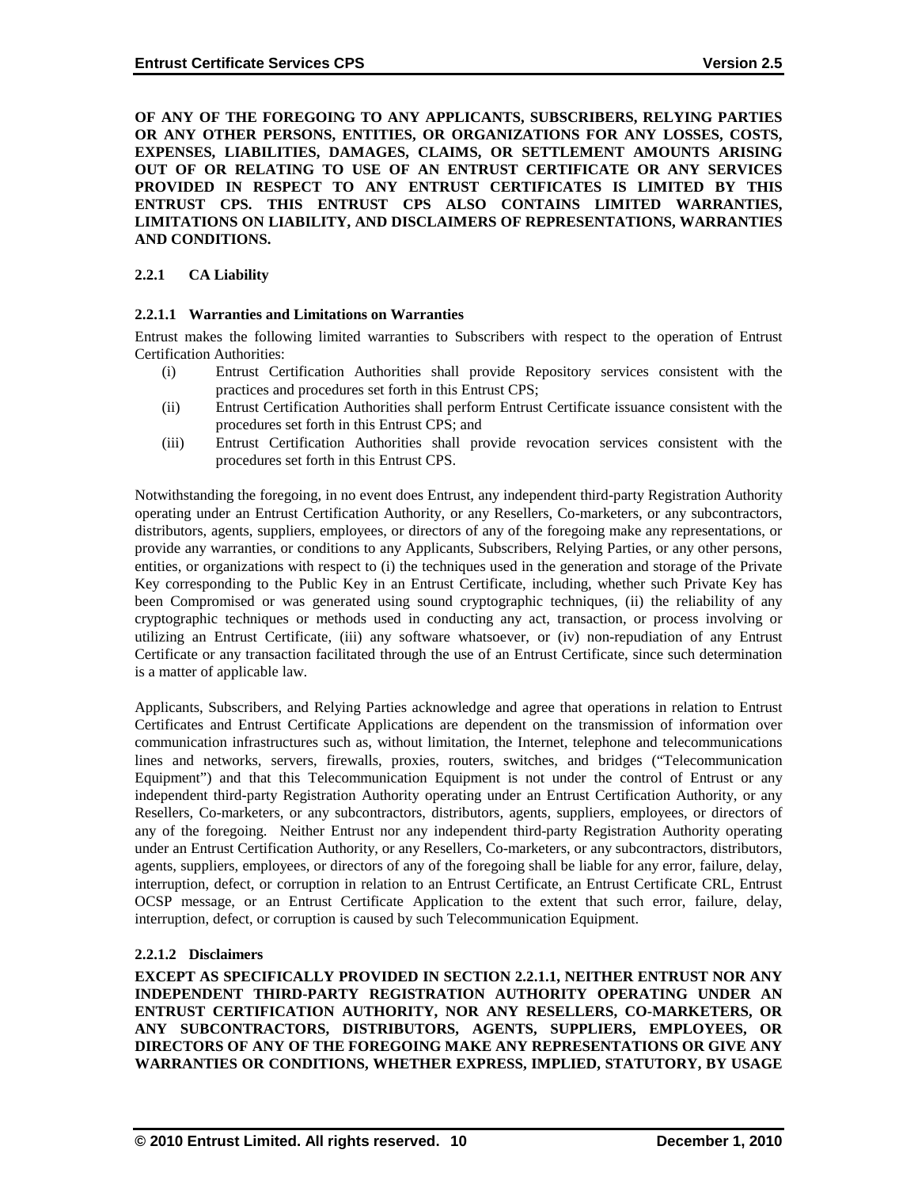**OF ANY OF THE FOREGOING TO ANY APPLICANTS, SUBSCRIBERS, RELYING PARTIES OR ANY OTHER PERSONS, ENTITIES, OR ORGANIZATIONS FOR ANY LOSSES, COSTS, EXPENSES, LIABILITIES, DAMAGES, CLAIMS, OR SETTLEMENT AMOUNTS ARISING OUT OF OR RELATING TO USE OF AN ENTRUST CERTIFICATE OR ANY SERVICES PROVIDED IN RESPECT TO ANY ENTRUST CERTIFICATES IS LIMITED BY THIS ENTRUST CPS. THIS ENTRUST CPS ALSO CONTAINS LIMITED WARRANTIES, LIMITATIONS ON LIABILITY, AND DISCLAIMERS OF REPRESENTATIONS, WARRANTIES AND CONDITIONS.**

### 2.2.1 CA Liability

#### 2.2.1.1 Warranties and Limitations on Warranties

Entrust makes the following limited warranties to Subscribers with respect to the operation of Entrust Certification Authorities:

(i) Entrust Certification Authorities shall provide Repository services consistent with the practices and procedures set forth in this Entrust CPS;

(ii) Entrust Certification Authorities shall perform Entrust Certificate issuance consistent with the procedures set forth in this Entrust CPS; and

(iii) Entrust Certification Authorities shall provide revocation services consistent with the procedures set forth in this Entrust CPS.

Notwithstanding the foregoing, in no event does Entrust, any independent third-party Registration Authority operating under an Entrust Certification Authority, or any Resellers, Co-marketers, or any subcontractors, distributors, agents, suppliers, employees, or directors of any of the foregoing make any representations, or provide any warranties, or conditions to any Applicants, Subscribers, Relying Parties, or any other persons, entities, or organizations with respect to (i) the techniques used in the generation and storage of the Private Key corresponding to the Public Key in an Entrust Certificate, including, whether such Private Key has been Compromised or was generated using sound cryptographic techniques, (ii) the reliability of any cryptographic techniques or methods used in conducting any act, transaction, or process involving or utilizing an Entrust Certificate, (iii) any software whatsoever, or (iv) non-repudiation of any Entrust Certificate or any transaction facilitated through the use of an Entrust Certificate, since such determination is a matter of applicable law.

Applicants, Subscribers, and Relying Parties acknowledge and agree that operations in relation to Entrust Certificates and Entrust Certificate Applications are dependent on the transmission of information over communication infrastructures such as, without limitation, the Internet, telephone and telecommunications lines and networks, servers, firewalls, proxies, routers, switches, and bridges ("Telecommunication Equipment") and that this Telecommunication Equipment is not under the control of Entrust or any independent third-party Registration Authority operating under an Entrust Certification Authority, or any Resellers, Co-marketers, or any subcontractors, distributors, agents, suppliers, employees, or directors of any of the foregoing. Neither Entrust nor any independent third-party Registration Authority operating under an Entrust Certification Authority, or any Resellers, Co-marketers, or any subcontractors, distributors, agents, suppliers, employees, or directors of any of the foregoing shall be liable for any error, failure, delay, interruption, defect, or corruption in relation to an Entrust Certificate, an Entrust Certificate CRL, Entrust OCSP message, or an Entrust Certificate Application to the extent that such error, failure, delay, interruption, defect, or corruption is caused by such Telecommunication Equipment.

#### 2.2.1.2 Disclaimers

**EXCEPT AS SPECIFICALLY PROVIDED IN SECTION 2.2.1.1, NEITHER ENTRUST NOR ANY INDEPENDENT THIRD-PARTY REGISTRATION AUTHORITY OPERATING UNDER AN ENTRUST CERTIFICATION AUTHORITY, NOR ANY RESELLERS, CO-MARKETERS, OR ANY SUBCONTRACTORS, DISTRIBUTORS, AGENTS, SUPPLIERS, EMPLOYEES, OR DIRECTORS OF ANY OF THE FOREGOING MAKE ANY REPRESENTATIONS OR GIVE ANY WARRANTIES OR CONDITIONS, WHETHER EXPRESS, IMPLIED, STATUTORY, BY USAGE**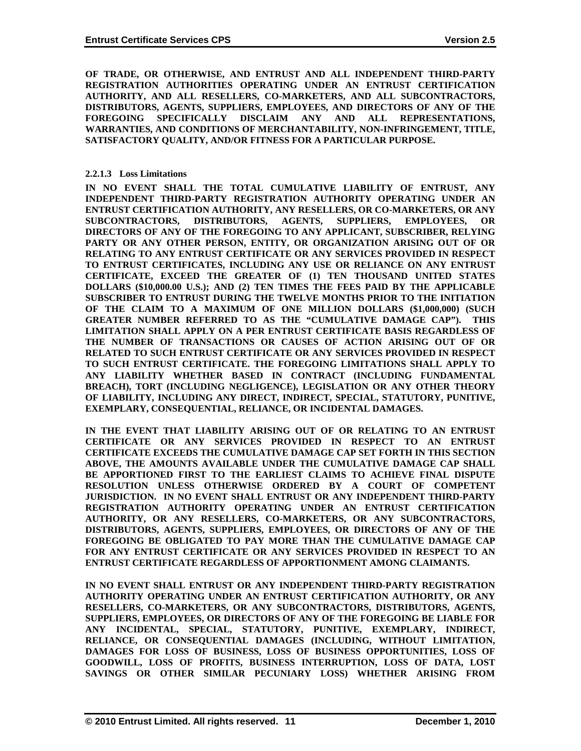**OF TRADE, OR OTHERWISE, AND ENTRUST AND ALL INDEPENDENT THIRD-PARTY REGISTRATION AUTHORITIES OPERATING UNDER AN ENTRUST CERTIFICATION AUTHORITY, AND ALL RESELLERS, CO-MARKETERS, AND ALL SUBCONTRACTORS, DISTRIBUTORS, AGENTS, SUPPLIERS, EMPLOYEES, AND DIRECTORS OF ANY OF THE FOREGOING SPECIFICALLY DISCLAIM ANY AND ALL REPRESENTATIONS, WARRANTIES, AND CONDITIONS OF MERCHANTABILITY, NON-INFRINGEMENT, TITLE, SATISFACTORY QUALITY, AND/OR FITNESS FOR A PARTICULAR PURPOSE.**

#### 2.2.1.3 Loss Limitations

**IN NO EVENT SHALL THE TOTAL CUMULATIVE LIABILITY OF ENTRUST, ANY INDEPENDENT THIRD-PARTY REGISTRATION AUTHORITY OPERATING UNDER AN ENTRUST CERTIFICATION AUTHORITY, ANY RESELLERS, OR CO-MARKETERS, OR ANY SUBCONTRACTORS, DISTRIBUTORS, AGENTS, SUPPLIERS, EMPLOYEES, OR DIRECTORS OF ANY OF THE FOREGOING TO ANY APPLICANT, SUBSCRIBER, RELYING PARTY OR ANY OTHER PERSON, ENTITY, OR ORGANIZATION ARISING OUT OF OR RELATING TO ANY ENTRUST CERTIFICATE OR ANY SERVICES PROVIDED IN RESPECT TO ENTRUST CERTIFICATES, INCLUDING ANY USE OR RELIANCE ON ANY ENTRUST CERTIFICATE, EXCEED THE GREATER OF (1) TEN THOUSAND UNITED STATES DOLLARS ($10,000.00 U.S.); AND (2) TEN TIMES THE FEES PAID BY THE APPLICABLE SUBSCRIBER TO ENTRUST DURING THE TWELVE MONTHS PRIOR TO THE INITIATION OF THE CLAIM TO A MAXIMUM OF ONE MILLION DOLLARS ($1,000,000) (SUCH GREATER NUMBER REFERRED TO AS THE "CUMULATIVE DAMAGE CAP"). THIS LIMITATION SHALL APPLY ON A PER ENTRUST CERTIFICATE BASIS REGARDLESS OF THE NUMBER OF TRANSACTIONS OR CAUSES OF ACTION ARISING OUT OF OR RELATED TO SUCH ENTRUST CERTIFICATE OR ANY SERVICES PROVIDED IN RESPECT TO SUCH ENTRUST CERTIFICATE. THE FOREGOING LIMITATIONS SHALL APPLY TO ANY LIABILITY WHETHER BASED IN CONTRACT (INCLUDING FUNDAMENTAL BREACH), TORT (INCLUDING NEGLIGENCE), LEGISLATION OR ANY OTHER THEORY OF LIABILITY, INCLUDING ANY DIRECT, INDIRECT, SPECIAL, STATUTORY, PUNITIVE, EXEMPLARY, CONSEQUENTIAL, RELIANCE, OR INCIDENTAL DAMAGES.**

**IN THE EVENT THAT LIABILITY ARISING OUT OF OR RELATING TO AN ENTRUST CERTIFICATE OR ANY SERVICES PROVIDED IN RESPECT TO AN ENTRUST CERTIFICATE EXCEEDS THE CUMULATIVE DAMAGE CAP SET FORTH IN THIS SECTION ABOVE, THE AMOUNTS AVAILABLE UNDER THE CUMULATIVE DAMAGE CAP SHALL BE APPORTIONED FIRST TO THE EARLIEST CLAIMS TO ACHIEVE FINAL DISPUTE RESOLUTION UNLESS OTHERWISE ORDERED BY A COURT OF COMPETENT JURISDICTION. IN NO EVENT SHALL ENTRUST OR ANY INDEPENDENT THIRD-PARTY REGISTRATION AUTHORITY OPERATING UNDER AN ENTRUST CERTIFICATION AUTHORITY, OR ANY RESELLERS, CO-MARKETERS, OR ANY SUBCONTRACTORS, DISTRIBUTORS, AGENTS, SUPPLIERS, EMPLOYEES, OR DIRECTORS OF ANY OF THE FOREGOING BE OBLIGATED TO PAY MORE THAN THE CUMULATIVE DAMAGE CAP FOR ANY ENTRUST CERTIFICATE OR ANY SERVICES PROVIDED IN RESPECT TO AN ENTRUST CERTIFICATE REGARDLESS OF APPORTIONMENT AMONG CLAIMANTS.**

**IN NO EVENT SHALL ENTRUST OR ANY INDEPENDENT THIRD-PARTY REGISTRATION AUTHORITY OPERATING UNDER AN ENTRUST CERTIFICATION AUTHORITY, OR ANY RESELLERS, CO-MARKETERS, OR ANY SUBCONTRACTORS, DISTRIBUTORS, AGENTS, SUPPLIERS, EMPLOYEES, OR DIRECTORS OF ANY OF THE FOREGOING BE LIABLE FOR ANY INCIDENTAL, SPECIAL, STATUTORY, PUNITIVE, EXEMPLARY, INDIRECT, RELIANCE, OR CONSEQUENTIAL DAMAGES (INCLUDING, WITHOUT LIMITATION, DAMAGES FOR LOSS OF BUSINESS, LOSS OF BUSINESS OPPORTUNITIES, LOSS OF GOODWILL, LOSS OF PROFITS, BUSINESS INTERRUPTION, LOSS OF DATA, LOST SAVINGS OR OTHER SIMILAR PECUNIARY LOSS) WHETHER ARISING FROM**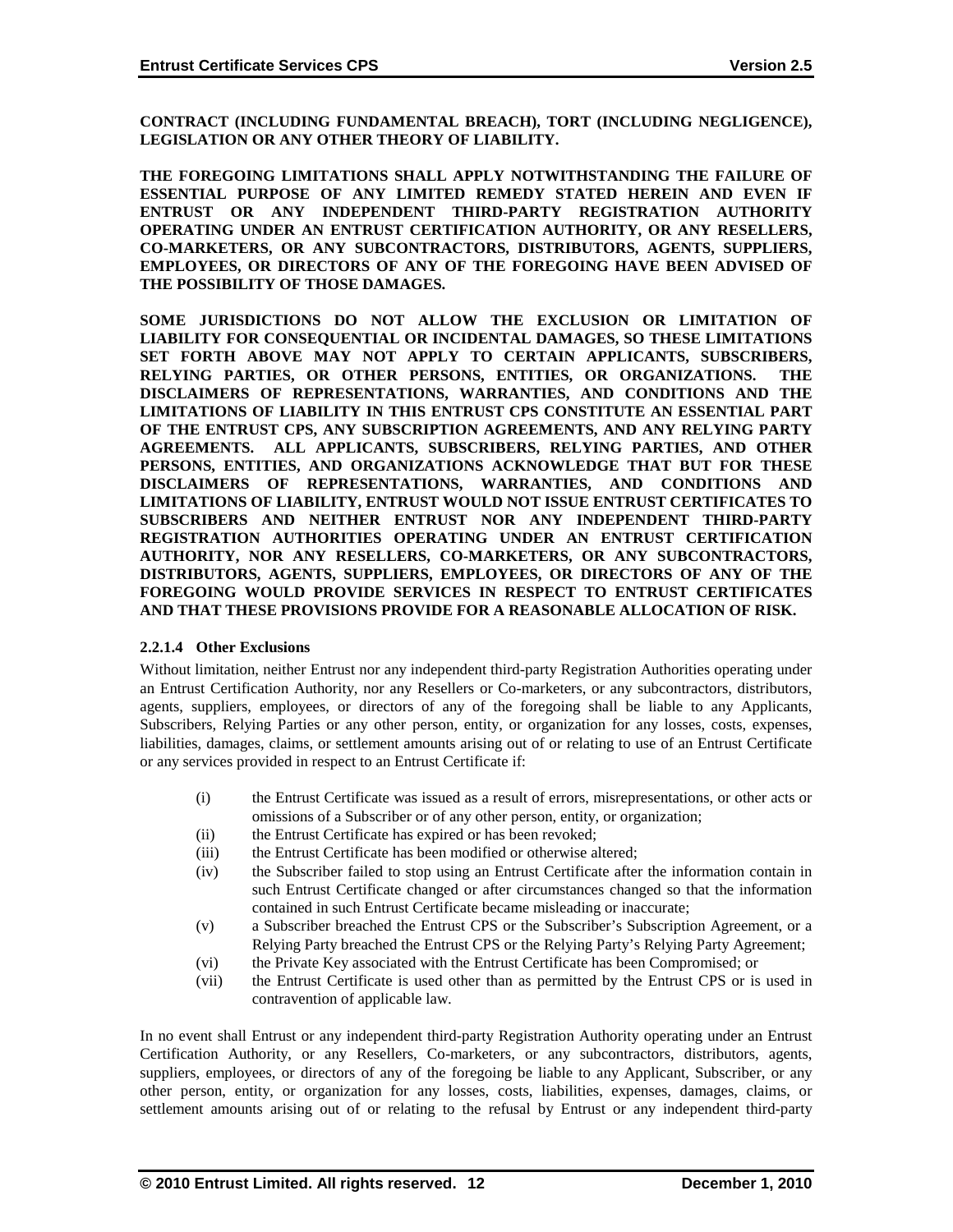**CONTRACT (INCLUDING FUNDAMENTAL BREACH), TORT (INCLUDING NEGLIGENCE), LEGISLATION OR ANY OTHER THEORY OF LIABILITY.**

**THE FOREGOING LIMITATIONS SHALL APPLY NOTWITHSTANDING THE FAILURE OF ESSENTIAL PURPOSE OF ANY LIMITED REMEDY STATED HEREIN AND EVEN IF ENTRUST OR ANY INDEPENDENT THIRD-PARTY REGISTRATION AUTHORITY OPERATING UNDER AN ENTRUST CERTIFICATION AUTHORITY, OR ANY RESELLERS, CO-MARKETERS, OR ANY SUBCONTRACTORS, DISTRIBUTORS, AGENTS, SUPPLIERS, EMPLOYEES, OR DIRECTORS OF ANY OF THE FOREGOING HAVE BEEN ADVISED OF THE POSSIBILITY OF THOSE DAMAGES.**

**SOME JURISDICTIONS DO NOT ALLOW THE EXCLUSION OR LIMITATION OF LIABILITY FOR CONSEQUENTIAL OR INCIDENTAL DAMAGES, SO THESE LIMITATIONS SET FORTH ABOVE MAY NOT APPLY TO CERTAIN APPLICANTS, SUBSCRIBERS, RELYING PARTIES, OR OTHER PERSONS, ENTITIES, OR ORGANIZATIONS. THE DISCLAIMERS OF REPRESENTATIONS, WARRANTIES, AND CONDITIONS AND THE LIMITATIONS OF LIABILITY IN THIS ENTRUST CPS CONSTITUTE AN ESSENTIAL PART OF THE ENTRUST CPS, ANY SUBSCRIPTION AGREEMENTS, AND ANY RELYING PARTY AGREEMENTS. ALL APPLICANTS, SUBSCRIBERS, RELYING PARTIES, AND OTHER PERSONS, ENTITIES, AND ORGANIZATIONS ACKNOWLEDGE THAT BUT FOR THESE DISCLAIMERS OF REPRESENTATIONS, WARRANTIES, AND CONDITIONS AND LIMITATIONS OF LIABILITY, ENTRUST WOULD NOT ISSUE ENTRUST CERTIFICATES TO SUBSCRIBERS AND NEITHER ENTRUST NOR ANY INDEPENDENT THIRD-PARTY REGISTRATION AUTHORITIES OPERATING UNDER AN ENTRUST CERTIFICATION AUTHORITY, NOR ANY RESELLERS, CO-MARKETERS, OR ANY SUBCONTRACTORS, DISTRIBUTORS, AGENTS, SUPPLIERS, EMPLOYEES, OR DIRECTORS OF ANY OF THE FOREGOING WOULD PROVIDE SERVICES IN RESPECT TO ENTRUST CERTIFICATES AND THAT THESE PROVISIONS PROVIDE FOR A REASONABLE ALLOCATION OF RISK.**

#### 2.2.1.4 Other Exclusions

Without limitation, neither Entrust nor any independent third-party Registration Authorities operating under an Entrust Certification Authority, nor any Resellers or Co-marketers, or any subcontractors, distributors, agents, suppliers, employees, or directors of any of the foregoing shall be liable to any Applicants, Subscribers, Relying Parties or any other person, entity, or organization for any losses, costs, expenses, liabilities, damages, claims, or settlement amounts arising out of or relating to use of an Entrust Certificate or any services provided in respect to an Entrust Certificate if:

(i) the Entrust Certificate was issued as a result of errors, misrepresentations, or other acts or omissions of a Subscriber or of any other person, entity, or organization;

(ii) the Entrust Certificate has expired or has been revoked;

(iii) the Entrust Certificate has been modified or otherwise altered;

(iv) the Subscriber failed to stop using an Entrust Certificate after the information contain in such Entrust Certificate changed or after circumstances changed so that the information contained in such Entrust Certificate became misleading or inaccurate;

(v) a Subscriber breached the Entrust CPS or the Subscriber's Subscription Agreement, or a Relying Party breached the Entrust CPS or the Relying Party's Relying Party Agreement;

(vi) the Private Key associated with the Entrust Certificate has been Compromised; or

(vii) the Entrust Certificate is used other than as permitted by the Entrust CPS or is used in contravention of applicable law.

In no event shall Entrust or any independent third-party Registration Authority operating under an Entrust Certification Authority, or any Resellers, Co-marketers, or any subcontractors, distributors, agents, suppliers, employees, or directors of any of the foregoing be liable to any Applicant, Subscriber, or any other person, entity, or organization for any losses, costs, liabilities, expenses, damages, claims, or settlement amounts arising out of or relating to the refusal by Entrust or any independent third-party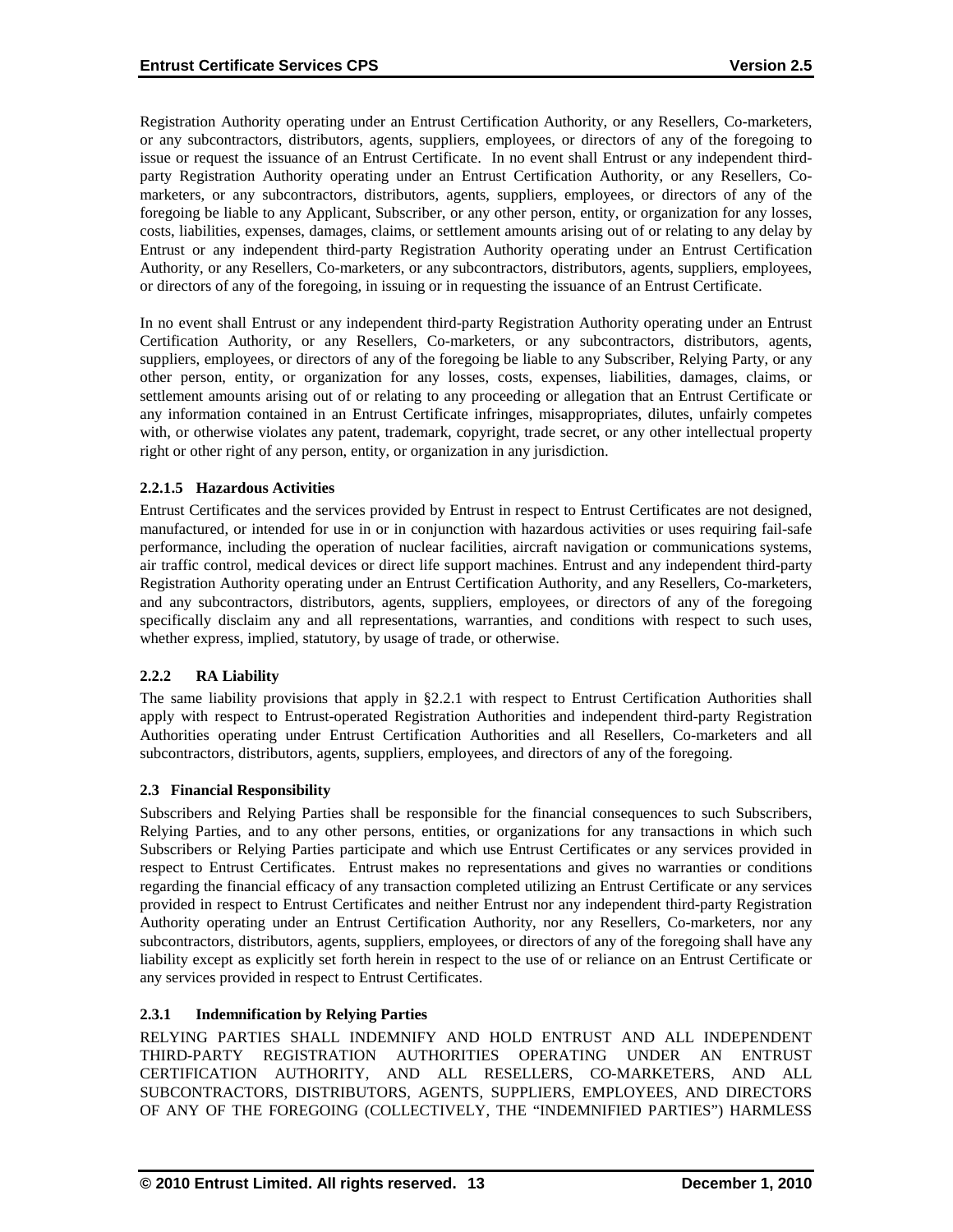Registration Authority operating under an Entrust Certification Authority, or any Resellers, Co-marketers, or any subcontractors, distributors, agents, suppliers, employees, or directors of any of the foregoing to issue or request the issuance of an Entrust Certificate. In no event shall Entrust or any independent third-party Registration Authority operating under an Entrust Certification Authority, or any Resellers, Co-marketers, or any subcontractors, distributors, agents, suppliers, employees, or directors of any of the foregoing be liable to any Applicant, Subscriber, or any other person, entity, or organization for any losses, costs, liabilities, expenses, damages, claims, or settlement amounts arising out of or relating to any delay by Entrust or any independent third-party Registration Authority operating under an Entrust Certification Authority, or any Resellers, Co-marketers, or any subcontractors, distributors, agents, suppliers, employees, or directors of any of the foregoing, in issuing or in requesting the issuance of an Entrust Certificate.

In no event shall Entrust or any independent third-party Registration Authority operating under an Entrust Certification Authority, or any Resellers, Co-marketers, or any subcontractors, distributors, agents, suppliers, employees, or directors of any of the foregoing be liable to any Subscriber, Relying Party, or any other person, entity, or organization for any losses, costs, expenses, liabilities, damages, claims, or settlement amounts arising out of or relating to any proceeding or allegation that an Entrust Certificate or any information contained in an Entrust Certificate infringes, misappropriates, dilutes, unfairly competes with, or otherwise violates any patent, trademark, copyright, trade secret, or any other intellectual property right or other right of any person, entity, or organization in any jurisdiction.

#### 2.2.1.5 Hazardous Activities

Entrust Certificates and the services provided by Entrust in respect to Entrust Certificates are not designed, manufactured, or intended for use in or in conjunction with hazardous activities or uses requiring fail-safe performance, including the operation of nuclear facilities, aircraft navigation or communications systems, air traffic control, medical devices or direct life support machines. Entrust and any independent third-party Registration Authority operating under an Entrust Certification Authority, and any Resellers, Co-marketers, and any subcontractors, distributors, agents, suppliers, employees, or directors of any of the foregoing specifically disclaim any and all representations, warranties, and conditions with respect to such uses, whether express, implied, statutory, by usage of trade, or otherwise.

### 2.2.2 RA Liability

The same liability provisions that apply in §2.2.1 with respect to Entrust Certification Authorities shall apply with respect to Entrust-operated Registration Authorities and independent third-party Registration Authorities operating under Entrust Certification Authorities and all Resellers, Co-marketers and all subcontractors, distributors, agents, suppliers, employees, and directors of any of the foregoing.

## 2.3 Financial Responsibility

Subscribers and Relying Parties shall be responsible for the financial consequences to such Subscribers, Relying Parties, and to any other persons, entities, or organizations for any transactions in which such Subscribers or Relying Parties participate and which use Entrust Certificates or any services provided in respect to Entrust Certificates. Entrust makes no representations and gives no warranties or conditions regarding the financial efficacy of any transaction completed utilizing an Entrust Certificate or any services provided in respect to Entrust Certificates and neither Entrust nor any independent third-party Registration Authority operating under an Entrust Certification Authority, nor any Resellers, Co-marketers, nor any subcontractors, distributors, agents, suppliers, employees, or directors of any of the foregoing shall have any liability except as explicitly set forth herein in respect to the use of or reliance on an Entrust Certificate or any services provided in respect to Entrust Certificates.

### 2.3.1 Indemnification by Relying Parties

RELYING PARTIES SHALL INDEMNIFY AND HOLD ENTRUST AND ALL INDEPENDENT THIRD-PARTY REGISTRATION AUTHORITIES OPERATING UNDER AN ENTRUST CERTIFICATION AUTHORITY, AND ALL RESELLERS, CO-MARKETERS, AND ALL SUBCONTRACTORS, DISTRIBUTORS, AGENTS, SUPPLIERS, EMPLOYEES, AND DIRECTORS OF ANY OF THE FOREGOING (COLLECTIVELY, THE "INDEMNIFIED PARTIES") HARMLESS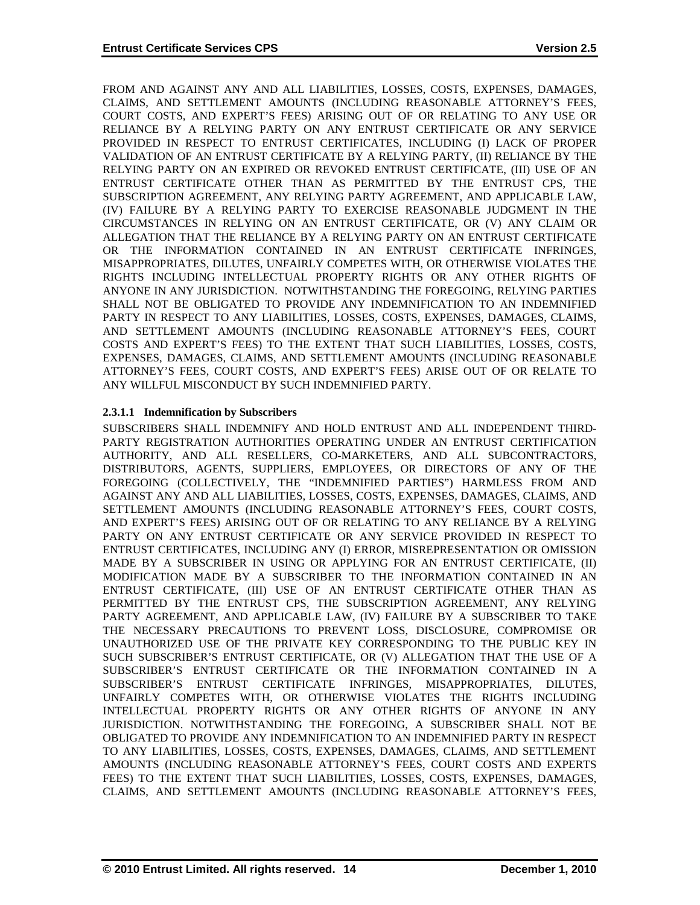FROM AND AGAINST ANY AND ALL LIABILITIES, LOSSES, COSTS, EXPENSES, DAMAGES, CLAIMS, AND SETTLEMENT AMOUNTS (INCLUDING REASONABLE ATTORNEY'S FEES, COURT COSTS, AND EXPERT'S FEES) ARISING OUT OF OR RELATING TO ANY USE OR RELIANCE BY A RELYING PARTY ON ANY ENTRUST CERTIFICATE OR ANY SERVICE PROVIDED IN RESPECT TO ENTRUST CERTIFICATES, INCLUDING (I) LACK OF PROPER VALIDATION OF AN ENTRUST CERTIFICATE BY A RELYING PARTY, (II) RELIANCE BY THE RELYING PARTY ON AN EXPIRED OR REVOKED ENTRUST CERTIFICATE, (III) USE OF AN ENTRUST CERTIFICATE OTHER THAN AS PERMITTED BY THE ENTRUST CPS, THE SUBSCRIPTION AGREEMENT, ANY RELYING PARTY AGREEMENT, AND APPLICABLE LAW, (IV) FAILURE BY A RELYING PARTY TO EXERCISE REASONABLE JUDGMENT IN THE CIRCUMSTANCES IN RELYING ON AN ENTRUST CERTIFICATE, OR (V) ANY CLAIM OR ALLEGATION THAT THE RELIANCE BY A RELYING PARTY ON AN ENTRUST CERTIFICATE OR THE INFORMATION CONTAINED IN AN ENTRUST CERTIFICATE INFRINGES, MISAPPROPRIATES, DILUTES, UNFAIRLY COMPETES WITH, OR OTHERWISE VIOLATES THE RIGHTS INCLUDING INTELLECTUAL PROPERTY RIGHTS OR ANY OTHER RIGHTS OF ANYONE IN ANY JURISDICTION. NOTWITHSTANDING THE FOREGOING, RELYING PARTIES SHALL NOT BE OBLIGATED TO PROVIDE ANY INDEMNIFICATION TO AN INDEMNIFIED PARTY IN RESPECT TO ANY LIABILITIES, LOSSES, COSTS, EXPENSES, DAMAGES, CLAIMS, AND SETTLEMENT AMOUNTS (INCLUDING REASONABLE ATTORNEY'S FEES, COURT COSTS AND EXPERT'S FEES) TO THE EXTENT THAT SUCH LIABILITIES, LOSSES, COSTS, EXPENSES, DAMAGES, CLAIMS, AND SETTLEMENT AMOUNTS (INCLUDING REASONABLE ATTORNEY'S FEES, COURT COSTS, AND EXPERT'S FEES) ARISE OUT OF OR RELATE TO ANY WILLFUL MISCONDUCT BY SUCH INDEMNIFIED PARTY.

#### 2.3.1.1 Indemnification by Subscribers

SUBSCRIBERS SHALL INDEMNIFY AND HOLD ENTRUST AND ALL INDEPENDENT THIRD-PARTY REGISTRATION AUTHORITIES OPERATING UNDER AN ENTRUST CERTIFICATION AUTHORITY, AND ALL RESELLERS, CO-MARKETERS, AND ALL SUBCONTRACTORS, DISTRIBUTORS, AGENTS, SUPPLIERS, EMPLOYEES, OR DIRECTORS OF ANY OF THE FOREGOING (COLLECTIVELY, THE "INDEMNIFIED PARTIES") HARMLESS FROM AND AGAINST ANY AND ALL LIABILITIES, LOSSES, COSTS, EXPENSES, DAMAGES, CLAIMS, AND SETTLEMENT AMOUNTS (INCLUDING REASONABLE ATTORNEY'S FEES, COURT COSTS, AND EXPERT'S FEES) ARISING OUT OF OR RELATING TO ANY RELIANCE BY A RELYING PARTY ON ANY ENTRUST CERTIFICATE OR ANY SERVICE PROVIDED IN RESPECT TO ENTRUST CERTIFICATES, INCLUDING ANY (I) ERROR, MISREPRESENTATION OR OMISSION MADE BY A SUBSCRIBER IN USING OR APPLYING FOR AN ENTRUST CERTIFICATE, (II) MODIFICATION MADE BY A SUBSCRIBER TO THE INFORMATION CONTAINED IN AN ENTRUST CERTIFICATE, (III) USE OF AN ENTRUST CERTIFICATE OTHER THAN AS PERMITTED BY THE ENTRUST CPS, THE SUBSCRIPTION AGREEMENT, ANY RELYING PARTY AGREEMENT, AND APPLICABLE LAW, (IV) FAILURE BY A SUBSCRIBER TO TAKE THE NECESSARY PRECAUTIONS TO PREVENT LOSS, DISCLOSURE, COMPROMISE OR UNAUTHORIZED USE OF THE PRIVATE KEY CORRESPONDING TO THE PUBLIC KEY IN SUCH SUBSCRIBER'S ENTRUST CERTIFICATE, OR (V) ALLEGATION THAT THE USE OF A SUBSCRIBER'S ENTRUST CERTIFICATE OR THE INFORMATION CONTAINED IN A SUBSCRIBER'S ENTRUST CERTIFICATE INFRINGES, MISAPPROPRIATES, DILUTES, UNFAIRLY COMPETES WITH, OR OTHERWISE VIOLATES THE RIGHTS INCLUDING INTELLECTUAL PROPERTY RIGHTS OR ANY OTHER RIGHTS OF ANYONE IN ANY JURISDICTION. NOTWITHSTANDING THE FOREGOING, A SUBSCRIBER SHALL NOT BE OBLIGATED TO PROVIDE ANY INDEMNIFICATION TO AN INDEMNIFIED PARTY IN RESPECT TO ANY LIABILITIES, LOSSES, COSTS, EXPENSES, DAMAGES, CLAIMS, AND SETTLEMENT AMOUNTS (INCLUDING REASONABLE ATTORNEY'S FEES, COURT COSTS AND EXPERTS FEES) TO THE EXTENT THAT SUCH LIABILITIES, LOSSES, COSTS, EXPENSES, DAMAGES, CLAIMS, AND SETTLEMENT AMOUNTS (INCLUDING REASONABLE ATTORNEY'S FEES,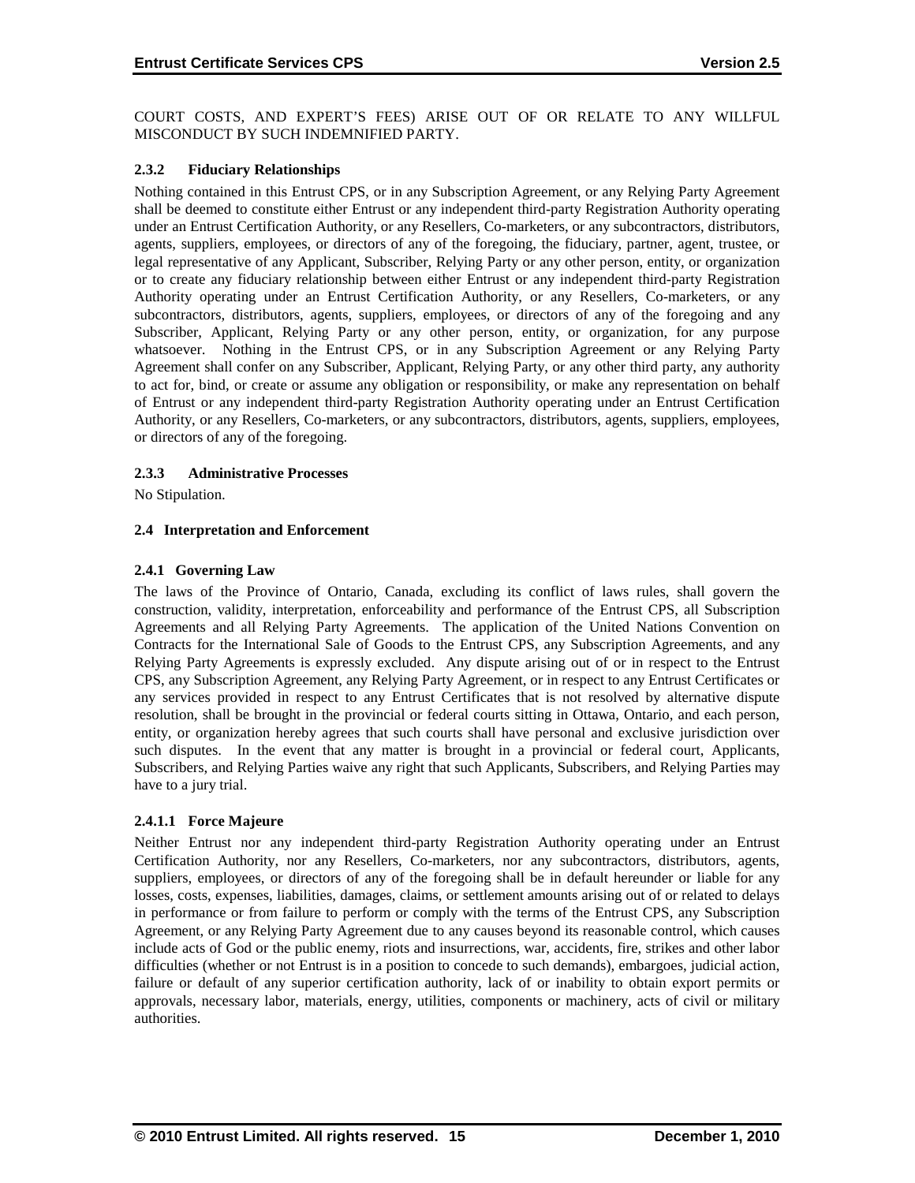COURT COSTS, AND EXPERT'S FEES) ARISE OUT OF OR RELATE TO ANY WILLFUL MISCONDUCT BY SUCH INDEMNIFIED PARTY.

#### 2.3.2 Fiduciary Relationships

Nothing contained in this Entrust CPS, or in any Subscription Agreement, or any Relying Party Agreement shall be deemed to constitute either Entrust or any independent third-party Registration Authority operating under an Entrust Certification Authority, or any Resellers, Co-marketers, or any subcontractors, distributors, agents, suppliers, employees, or directors of any of the foregoing, the fiduciary, partner, agent, trustee, or legal representative of any Applicant, Subscriber, Relying Party or any other person, entity, or organization or to create any fiduciary relationship between either Entrust or any independent third-party Registration Authority operating under an Entrust Certification Authority, or any Resellers, Co-marketers, or any subcontractors, distributors, agents, suppliers, employees, or directors of any of the foregoing and any Subscriber, Applicant, Relying Party or any other person, entity, or organization, for any purpose whatsoever. Nothing in the Entrust CPS, or in any Subscription Agreement or any Relying Party Agreement shall confer on any Subscriber, Applicant, Relying Party, or any other third party, any authority to act for, bind, or create or assume any obligation or responsibility, or make any representation on behalf of Entrust or any independent third-party Registration Authority operating under an Entrust Certification Authority, or any Resellers, Co-marketers, or any subcontractors, distributors, agents, suppliers, employees, or directors of any of the foregoing.

#### 2.3.3 Administrative Processes

No Stipulation.

### 2.4 Interpretation and Enforcement

#### 2.4.1 Governing Law

The laws of the Province of Ontario, Canada, excluding its conflict of laws rules, shall govern the construction, validity, interpretation, enforceability and performance of the Entrust CPS, all Subscription Agreements and all Relying Party Agreements. The application of the United Nations Convention on Contracts for the International Sale of Goods to the Entrust CPS, any Subscription Agreements, and any Relying Party Agreements is expressly excluded. Any dispute arising out of or in respect to the Entrust CPS, any Subscription Agreement, any Relying Party Agreement, or in respect to any Entrust Certificates or any services provided in respect to any Entrust Certificates that is not resolved by alternative dispute resolution, shall be brought in the provincial or federal courts sitting in Ottawa, Ontario, and each person, entity, or organization hereby agrees that such courts shall have personal and exclusive jurisdiction over such disputes. In the event that any matter is brought in a provincial or federal court, Applicants, Subscribers, and Relying Parties waive any right that such Applicants, Subscribers, and Relying Parties may have to a jury trial.

##### 2.4.1.1 Force Majeure

Neither Entrust nor any independent third-party Registration Authority operating under an Entrust Certification Authority, nor any Resellers, Co-marketers, nor any subcontractors, distributors, agents, suppliers, employees, or directors of any of the foregoing shall be in default hereunder or liable for any losses, costs, expenses, liabilities, damages, claims, or settlement amounts arising out of or related to delays in performance or from failure to perform or comply with the terms of the Entrust CPS, any Subscription Agreement, or any Relying Party Agreement due to any causes beyond its reasonable control, which causes include acts of God or the public enemy, riots and insurrections, war, accidents, fire, strikes and other labor difficulties (whether or not Entrust is in a position to concede to such demands), embargoes, judicial action, failure or default of any superior certification authority, lack of or inability to obtain export permits or approvals, necessary labor, materials, energy, utilities, components or machinery, acts of civil or military authorities.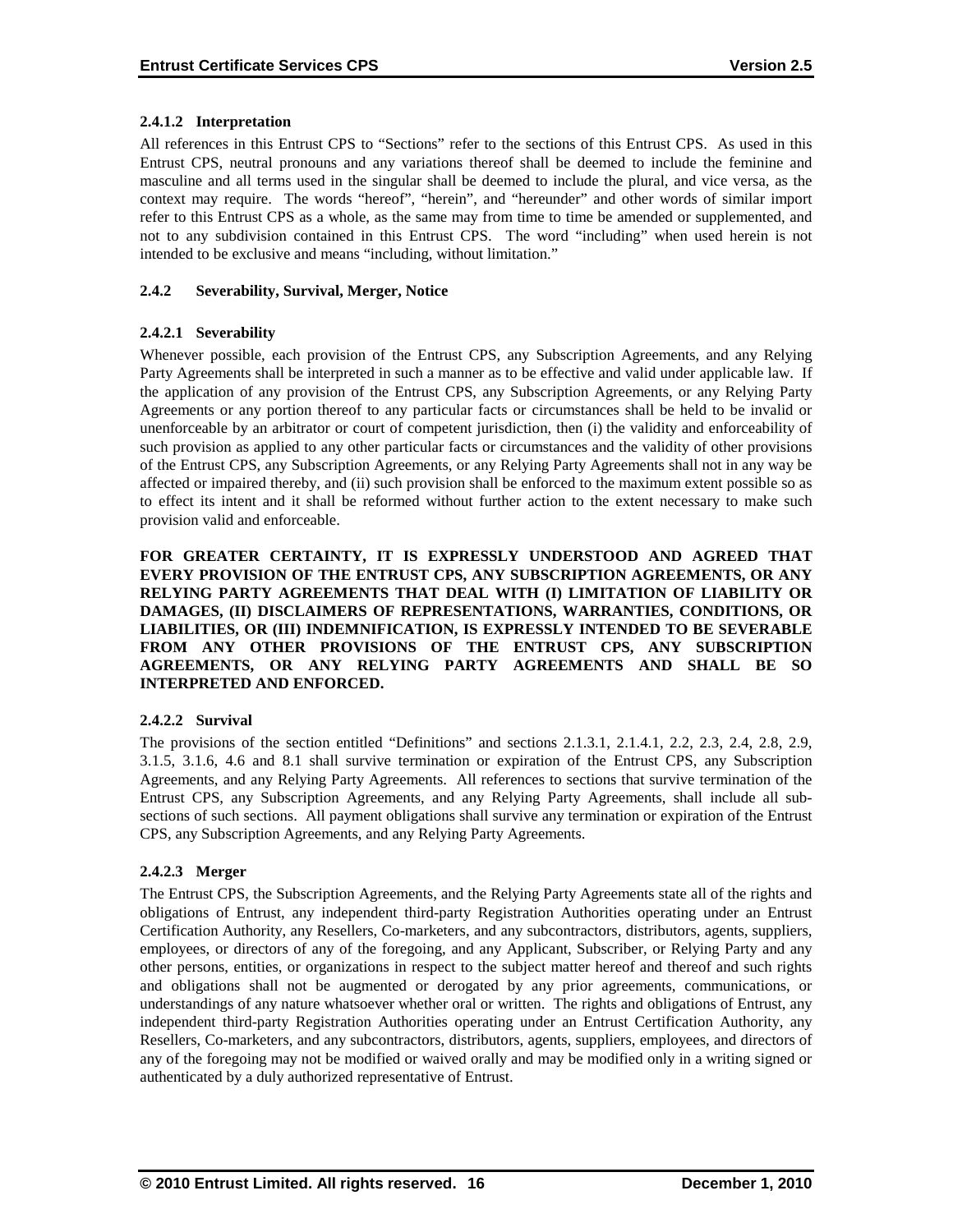#### 2.4.1.2 Interpretation

All references in this Entrust CPS to "Sections" refer to the sections of this Entrust CPS. As used in this Entrust CPS, neutral pronouns and any variations thereof shall be deemed to include the feminine and masculine and all terms used in the singular shall be deemed to include the plural, and vice versa, as the context may require. The words "hereof", "herein", and "hereunder" and other words of similar import refer to this Entrust CPS as a whole, as the same may from time to time be amended or supplemented, and not to any subdivision contained in this Entrust CPS. The word "including" when used herein is not intended to be exclusive and means "including, without limitation."

### 2.4.2 Severability, Survival, Merger, Notice

#### 2.4.2.1 Severability

Whenever possible, each provision of the Entrust CPS, any Subscription Agreements, and any Relying Party Agreements shall be interpreted in such a manner as to be effective and valid under applicable law. If the application of any provision of the Entrust CPS, any Subscription Agreements, or any Relying Party Agreements or any portion thereof to any particular facts or circumstances shall be held to be invalid or unenforceable by an arbitrator or court of competent jurisdiction, then (i) the validity and enforceability of such provision as applied to any other particular facts or circumstances and the validity of other provisions of the Entrust CPS, any Subscription Agreements, or any Relying Party Agreements shall not in any way be affected or impaired thereby, and (ii) such provision shall be enforced to the maximum extent possible so as to effect its intent and it shall be reformed without further action to the extent necessary to make such provision valid and enforceable.

**FOR GREATER CERTAINTY, IT IS EXPRESSLY UNDERSTOOD AND AGREED THAT EVERY PROVISION OF THE ENTRUST CPS, ANY SUBSCRIPTION AGREEMENTS, OR ANY RELYING PARTY AGREEMENTS THAT DEAL WITH (I) LIMITATION OF LIABILITY OR DAMAGES, (II) DISCLAIMERS OF REPRESENTATIONS, WARRANTIES, CONDITIONS, OR LIABILITIES, OR (III) INDEMNIFICATION, IS EXPRESSLY INTENDED TO BE SEVERABLE FROM ANY OTHER PROVISIONS OF THE ENTRUST CPS, ANY SUBSCRIPTION AGREEMENTS, OR ANY RELYING PARTY AGREEMENTS AND SHALL BE SO INTERPRETED AND ENFORCED.**

#### 2.4.2.2 Survival

The provisions of the section entitled "Definitions" and sections 2.1.3.1, 2.1.4.1, 2.2, 2.3, 2.4, 2.8, 2.9, 3.1.5, 3.1.6, 4.6 and 8.1 shall survive termination or expiration of the Entrust CPS, any Subscription Agreements, and any Relying Party Agreements. All references to sections that survive termination of the Entrust CPS, any Subscription Agreements, and any Relying Party Agreements, shall include all sub-sections of such sections. All payment obligations shall survive any termination or expiration of the Entrust CPS, any Subscription Agreements, and any Relying Party Agreements.

#### 2.4.2.3 Merger

The Entrust CPS, the Subscription Agreements, and the Relying Party Agreements state all of the rights and obligations of Entrust, any independent third-party Registration Authorities operating under an Entrust Certification Authority, any Resellers, Co-marketers, and any subcontractors, distributors, agents, suppliers, employees, or directors of any of the foregoing, and any Applicant, Subscriber, or Relying Party and any other persons, entities, or organizations in respect to the subject matter hereof and thereof and such rights and obligations shall not be augmented or derogated by any prior agreements, communications, or understandings of any nature whatsoever whether oral or written. The rights and obligations of Entrust, any independent third-party Registration Authorities operating under an Entrust Certification Authority, any Resellers, Co-marketers, and any subcontractors, distributors, agents, suppliers, employees, and directors of any of the foregoing may not be modified or waived orally and may be modified only in a writing signed or authenticated by a duly authorized representative of Entrust.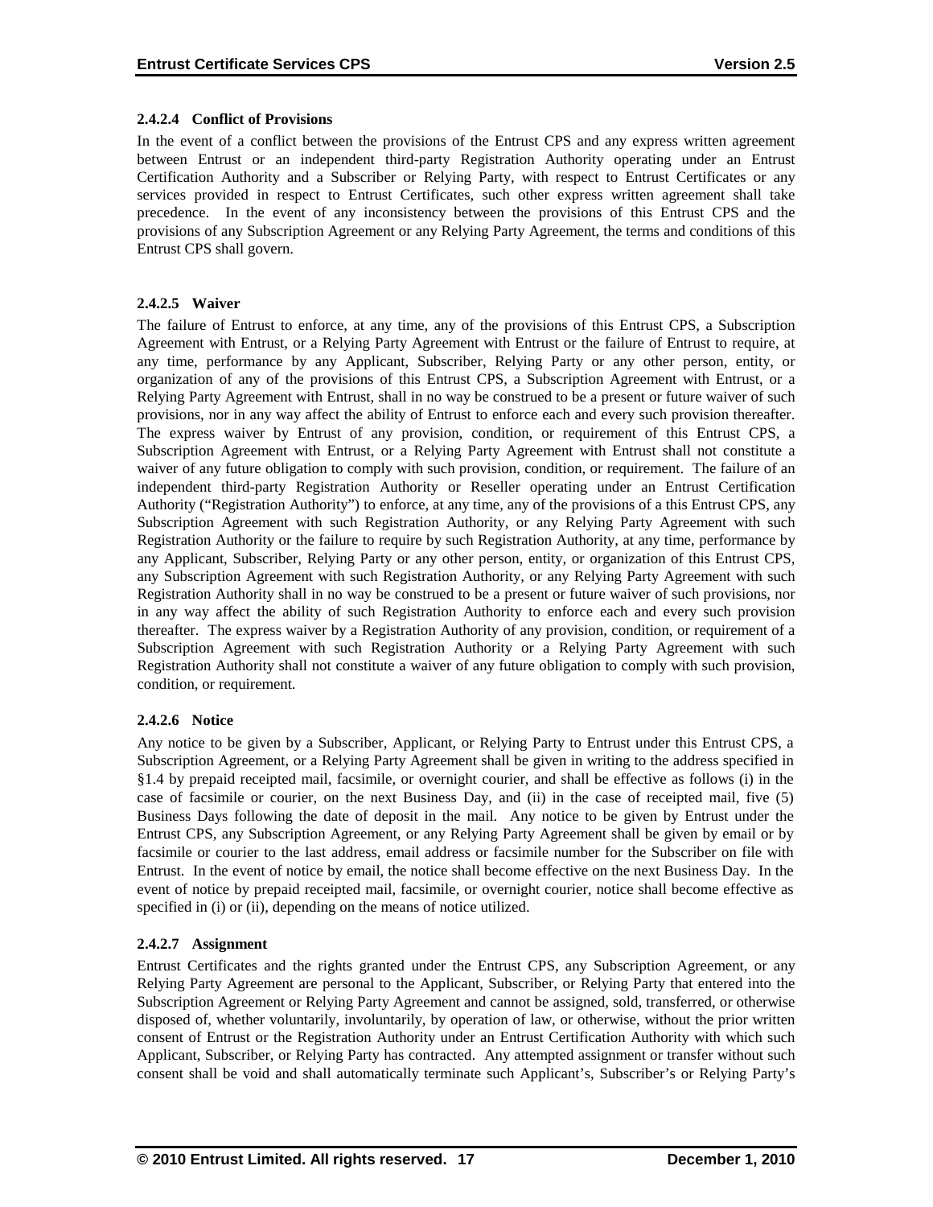#### 2.4.2.4 Conflict of Provisions

In the event of a conflict between the provisions of the Entrust CPS and any express written agreement between Entrust or an independent third-party Registration Authority operating under an Entrust Certification Authority and a Subscriber or Relying Party, with respect to Entrust Certificates or any services provided in respect to Entrust Certificates, such other express written agreement shall take precedence. In the event of any inconsistency between the provisions of this Entrust CPS and the provisions of any Subscription Agreement or any Relying Party Agreement, the terms and conditions of this Entrust CPS shall govern.

#### 2.4.2.5 Waiver

The failure of Entrust to enforce, at any time, any of the provisions of this Entrust CPS, a Subscription Agreement with Entrust, or a Relying Party Agreement with Entrust or the failure of Entrust to require, at any time, performance by any Applicant, Subscriber, Relying Party or any other person, entity, or organization of any of the provisions of this Entrust CPS, a Subscription Agreement with Entrust, or a Relying Party Agreement with Entrust, shall in no way be construed to be a present or future waiver of such provisions, nor in any way affect the ability of Entrust to enforce each and every such provision thereafter. The express waiver by Entrust of any provision, condition, or requirement of this Entrust CPS, a Subscription Agreement with Entrust, or a Relying Party Agreement with Entrust shall not constitute a waiver of any future obligation to comply with such provision, condition, or requirement. The failure of an independent third-party Registration Authority or Reseller operating under an Entrust Certification Authority ("Registration Authority") to enforce, at any time, any of the provisions of a this Entrust CPS, any Subscription Agreement with such Registration Authority, or any Relying Party Agreement with such Registration Authority or the failure to require by such Registration Authority, at any time, performance by any Applicant, Subscriber, Relying Party or any other person, entity, or organization of this Entrust CPS, any Subscription Agreement with such Registration Authority, or any Relying Party Agreement with such Registration Authority shall in no way be construed to be a present or future waiver of such provisions, nor in any way affect the ability of such Registration Authority to enforce each and every such provision thereafter. The express waiver by a Registration Authority of any provision, condition, or requirement of a Subscription Agreement with such Registration Authority or a Relying Party Agreement with such Registration Authority shall not constitute a waiver of any future obligation to comply with such provision, condition, or requirement.

#### 2.4.2.6 Notice

Any notice to be given by a Subscriber, Applicant, or Relying Party to Entrust under this Entrust CPS, a Subscription Agreement, or a Relying Party Agreement shall be given in writing to the address specified in §1.4 by prepaid receipted mail, facsimile, or overnight courier, and shall be effective as follows (i) in the case of facsimile or courier, on the next Business Day, and (ii) in the case of receipted mail, five (5) Business Days following the date of deposit in the mail. Any notice to be given by Entrust under the Entrust CPS, any Subscription Agreement, or any Relying Party Agreement shall be given by email or by facsimile or courier to the last address, email address or facsimile number for the Subscriber on file with Entrust. In the event of notice by email, the notice shall become effective on the next Business Day. In the event of notice by prepaid receipted mail, facsimile, or overnight courier, notice shall become effective as specified in (i) or (ii), depending on the means of notice utilized.

#### 2.4.2.7 Assignment

Entrust Certificates and the rights granted under the Entrust CPS, any Subscription Agreement, or any Relying Party Agreement are personal to the Applicant, Subscriber, or Relying Party that entered into the Subscription Agreement or Relying Party Agreement and cannot be assigned, sold, transferred, or otherwise disposed of, whether voluntarily, involuntarily, by operation of law, or otherwise, without the prior written consent of Entrust or the Registration Authority under an Entrust Certification Authority with which such Applicant, Subscriber, or Relying Party has contracted. Any attempted assignment or transfer without such consent shall be void and shall automatically terminate such Applicant's, Subscriber's or Relying Party's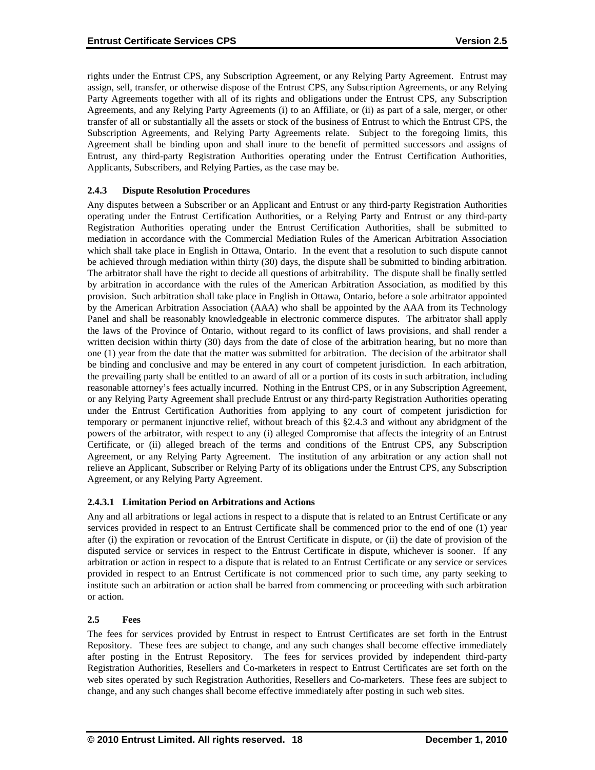rights under the Entrust CPS, any Subscription Agreement, or any Relying Party Agreement. Entrust may assign, sell, transfer, or otherwise dispose of the Entrust CPS, any Subscription Agreements, or any Relying Party Agreements together with all of its rights and obligations under the Entrust CPS, any Subscription Agreements, and any Relying Party Agreements (i) to an Affiliate, or (ii) as part of a sale, merger, or other transfer of all or substantially all the assets or stock of the business of Entrust to which the Entrust CPS, the Subscription Agreements, and Relying Party Agreements relate. Subject to the foregoing limits, this Agreement shall be binding upon and shall inure to the benefit of permitted successors and assigns of Entrust, any third-party Registration Authorities operating under the Entrust Certification Authorities, Applicants, Subscribers, and Relying Parties, as the case may be.

### 2.4.3 Dispute Resolution Procedures

Any disputes between a Subscriber or an Applicant and Entrust or any third-party Registration Authorities operating under the Entrust Certification Authorities, or a Relying Party and Entrust or any third-party Registration Authorities operating under the Entrust Certification Authorities, shall be submitted to mediation in accordance with the Commercial Mediation Rules of the American Arbitration Association which shall take place in English in Ottawa, Ontario. In the event that a resolution to such dispute cannot be achieved through mediation within thirty (30) days, the dispute shall be submitted to binding arbitration. The arbitrator shall have the right to decide all questions of arbitrability. The dispute shall be finally settled by arbitration in accordance with the rules of the American Arbitration Association, as modified by this provision. Such arbitration shall take place in English in Ottawa, Ontario, before a sole arbitrator appointed by the American Arbitration Association (AAA) who shall be appointed by the AAA from its Technology Panel and shall be reasonably knowledgeable in electronic commerce disputes. The arbitrator shall apply the laws of the Province of Ontario, without regard to its conflict of laws provisions, and shall render a written decision within thirty (30) days from the date of close of the arbitration hearing, but no more than one (1) year from the date that the matter was submitted for arbitration. The decision of the arbitrator shall be binding and conclusive and may be entered in any court of competent jurisdiction. In each arbitration, the prevailing party shall be entitled to an award of all or a portion of its costs in such arbitration, including reasonable attorney's fees actually incurred. Nothing in the Entrust CPS, or in any Subscription Agreement, or any Relying Party Agreement shall preclude Entrust or any third-party Registration Authorities operating under the Entrust Certification Authorities from applying to any court of competent jurisdiction for temporary or permanent injunctive relief, without breach of this §2.4.3 and without any abridgment of the powers of the arbitrator, with respect to any (i) alleged Compromise that affects the integrity of an Entrust Certificate, or (ii) alleged breach of the terms and conditions of the Entrust CPS, any Subscription Agreement, or any Relying Party Agreement. The institution of any arbitration or any action shall not relieve an Applicant, Subscriber or Relying Party of its obligations under the Entrust CPS, any Subscription Agreement, or any Relying Party Agreement.

#### 2.4.3.1 Limitation Period on Arbitrations and Actions

Any and all arbitrations or legal actions in respect to a dispute that is related to an Entrust Certificate or any services provided in respect to an Entrust Certificate shall be commenced prior to the end of one (1) year after (i) the expiration or revocation of the Entrust Certificate in dispute, or (ii) the date of provision of the disputed service or services in respect to the Entrust Certificate in dispute, whichever is sooner. If any arbitration or action in respect to a dispute that is related to an Entrust Certificate or any service or services provided in respect to an Entrust Certificate is not commenced prior to such time, any party seeking to institute such an arbitration or action shall be barred from commencing or proceeding with such arbitration or action.

## 2.5 Fees

The fees for services provided by Entrust in respect to Entrust Certificates are set forth in the Entrust Repository. These fees are subject to change, and any such changes shall become effective immediately after posting in the Entrust Repository. The fees for services provided by independent third-party Registration Authorities, Resellers and Co-marketers in respect to Entrust Certificates are set forth on the web sites operated by such Registration Authorities, Resellers and Co-marketers. These fees are subject to change, and any such changes shall become effective immediately after posting in such web sites.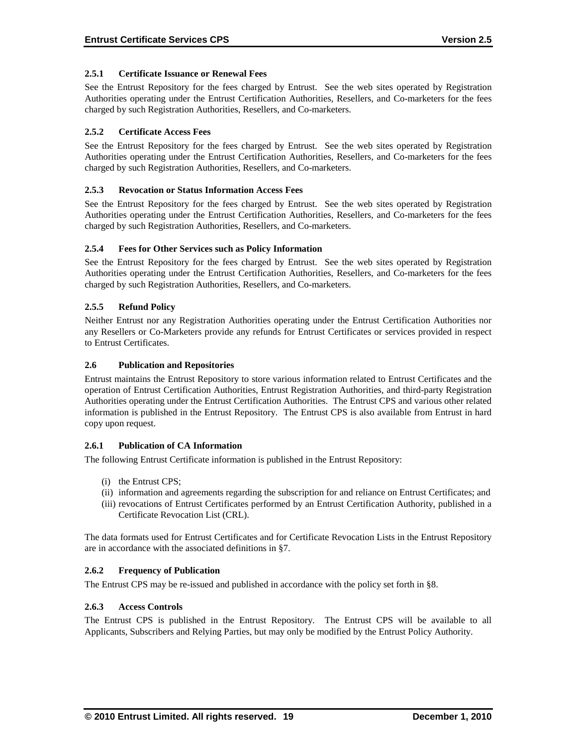### 2.5.1 Certificate Issuance or Renewal Fees

See the Entrust Repository for the fees charged by Entrust. See the web sites operated by Registration Authorities operating under the Entrust Certification Authorities, Resellers, and Co-marketers for the fees charged by such Registration Authorities, Resellers, and Co-marketers.

### 2.5.2 Certificate Access Fees

See the Entrust Repository for the fees charged by Entrust. See the web sites operated by Registration Authorities operating under the Entrust Certification Authorities, Resellers, and Co-marketers for the fees charged by such Registration Authorities, Resellers, and Co-marketers.

### 2.5.3 Revocation or Status Information Access Fees

See the Entrust Repository for the fees charged by Entrust. See the web sites operated by Registration Authorities operating under the Entrust Certification Authorities, Resellers, and Co-marketers for the fees charged by such Registration Authorities, Resellers, and Co-marketers.

### 2.5.4 Fees for Other Services such as Policy Information

See the Entrust Repository for the fees charged by Entrust. See the web sites operated by Registration Authorities operating under the Entrust Certification Authorities, Resellers, and Co-marketers for the fees charged by such Registration Authorities, Resellers, and Co-marketers.

### 2.5.5 Refund Policy

Neither Entrust nor any Registration Authorities operating under the Entrust Certification Authorities nor any Resellers or Co-Marketers provide any refunds for Entrust Certificates or services provided in respect to Entrust Certificates.

## 2.6 Publication and Repositories

Entrust maintains the Entrust Repository to store various information related to Entrust Certificates and the operation of Entrust Certification Authorities, Entrust Registration Authorities, and third-party Registration Authorities operating under the Entrust Certification Authorities. The Entrust CPS and various other related information is published in the Entrust Repository. The Entrust CPS is also available from Entrust in hard copy upon request.

### 2.6.1 Publication of CA Information

The following Entrust Certificate information is published in the Entrust Repository:

(i) the Entrust CPS;
(ii) information and agreements regarding the subscription for and reliance on Entrust Certificates; and
(iii) revocations of Entrust Certificates performed by an Entrust Certification Authority, published in a Certificate Revocation List (CRL).

The data formats used for Entrust Certificates and for Certificate Revocation Lists in the Entrust Repository are in accordance with the associated definitions in §7.

### 2.6.2 Frequency of Publication

The Entrust CPS may be re-issued and published in accordance with the policy set forth in §8.

### 2.6.3 Access Controls

The Entrust CPS is published in the Entrust Repository. The Entrust CPS will be available to all Applicants, Subscribers and Relying Parties, but may only be modified by the Entrust Policy Authority.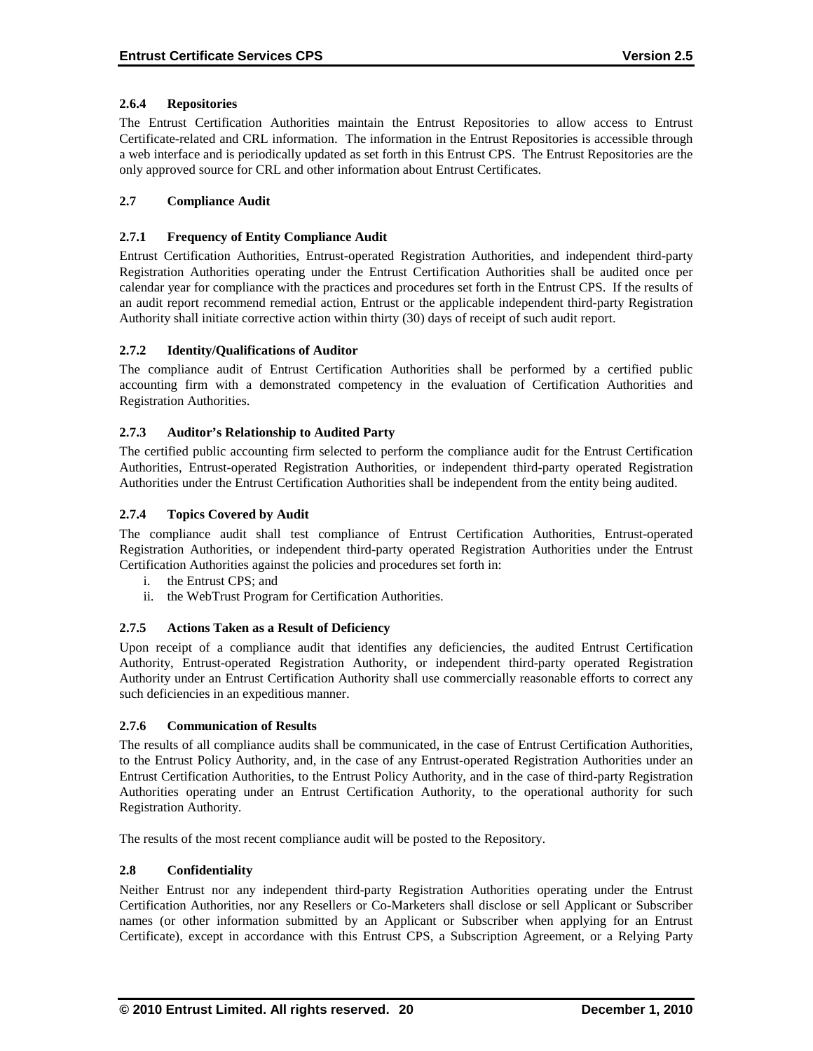### 2.6.4 Repositories

The Entrust Certification Authorities maintain the Entrust Repositories to allow access to Entrust Certificate-related and CRL information. The information in the Entrust Repositories is accessible through a web interface and is periodically updated as set forth in this Entrust CPS. The Entrust Repositories are the only approved source for CRL and other information about Entrust Certificates.

## 2.7 Compliance Audit

### 2.7.1 Frequency of Entity Compliance Audit

Entrust Certification Authorities, Entrust-operated Registration Authorities, and independent third-party Registration Authorities operating under the Entrust Certification Authorities shall be audited once per calendar year for compliance with the practices and procedures set forth in the Entrust CPS. If the results of an audit report recommend remedial action, Entrust or the applicable independent third-party Registration Authority shall initiate corrective action within thirty (30) days of receipt of such audit report.

### 2.7.2 Identity/Qualifications of Auditor

The compliance audit of Entrust Certification Authorities shall be performed by a certified public accounting firm with a demonstrated competency in the evaluation of Certification Authorities and Registration Authorities.

### 2.7.3 Auditor's Relationship to Audited Party

The certified public accounting firm selected to perform the compliance audit for the Entrust Certification Authorities, Entrust-operated Registration Authorities, or independent third-party operated Registration Authorities under the Entrust Certification Authorities shall be independent from the entity being audited.

### 2.7.4 Topics Covered by Audit

The compliance audit shall test compliance of Entrust Certification Authorities, Entrust-operated Registration Authorities, or independent third-party operated Registration Authorities under the Entrust Certification Authorities against the policies and procedures set forth in:

i. the Entrust CPS; and
ii. the WebTrust Program for Certification Authorities.

### 2.7.5 Actions Taken as a Result of Deficiency

Upon receipt of a compliance audit that identifies any deficiencies, the audited Entrust Certification Authority, Entrust-operated Registration Authority, or independent third-party operated Registration Authority under an Entrust Certification Authority shall use commercially reasonable efforts to correct any such deficiencies in an expeditious manner.

### 2.7.6 Communication of Results

The results of all compliance audits shall be communicated, in the case of Entrust Certification Authorities, to the Entrust Policy Authority, and, in the case of any Entrust-operated Registration Authorities under an Entrust Certification Authorities, to the Entrust Policy Authority, and in the case of third-party Registration Authorities operating under an Entrust Certification Authority, to the operational authority for such Registration Authority.

The results of the most recent compliance audit will be posted to the Repository.

## 2.8 Confidentiality

Neither Entrust nor any independent third-party Registration Authorities operating under the Entrust Certification Authorities, nor any Resellers or Co-Marketers shall disclose or sell Applicant or Subscriber names (or other information submitted by an Applicant or Subscriber when applying for an Entrust Certificate), except in accordance with this Entrust CPS, a Subscription Agreement, or a Relying Party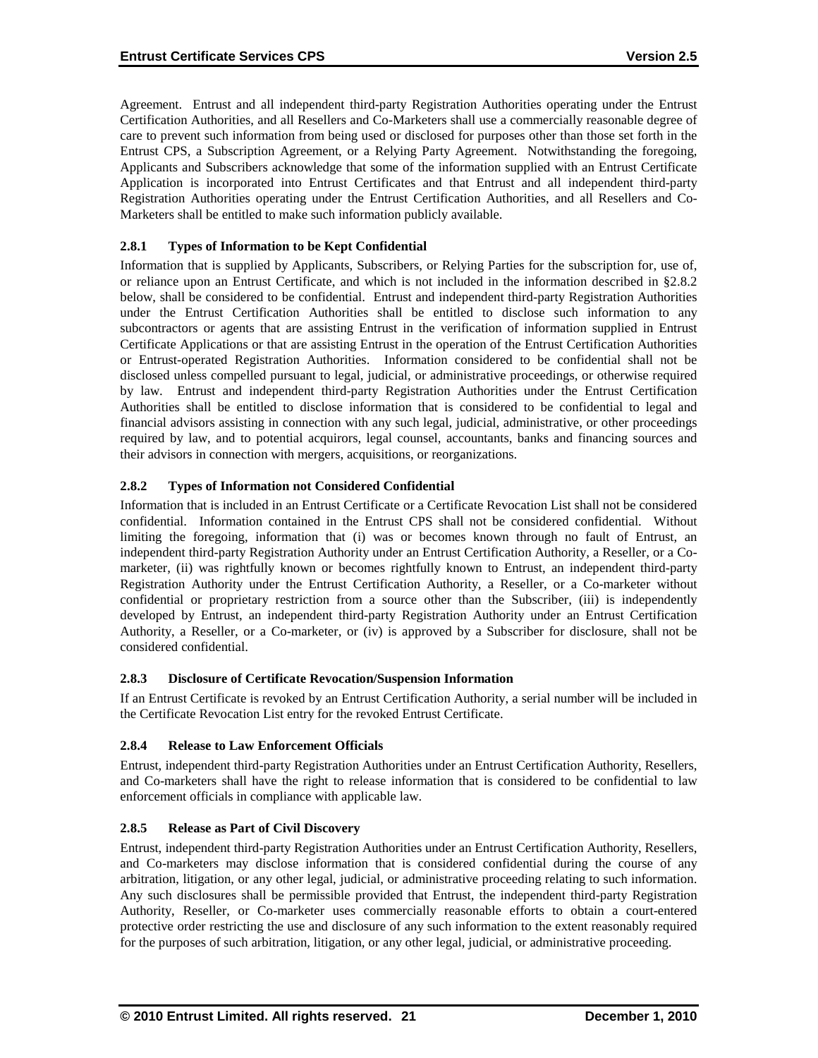Agreement. Entrust and all independent third-party Registration Authorities operating under the Entrust Certification Authorities, and all Resellers and Co-Marketers shall use a commercially reasonable degree of care to prevent such information from being used or disclosed for purposes other than those set forth in the Entrust CPS, a Subscription Agreement, or a Relying Party Agreement. Notwithstanding the foregoing, Applicants and Subscribers acknowledge that some of the information supplied with an Entrust Certificate Application is incorporated into Entrust Certificates and that Entrust and all independent third-party Registration Authorities operating under the Entrust Certification Authorities, and all Resellers and Co-Marketers shall be entitled to make such information publicly available.

### 2.8.1 Types of Information to be Kept Confidential

Information that is supplied by Applicants, Subscribers, or Relying Parties for the subscription for, use of, or reliance upon an Entrust Certificate, and which is not included in the information described in §2.8.2 below, shall be considered to be confidential. Entrust and independent third-party Registration Authorities under the Entrust Certification Authorities shall be entitled to disclose such information to any subcontractors or agents that are assisting Entrust in the verification of information supplied in Entrust Certificate Applications or that are assisting Entrust in the operation of the Entrust Certification Authorities or Entrust-operated Registration Authorities. Information considered to be confidential shall not be disclosed unless compelled pursuant to legal, judicial, or administrative proceedings, or otherwise required by law. Entrust and independent third-party Registration Authorities under the Entrust Certification Authorities shall be entitled to disclose information that is considered to be confidential to legal and financial advisors assisting in connection with any such legal, judicial, administrative, or other proceedings required by law, and to potential acquirors, legal counsel, accountants, banks and financing sources and their advisors in connection with mergers, acquisitions, or reorganizations.

### 2.8.2 Types of Information not Considered Confidential

Information that is included in an Entrust Certificate or a Certificate Revocation List shall not be considered confidential. Information contained in the Entrust CPS shall not be considered confidential. Without limiting the foregoing, information that (i) was or becomes known through no fault of Entrust, an independent third-party Registration Authority under an Entrust Certification Authority, a Reseller, or a Co-marketer, (ii) was rightfully known or becomes rightfully known to Entrust, an independent third-party Registration Authority under the Entrust Certification Authority, a Reseller, or a Co-marketer without confidential or proprietary restriction from a source other than the Subscriber, (iii) is independently developed by Entrust, an independent third-party Registration Authority under an Entrust Certification Authority, a Reseller, or a Co-marketer, or (iv) is approved by a Subscriber for disclosure, shall not be considered confidential.

### 2.8.3 Disclosure of Certificate Revocation/Suspension Information

If an Entrust Certificate is revoked by an Entrust Certification Authority, a serial number will be included in the Certificate Revocation List entry for the revoked Entrust Certificate.

### 2.8.4 Release to Law Enforcement Officials

Entrust, independent third-party Registration Authorities under an Entrust Certification Authority, Resellers, and Co-marketers shall have the right to release information that is considered to be confidential to law enforcement officials in compliance with applicable law.

### 2.8.5 Release as Part of Civil Discovery

Entrust, independent third-party Registration Authorities under an Entrust Certification Authority, Resellers, and Co-marketers may disclose information that is considered confidential during the course of any arbitration, litigation, or any other legal, judicial, or administrative proceeding relating to such information. Any such disclosures shall be permissible provided that Entrust, the independent third-party Registration Authority, Reseller, or Co-marketer uses commercially reasonable efforts to obtain a court-entered protective order restricting the use and disclosure of any such information to the extent reasonably required for the purposes of such arbitration, litigation, or any other legal, judicial, or administrative proceeding.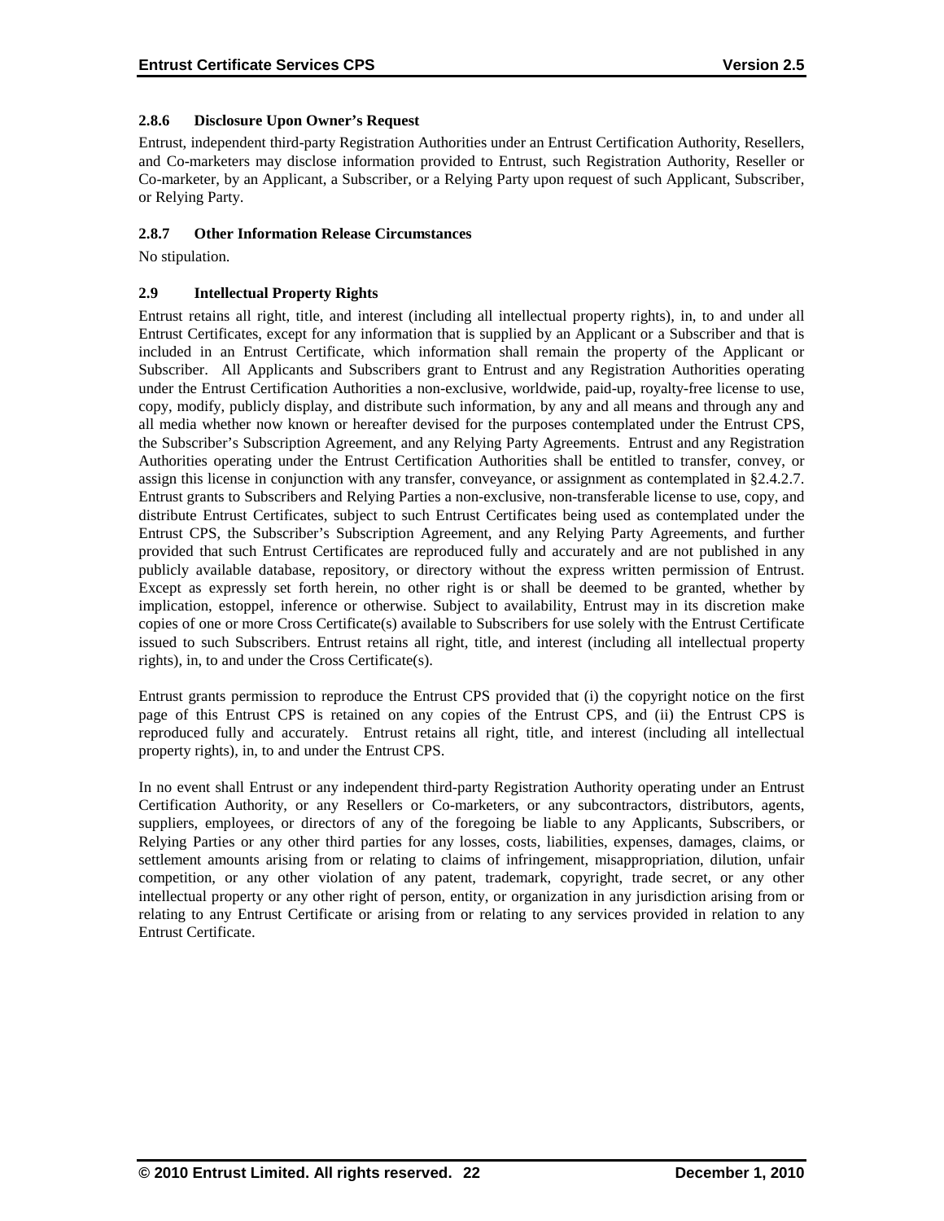### 2.8.6 Disclosure Upon Owner's Request

Entrust, independent third-party Registration Authorities under an Entrust Certification Authority, Resellers, and Co-marketers may disclose information provided to Entrust, such Registration Authority, Reseller or Co-marketer, by an Applicant, a Subscriber, or a Relying Party upon request of such Applicant, Subscriber, or Relying Party.

### 2.8.7 Other Information Release Circumstances

No stipulation.

## 2.9 Intellectual Property Rights

Entrust retains all right, title, and interest (including all intellectual property rights), in, to and under all Entrust Certificates, except for any information that is supplied by an Applicant or a Subscriber and that is included in an Entrust Certificate, which information shall remain the property of the Applicant or Subscriber. All Applicants and Subscribers grant to Entrust and any Registration Authorities operating under the Entrust Certification Authorities a non-exclusive, worldwide, paid-up, royalty-free license to use, copy, modify, publicly display, and distribute such information, by any and all means and through any and all media whether now known or hereafter devised for the purposes contemplated under the Entrust CPS, the Subscriber's Subscription Agreement, and any Relying Party Agreements. Entrust and any Registration Authorities operating under the Entrust Certification Authorities shall be entitled to transfer, convey, or assign this license in conjunction with any transfer, conveyance, or assignment as contemplated in §2.4.2.7. Entrust grants to Subscribers and Relying Parties a non-exclusive, non-transferable license to use, copy, and distribute Entrust Certificates, subject to such Entrust Certificates being used as contemplated under the Entrust CPS, the Subscriber's Subscription Agreement, and any Relying Party Agreements, and further provided that such Entrust Certificates are reproduced fully and accurately and are not published in any publicly available database, repository, or directory without the express written permission of Entrust. Except as expressly set forth herein, no other right is or shall be deemed to be granted, whether by implication, estoppel, inference or otherwise. Subject to availability, Entrust may in its discretion make copies of one or more Cross Certificate(s) available to Subscribers for use solely with the Entrust Certificate issued to such Subscribers. Entrust retains all right, title, and interest (including all intellectual property rights), in, to and under the Cross Certificate(s).

Entrust grants permission to reproduce the Entrust CPS provided that (i) the copyright notice on the first page of this Entrust CPS is retained on any copies of the Entrust CPS, and (ii) the Entrust CPS is reproduced fully and accurately. Entrust retains all right, title, and interest (including all intellectual property rights), in, to and under the Entrust CPS.

In no event shall Entrust or any independent third-party Registration Authority operating under an Entrust Certification Authority, or any Resellers or Co-marketers, or any subcontractors, distributors, agents, suppliers, employees, or directors of any of the foregoing be liable to any Applicants, Subscribers, or Relying Parties or any other third parties for any losses, costs, liabilities, expenses, damages, claims, or settlement amounts arising from or relating to claims of infringement, misappropriation, dilution, unfair competition, or any other violation of any patent, trademark, copyright, trade secret, or any other intellectual property or any other right of person, entity, or organization in any jurisdiction arising from or relating to any Entrust Certificate or arising from or relating to any services provided in relation to any Entrust Certificate.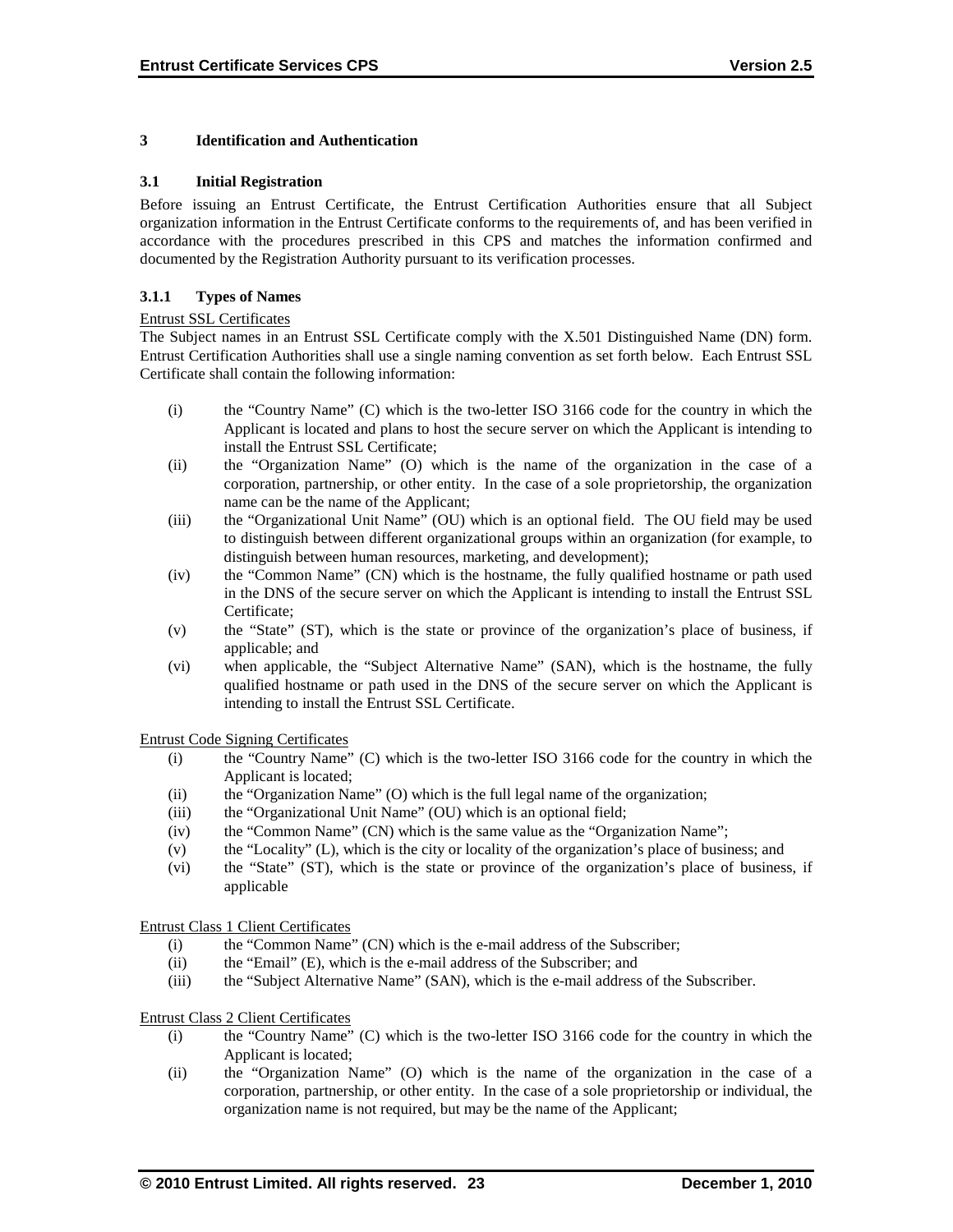# 3 Identification and Authentication

## 3.1 Initial Registration

Before issuing an Entrust Certificate, the Entrust Certification Authorities ensure that all Subject organization information in the Entrust Certificate conforms to the requirements of, and has been verified in accordance with the procedures prescribed in this CPS and matches the information confirmed and documented by the Registration Authority pursuant to its verification processes.

### 3.1.1 Types of Names

Entrust SSL Certificates

The Subject names in an Entrust SSL Certificate comply with the X.501 Distinguished Name (DN) form. Entrust Certification Authorities shall use a single naming convention as set forth below. Each Entrust SSL Certificate shall contain the following information:

(i) the "Country Name" (C) which is the two-letter ISO 3166 code for the country in which the Applicant is located and plans to host the secure server on which the Applicant is intending to install the Entrust SSL Certificate;

(ii) the "Organization Name" (O) which is the name of the organization in the case of a corporation, partnership, or other entity. In the case of a sole proprietorship, the organization name can be the name of the Applicant;

(iii) the "Organizational Unit Name" (OU) which is an optional field. The OU field may be used to distinguish between different organizational groups within an organization (for example, to distinguish between human resources, marketing, and development);

(iv) the "Common Name" (CN) which is the hostname, the fully qualified hostname or path used in the DNS of the secure server on which the Applicant is intending to install the Entrust SSL Certificate;

(v) the "State" (ST), which is the state or province of the organization's place of business, if applicable; and

(vi) when applicable, the "Subject Alternative Name" (SAN), which is the hostname, the fully qualified hostname or path used in the DNS of the secure server on which the Applicant is intending to install the Entrust SSL Certificate.

Entrust Code Signing Certificates

(i) the "Country Name" (C) which is the two-letter ISO 3166 code for the country in which the Applicant is located;

(ii) the "Organization Name" (O) which is the full legal name of the organization;

(iii) the "Organizational Unit Name" (OU) which is an optional field;

(iv) the "Common Name" (CN) which is the same value as the "Organization Name";

(v) the "Locality" (L), which is the city or locality of the organization's place of business; and

(vi) the "State" (ST), which is the state or province of the organization's place of business, if applicable

Entrust Class 1 Client Certificates

(i) the "Common Name" (CN) which is the e-mail address of the Subscriber;

(ii) the "Email" (E), which is the e-mail address of the Subscriber; and

(iii) the "Subject Alternative Name" (SAN), which is the e-mail address of the Subscriber.

Entrust Class 2 Client Certificates

(i) the "Country Name" (C) which is the two-letter ISO 3166 code for the country in which the Applicant is located;

(ii) the "Organization Name" (O) which is the name of the organization in the case of a corporation, partnership, or other entity. In the case of a sole proprietorship or individual, the organization name is not required, but may be the name of the Applicant;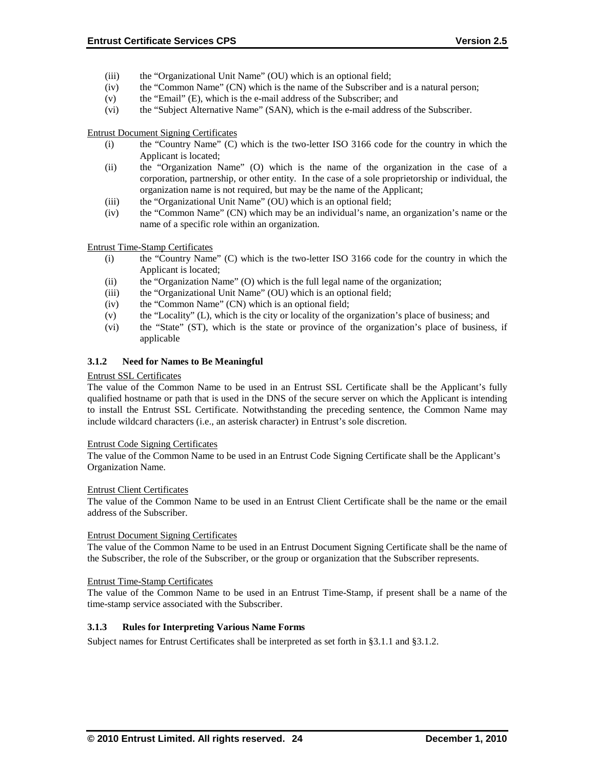- (iii) the "Organizational Unit Name" (OU) which is an optional field;
- (iv) the "Common Name" (CN) which is the name of the Subscriber and is a natural person;
- (v) the "Email" (E), which is the e-mail address of the Subscriber; and
- (vi) the "Subject Alternative Name" (SAN), which is the e-mail address of the Subscriber.

Entrust Document Signing Certificates

- (i) the "Country Name" (C) which is the two-letter ISO 3166 code for the country in which the Applicant is located;
- (ii) the "Organization Name" (O) which is the name of the organization in the case of a corporation, partnership, or other entity. In the case of a sole proprietorship or individual, the organization name is not required, but may be the name of the Applicant;
- (iii) the "Organizational Unit Name" (OU) which is an optional field;
- (iv) the "Common Name" (CN) which may be an individual's name, an organization's name or the name of a specific role within an organization.

Entrust Time-Stamp Certificates

- (i) the "Country Name" (C) which is the two-letter ISO 3166 code for the country in which the Applicant is located;
- (ii) the "Organization Name" (O) which is the full legal name of the organization;
- (iii) the "Organizational Unit Name" (OU) which is an optional field;
- (iv) the "Common Name" (CN) which is an optional field;
- (v) the "Locality" (L), which is the city or locality of the organization's place of business; and
- (vi) the "State" (ST), which is the state or province of the organization's place of business, if applicable

### 3.1.2 Need for Names to Be Meaningful

Entrust SSL Certificates

The value of the Common Name to be used in an Entrust SSL Certificate shall be the Applicant's fully qualified hostname or path that is used in the DNS of the secure server on which the Applicant is intending to install the Entrust SSL Certificate. Notwithstanding the preceding sentence, the Common Name may include wildcard characters (i.e., an asterisk character) in Entrust's sole discretion.

Entrust Code Signing Certificates

The value of the Common Name to be used in an Entrust Code Signing Certificate shall be the Applicant's Organization Name.

Entrust Client Certificates

The value of the Common Name to be used in an Entrust Client Certificate shall be the name or the email address of the Subscriber.

Entrust Document Signing Certificates

The value of the Common Name to be used in an Entrust Document Signing Certificate shall be the name of the Subscriber, the role of the Subscriber, or the group or organization that the Subscriber represents.

Entrust Time-Stamp Certificates

The value of the Common Name to be used in an Entrust Time-Stamp, if present shall be a name of the time-stamp service associated with the Subscriber.

### 3.1.3 Rules for Interpreting Various Name Forms

Subject names for Entrust Certificates shall be interpreted as set forth in §3.1.1 and §3.1.2.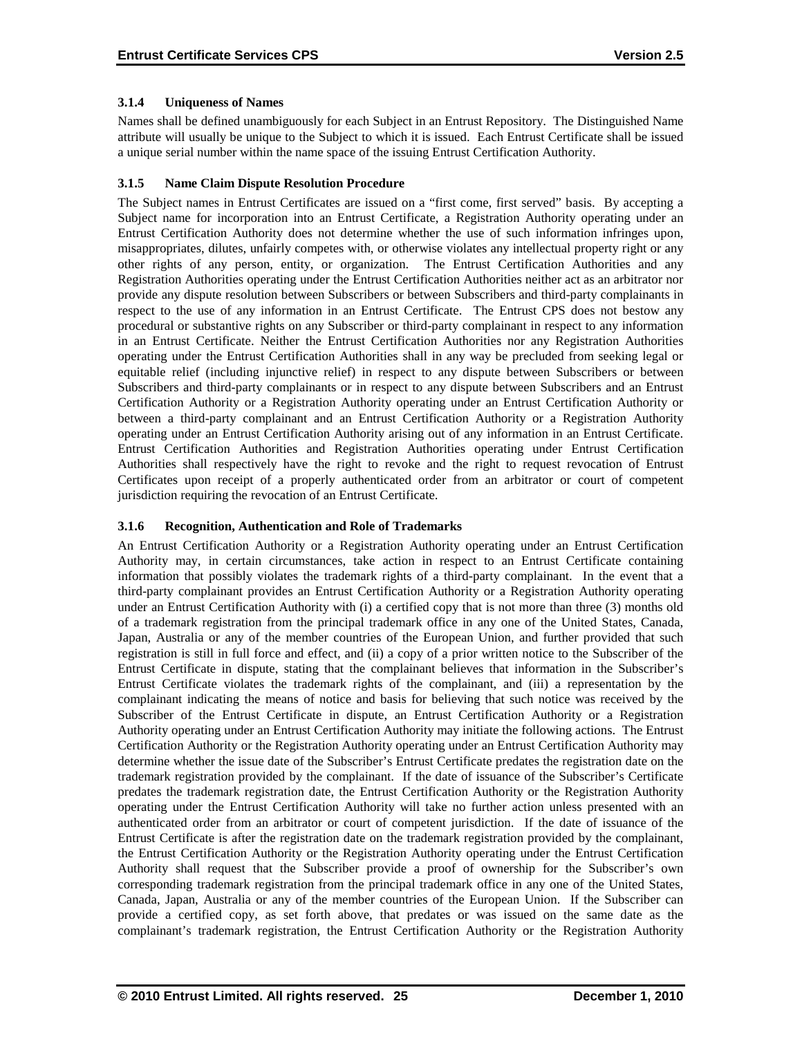### 3.1.4 Uniqueness of Names

Names shall be defined unambiguously for each Subject in an Entrust Repository. The Distinguished Name attribute will usually be unique to the Subject to which it is issued. Each Entrust Certificate shall be issued a unique serial number within the name space of the issuing Entrust Certification Authority.

### 3.1.5 Name Claim Dispute Resolution Procedure

The Subject names in Entrust Certificates are issued on a "first come, first served" basis. By accepting a Subject name for incorporation into an Entrust Certificate, a Registration Authority operating under an Entrust Certification Authority does not determine whether the use of such information infringes upon, misappropriates, dilutes, unfairly competes with, or otherwise violates any intellectual property right or any other rights of any person, entity, or organization. The Entrust Certification Authorities and any Registration Authorities operating under the Entrust Certification Authorities neither act as an arbitrator nor provide any dispute resolution between Subscribers or between Subscribers and third-party complainants in respect to the use of any information in an Entrust Certificate. The Entrust CPS does not bestow any procedural or substantive rights on any Subscriber or third-party complainant in respect to any information in an Entrust Certificate. Neither the Entrust Certification Authorities nor any Registration Authorities operating under the Entrust Certification Authorities shall in any way be precluded from seeking legal or equitable relief (including injunctive relief) in respect to any dispute between Subscribers or between Subscribers and third-party complainants or in respect to any dispute between Subscribers and an Entrust Certification Authority or a Registration Authority operating under an Entrust Certification Authority or between a third-party complainant and an Entrust Certification Authority or a Registration Authority operating under an Entrust Certification Authority arising out of any information in an Entrust Certificate. Entrust Certification Authorities and Registration Authorities operating under Entrust Certification Authorities shall respectively have the right to revoke and the right to request revocation of Entrust Certificates upon receipt of a properly authenticated order from an arbitrator or court of competent jurisdiction requiring the revocation of an Entrust Certificate.

### 3.1.6 Recognition, Authentication and Role of Trademarks

An Entrust Certification Authority or a Registration Authority operating under an Entrust Certification Authority may, in certain circumstances, take action in respect to an Entrust Certificate containing information that possibly violates the trademark rights of a third-party complainant. In the event that a third-party complainant provides an Entrust Certification Authority or a Registration Authority operating under an Entrust Certification Authority with (i) a certified copy that is not more than three (3) months old of a trademark registration from the principal trademark office in any one of the United States, Canada, Japan, Australia or any of the member countries of the European Union, and further provided that such registration is still in full force and effect, and (ii) a copy of a prior written notice to the Subscriber of the Entrust Certificate in dispute, stating that the complainant believes that information in the Subscriber's Entrust Certificate violates the trademark rights of the complainant, and (iii) a representation by the complainant indicating the means of notice and basis for believing that such notice was received by the Subscriber of the Entrust Certificate in dispute, an Entrust Certification Authority or a Registration Authority operating under an Entrust Certification Authority may initiate the following actions. The Entrust Certification Authority or the Registration Authority operating under an Entrust Certification Authority may determine whether the issue date of the Subscriber's Entrust Certificate predates the registration date on the trademark registration provided by the complainant. If the date of issuance of the Subscriber's Certificate predates the trademark registration date, the Entrust Certification Authority or the Registration Authority operating under the Entrust Certification Authority will take no further action unless presented with an authenticated order from an arbitrator or court of competent jurisdiction. If the date of issuance of the Entrust Certificate is after the registration date on the trademark registration provided by the complainant, the Entrust Certification Authority or the Registration Authority operating under the Entrust Certification Authority shall request that the Subscriber provide a proof of ownership for the Subscriber's own corresponding trademark registration from the principal trademark office in any one of the United States, Canada, Japan, Australia or any of the member countries of the European Union. If the Subscriber can provide a certified copy, as set forth above, that predates or was issued on the same date as the complainant's trademark registration, the Entrust Certification Authority or the Registration Authority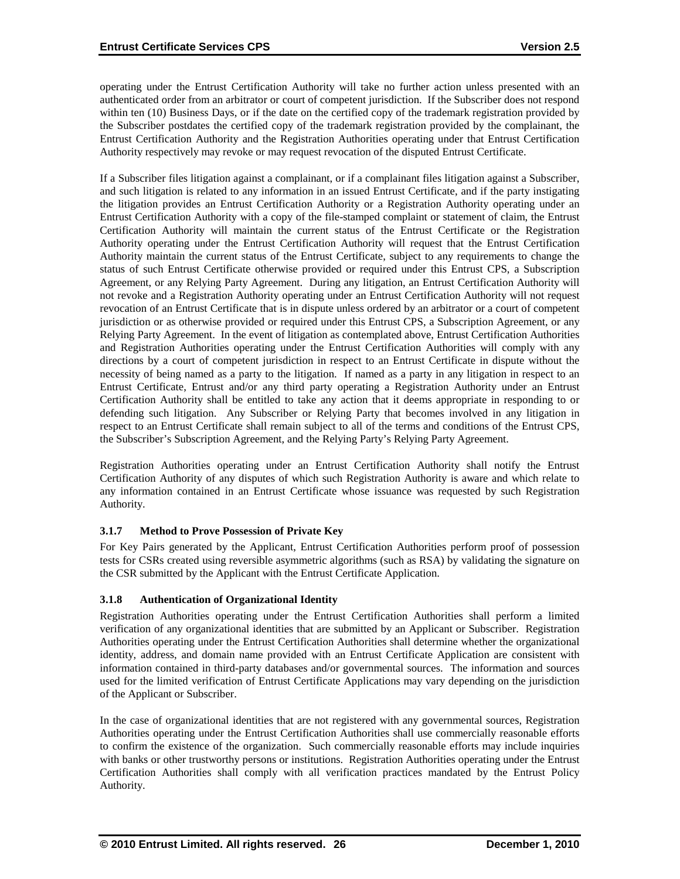operating under the Entrust Certification Authority will take no further action unless presented with an authenticated order from an arbitrator or court of competent jurisdiction. If the Subscriber does not respond within ten (10) Business Days, or if the date on the certified copy of the trademark registration provided by the Subscriber postdates the certified copy of the trademark registration provided by the complainant, the Entrust Certification Authority and the Registration Authorities operating under that Entrust Certification Authority respectively may revoke or may request revocation of the disputed Entrust Certificate.

If a Subscriber files litigation against a complainant, or if a complainant files litigation against a Subscriber, and such litigation is related to any information in an issued Entrust Certificate, and if the party instigating the litigation provides an Entrust Certification Authority or a Registration Authority operating under an Entrust Certification Authority with a copy of the file-stamped complaint or statement of claim, the Entrust Certification Authority will maintain the current status of the Entrust Certificate or the Registration Authority operating under the Entrust Certification Authority will request that the Entrust Certification Authority maintain the current status of the Entrust Certificate, subject to any requirements to change the status of such Entrust Certificate otherwise provided or required under this Entrust CPS, a Subscription Agreement, or any Relying Party Agreement. During any litigation, an Entrust Certification Authority will not revoke and a Registration Authority operating under an Entrust Certification Authority will not request revocation of an Entrust Certificate that is in dispute unless ordered by an arbitrator or a court of competent jurisdiction or as otherwise provided or required under this Entrust CPS, a Subscription Agreement, or any Relying Party Agreement. In the event of litigation as contemplated above, Entrust Certification Authorities and Registration Authorities operating under the Entrust Certification Authorities will comply with any directions by a court of competent jurisdiction in respect to an Entrust Certificate in dispute without the necessity of being named as a party to the litigation. If named as a party in any litigation in respect to an Entrust Certificate, Entrust and/or any third party operating a Registration Authority under an Entrust Certification Authority shall be entitled to take any action that it deems appropriate in responding to or defending such litigation. Any Subscriber or Relying Party that becomes involved in any litigation in respect to an Entrust Certificate shall remain subject to all of the terms and conditions of the Entrust CPS, the Subscriber's Subscription Agreement, and the Relying Party's Relying Party Agreement.

Registration Authorities operating under an Entrust Certification Authority shall notify the Entrust Certification Authority of any disputes of which such Registration Authority is aware and which relate to any information contained in an Entrust Certificate whose issuance was requested by such Registration Authority.

### 3.1.7 Method to Prove Possession of Private Key

For Key Pairs generated by the Applicant, Entrust Certification Authorities perform proof of possession tests for CSRs created using reversible asymmetric algorithms (such as RSA) by validating the signature on the CSR submitted by the Applicant with the Entrust Certificate Application.

### 3.1.8 Authentication of Organizational Identity

Registration Authorities operating under the Entrust Certification Authorities shall perform a limited verification of any organizational identities that are submitted by an Applicant or Subscriber. Registration Authorities operating under the Entrust Certification Authorities shall determine whether the organizational identity, address, and domain name provided with an Entrust Certificate Application are consistent with information contained in third-party databases and/or governmental sources. The information and sources used for the limited verification of Entrust Certificate Applications may vary depending on the jurisdiction of the Applicant or Subscriber.

In the case of organizational identities that are not registered with any governmental sources, Registration Authorities operating under the Entrust Certification Authorities shall use commercially reasonable efforts to confirm the existence of the organization. Such commercially reasonable efforts may include inquiries with banks or other trustworthy persons or institutions. Registration Authorities operating under the Entrust Certification Authorities shall comply with all verification practices mandated by the Entrust Policy Authority.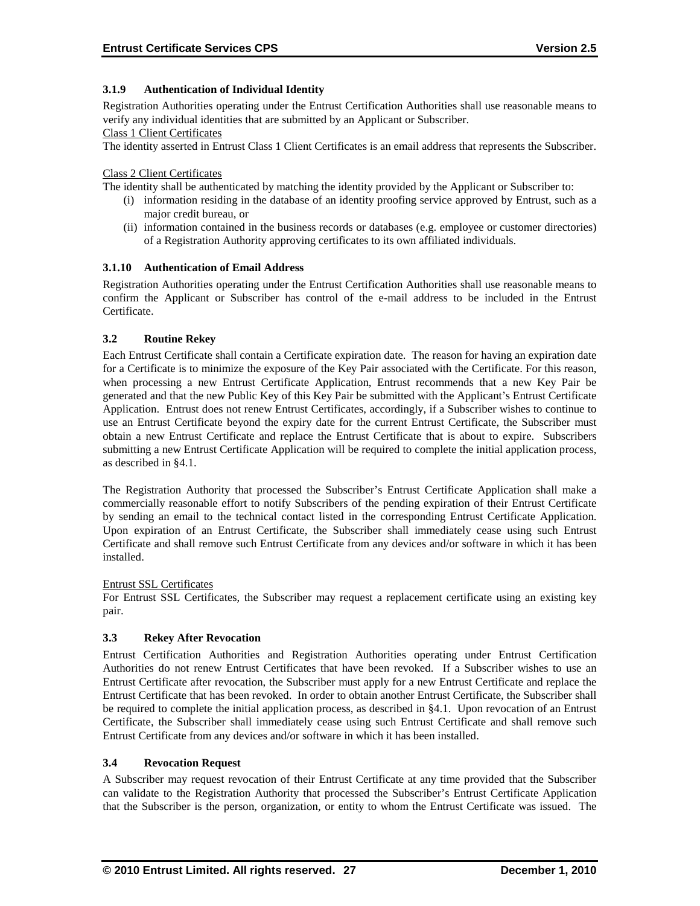### 3.1.9 Authentication of Individual Identity

Registration Authorities operating under the Entrust Certification Authorities shall use reasonable means to verify any individual identities that are submitted by an Applicant or Subscriber.

Class 1 Client Certificates

The identity asserted in Entrust Class 1 Client Certificates is an email address that represents the Subscriber.

Class 2 Client Certificates

The identity shall be authenticated by matching the identity provided by the Applicant or Subscriber to:

(i) information residing in the database of an identity proofing service approved by Entrust, such as a major credit bureau, or
(ii) information contained in the business records or databases (e.g. employee or customer directories) of a Registration Authority approving certificates to its own affiliated individuals.

### 3.1.10 Authentication of Email Address

Registration Authorities operating under the Entrust Certification Authorities shall use reasonable means to confirm the Applicant or Subscriber has control of the e-mail address to be included in the Entrust Certificate.

## 3.2 Routine Rekey

Each Entrust Certificate shall contain a Certificate expiration date. The reason for having an expiration date for a Certificate is to minimize the exposure of the Key Pair associated with the Certificate. For this reason, when processing a new Entrust Certificate Application, Entrust recommends that a new Key Pair be generated and that the new Public Key of this Key Pair be submitted with the Applicant's Entrust Certificate Application. Entrust does not renew Entrust Certificates, accordingly, if a Subscriber wishes to continue to use an Entrust Certificate beyond the expiry date for the current Entrust Certificate, the Subscriber must obtain a new Entrust Certificate and replace the Entrust Certificate that is about to expire. Subscribers submitting a new Entrust Certificate Application will be required to complete the initial application process, as described in §4.1.

The Registration Authority that processed the Subscriber's Entrust Certificate Application shall make a commercially reasonable effort to notify Subscribers of the pending expiration of their Entrust Certificate by sending an email to the technical contact listed in the corresponding Entrust Certificate Application. Upon expiration of an Entrust Certificate, the Subscriber shall immediately cease using such Entrust Certificate and shall remove such Entrust Certificate from any devices and/or software in which it has been installed.

Entrust SSL Certificates

For Entrust SSL Certificates, the Subscriber may request a replacement certificate using an existing key pair.

## 3.3 Rekey After Revocation

Entrust Certification Authorities and Registration Authorities operating under Entrust Certification Authorities do not renew Entrust Certificates that have been revoked. If a Subscriber wishes to use an Entrust Certificate after revocation, the Subscriber must apply for a new Entrust Certificate and replace the Entrust Certificate that has been revoked. In order to obtain another Entrust Certificate, the Subscriber shall be required to complete the initial application process, as described in §4.1. Upon revocation of an Entrust Certificate, the Subscriber shall immediately cease using such Entrust Certificate and shall remove such Entrust Certificate from any devices and/or software in which it has been installed.

## 3.4 Revocation Request

A Subscriber may request revocation of their Entrust Certificate at any time provided that the Subscriber can validate to the Registration Authority that processed the Subscriber's Entrust Certificate Application that the Subscriber is the person, organization, or entity to whom the Entrust Certificate was issued. The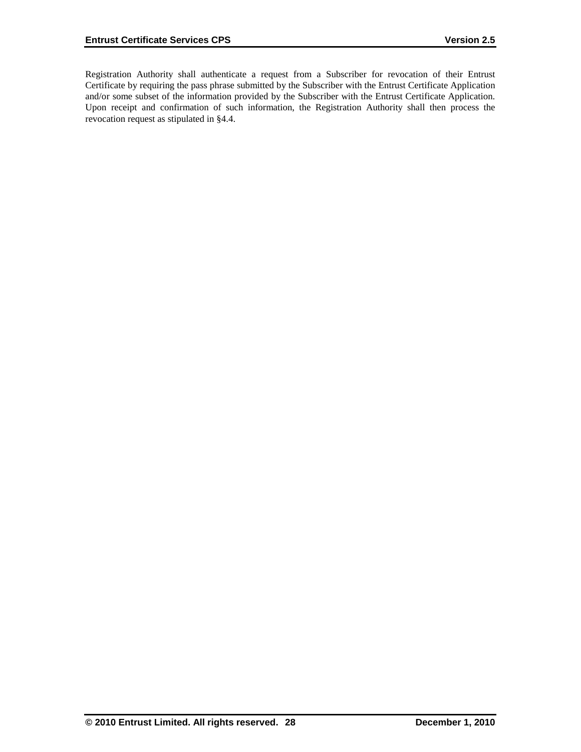Registration Authority shall authenticate a request from a Subscriber for revocation of their Entrust Certificate by requiring the pass phrase submitted by the Subscriber with the Entrust Certificate Application and/or some subset of the information provided by the Subscriber with the Entrust Certificate Application. Upon receipt and confirmation of such information, the Registration Authority shall then process the revocation request as stipulated in §4.4.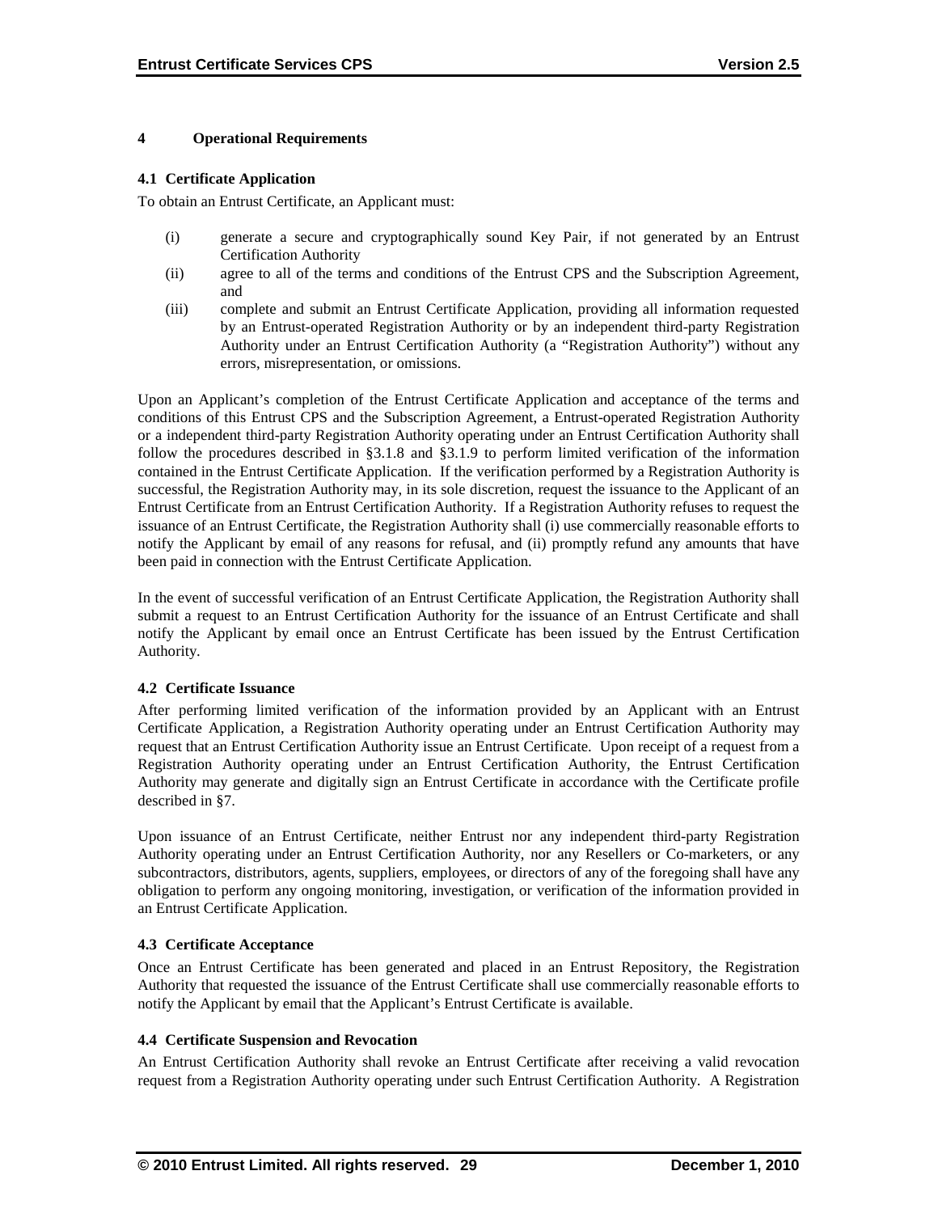# 4 Operational Requirements

## 4.1 Certificate Application

To obtain an Entrust Certificate, an Applicant must:

(i) generate a secure and cryptographically sound Key Pair, if not generated by an Entrust Certification Authority

(ii) agree to all of the terms and conditions of the Entrust CPS and the Subscription Agreement, and

(iii) complete and submit an Entrust Certificate Application, providing all information requested by an Entrust-operated Registration Authority or by an independent third-party Registration Authority under an Entrust Certification Authority (a "Registration Authority") without any errors, misrepresentation, or omissions.

Upon an Applicant's completion of the Entrust Certificate Application and acceptance of the terms and conditions of this Entrust CPS and the Subscription Agreement, a Entrust-operated Registration Authority or a independent third-party Registration Authority operating under an Entrust Certification Authority shall follow the procedures described in §3.1.8 and §3.1.9 to perform limited verification of the information contained in the Entrust Certificate Application. If the verification performed by a Registration Authority is successful, the Registration Authority may, in its sole discretion, request the issuance to the Applicant of an Entrust Certificate from an Entrust Certification Authority. If a Registration Authority refuses to request the issuance of an Entrust Certificate, the Registration Authority shall (i) use commercially reasonable efforts to notify the Applicant by email of any reasons for refusal, and (ii) promptly refund any amounts that have been paid in connection with the Entrust Certificate Application.

In the event of successful verification of an Entrust Certificate Application, the Registration Authority shall submit a request to an Entrust Certification Authority for the issuance of an Entrust Certificate and shall notify the Applicant by email once an Entrust Certificate has been issued by the Entrust Certification Authority.

## 4.2 Certificate Issuance

After performing limited verification of the information provided by an Applicant with an Entrust Certificate Application, a Registration Authority operating under an Entrust Certification Authority may request that an Entrust Certification Authority issue an Entrust Certificate. Upon receipt of a request from a Registration Authority operating under an Entrust Certification Authority, the Entrust Certification Authority may generate and digitally sign an Entrust Certificate in accordance with the Certificate profile described in §7.

Upon issuance of an Entrust Certificate, neither Entrust nor any independent third-party Registration Authority operating under an Entrust Certification Authority, nor any Resellers or Co-marketers, or any subcontractors, distributors, agents, suppliers, employees, or directors of any of the foregoing shall have any obligation to perform any ongoing monitoring, investigation, or verification of the information provided in an Entrust Certificate Application.

## 4.3 Certificate Acceptance

Once an Entrust Certificate has been generated and placed in an Entrust Repository, the Registration Authority that requested the issuance of the Entrust Certificate shall use commercially reasonable efforts to notify the Applicant by email that the Applicant's Entrust Certificate is available.

## 4.4 Certificate Suspension and Revocation

An Entrust Certification Authority shall revoke an Entrust Certificate after receiving a valid revocation request from a Registration Authority operating under such Entrust Certification Authority. A Registration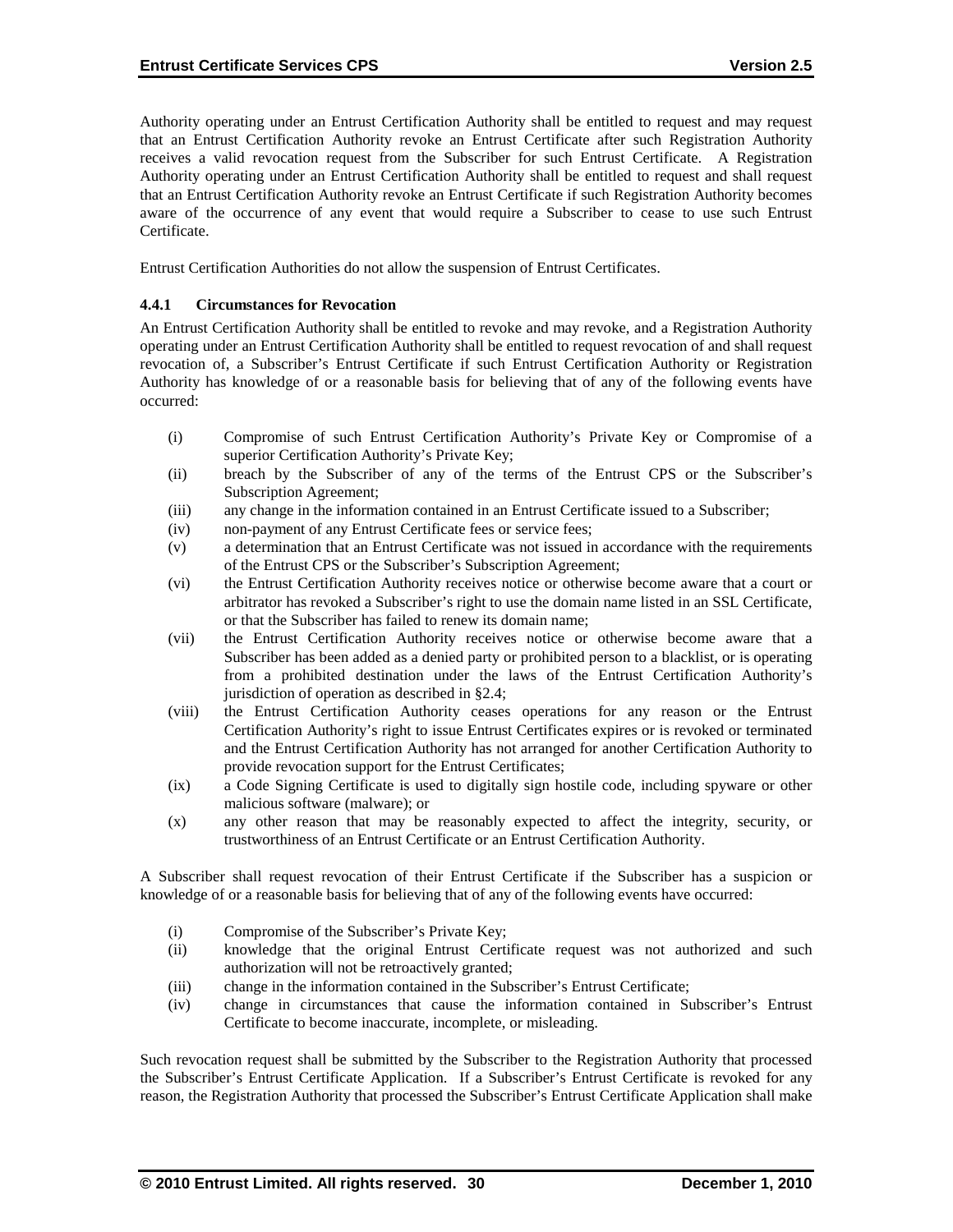Authority operating under an Entrust Certification Authority shall be entitled to request and may request that an Entrust Certification Authority revoke an Entrust Certificate after such Registration Authority receives a valid revocation request from the Subscriber for such Entrust Certificate. A Registration Authority operating under an Entrust Certification Authority shall be entitled to request and shall request that an Entrust Certification Authority revoke an Entrust Certificate if such Registration Authority becomes aware of the occurrence of any event that would require a Subscriber to cease to use such Entrust Certificate.

Entrust Certification Authorities do not allow the suspension of Entrust Certificates.

#### 4.4.1 Circumstances for Revocation

An Entrust Certification Authority shall be entitled to revoke and may revoke, and a Registration Authority operating under an Entrust Certification Authority shall be entitled to request revocation of and shall request revocation of, a Subscriber's Entrust Certificate if such Entrust Certification Authority or Registration Authority has knowledge of or a reasonable basis for believing that of any of the following events have occurred:

(i) Compromise of such Entrust Certification Authority's Private Key or Compromise of a superior Certification Authority's Private Key;
(ii) breach by the Subscriber of any of the terms of the Entrust CPS or the Subscriber's Subscription Agreement;
(iii) any change in the information contained in an Entrust Certificate issued to a Subscriber;
(iv) non-payment of any Entrust Certificate fees or service fees;
(v) a determination that an Entrust Certificate was not issued in accordance with the requirements of the Entrust CPS or the Subscriber's Subscription Agreement;
(vi) the Entrust Certification Authority receives notice or otherwise become aware that a court or arbitrator has revoked a Subscriber's right to use the domain name listed in an SSL Certificate, or that the Subscriber has failed to renew its domain name;
(vii) the Entrust Certification Authority receives notice or otherwise become aware that a Subscriber has been added as a denied party or prohibited person to a blacklist, or is operating from a prohibited destination under the laws of the Entrust Certification Authority's jurisdiction of operation as described in §2.4;
(viii) the Entrust Certification Authority ceases operations for any reason or the Entrust Certification Authority's right to issue Entrust Certificates expires or is revoked or terminated and the Entrust Certification Authority has not arranged for another Certification Authority to provide revocation support for the Entrust Certificates;
(ix) a Code Signing Certificate is used to digitally sign hostile code, including spyware or other malicious software (malware); or
(x) any other reason that may be reasonably expected to affect the integrity, security, or trustworthiness of an Entrust Certificate or an Entrust Certification Authority.

A Subscriber shall request revocation of their Entrust Certificate if the Subscriber has a suspicion or knowledge of or a reasonable basis for believing that of any of the following events have occurred:

(i) Compromise of the Subscriber's Private Key;
(ii) knowledge that the original Entrust Certificate request was not authorized and such authorization will not be retroactively granted;
(iii) change in the information contained in the Subscriber's Entrust Certificate;
(iv) change in circumstances that cause the information contained in Subscriber's Entrust Certificate to become inaccurate, incomplete, or misleading.

Such revocation request shall be submitted by the Subscriber to the Registration Authority that processed the Subscriber's Entrust Certificate Application. If a Subscriber's Entrust Certificate is revoked for any reason, the Registration Authority that processed the Subscriber's Entrust Certificate Application shall make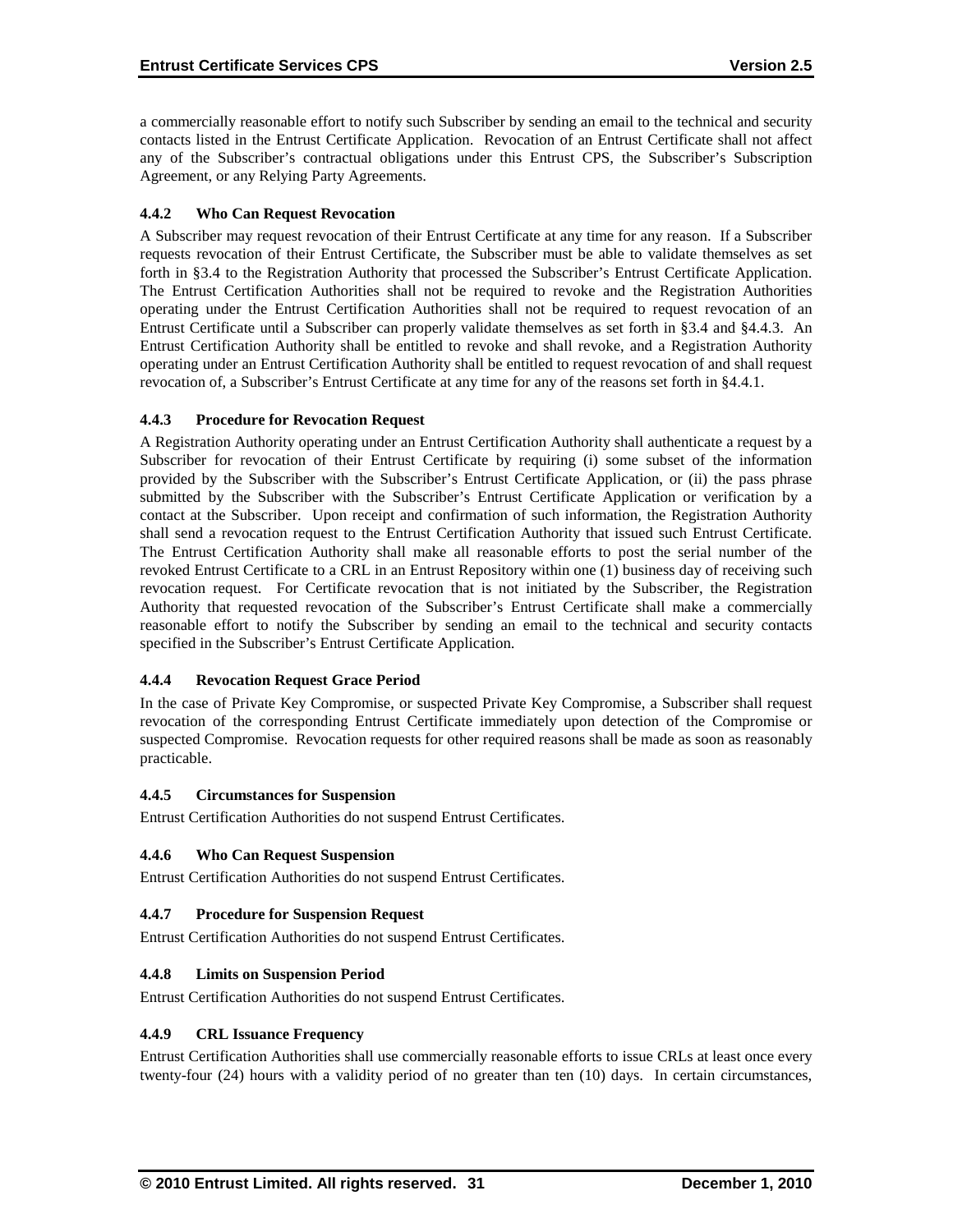a commercially reasonable effort to notify such Subscriber by sending an email to the technical and security contacts listed in the Entrust Certificate Application. Revocation of an Entrust Certificate shall not affect any of the Subscriber's contractual obligations under this Entrust CPS, the Subscriber's Subscription Agreement, or any Relying Party Agreements.

### 4.4.2 Who Can Request Revocation

A Subscriber may request revocation of their Entrust Certificate at any time for any reason. If a Subscriber requests revocation of their Entrust Certificate, the Subscriber must be able to validate themselves as set forth in §3.4 to the Registration Authority that processed the Subscriber's Entrust Certificate Application. The Entrust Certification Authorities shall not be required to revoke and the Registration Authorities operating under the Entrust Certification Authorities shall not be required to request revocation of an Entrust Certificate until a Subscriber can properly validate themselves as set forth in §3.4 and §4.4.3. An Entrust Certification Authority shall be entitled to revoke and shall revoke, and a Registration Authority operating under an Entrust Certification Authority shall be entitled to request revocation of and shall request revocation of, a Subscriber's Entrust Certificate at any time for any of the reasons set forth in §4.4.1.

### 4.4.3 Procedure for Revocation Request

A Registration Authority operating under an Entrust Certification Authority shall authenticate a request by a Subscriber for revocation of their Entrust Certificate by requiring (i) some subset of the information provided by the Subscriber with the Subscriber's Entrust Certificate Application, or (ii) the pass phrase submitted by the Subscriber with the Subscriber's Entrust Certificate Application or verification by a contact at the Subscriber. Upon receipt and confirmation of such information, the Registration Authority shall send a revocation request to the Entrust Certification Authority that issued such Entrust Certificate. The Entrust Certification Authority shall make all reasonable efforts to post the serial number of the revoked Entrust Certificate to a CRL in an Entrust Repository within one (1) business day of receiving such revocation request. For Certificate revocation that is not initiated by the Subscriber, the Registration Authority that requested revocation of the Subscriber's Entrust Certificate shall make a commercially reasonable effort to notify the Subscriber by sending an email to the technical and security contacts specified in the Subscriber's Entrust Certificate Application.

### 4.4.4 Revocation Request Grace Period

In the case of Private Key Compromise, or suspected Private Key Compromise, a Subscriber shall request revocation of the corresponding Entrust Certificate immediately upon detection of the Compromise or suspected Compromise. Revocation requests for other required reasons shall be made as soon as reasonably practicable.

### 4.4.5 Circumstances for Suspension

Entrust Certification Authorities do not suspend Entrust Certificates.

### 4.4.6 Who Can Request Suspension

Entrust Certification Authorities do not suspend Entrust Certificates.

### 4.4.7 Procedure for Suspension Request

Entrust Certification Authorities do not suspend Entrust Certificates.

### 4.4.8 Limits on Suspension Period

Entrust Certification Authorities do not suspend Entrust Certificates.

### 4.4.9 CRL Issuance Frequency

Entrust Certification Authorities shall use commercially reasonable efforts to issue CRLs at least once every twenty-four (24) hours with a validity period of no greater than ten (10) days. In certain circumstances,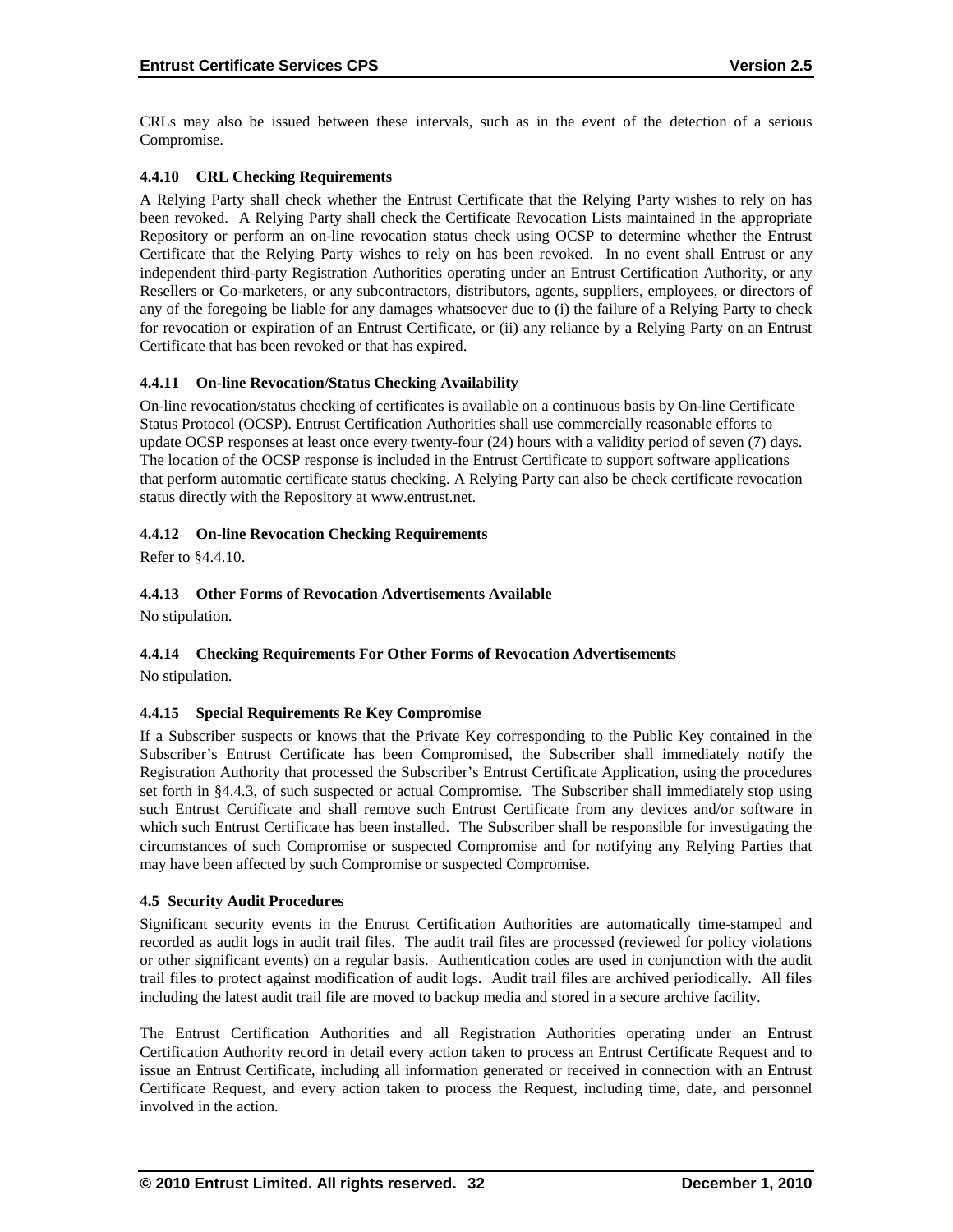CRLs may also be issued between these intervals, such as in the event of the detection of a serious Compromise.

#### 4.4.10 CRL Checking Requirements

A Relying Party shall check whether the Entrust Certificate that the Relying Party wishes to rely on has been revoked. A Relying Party shall check the Certificate Revocation Lists maintained in the appropriate Repository or perform an on-line revocation status check using OCSP to determine whether the Entrust Certificate that the Relying Party wishes to rely on has been revoked. In no event shall Entrust or any independent third-party Registration Authorities operating under an Entrust Certification Authority, or any Resellers or Co-marketers, or any subcontractors, distributors, agents, suppliers, employees, or directors of any of the foregoing be liable for any damages whatsoever due to (i) the failure of a Relying Party to check for revocation or expiration of an Entrust Certificate, or (ii) any reliance by a Relying Party on an Entrust Certificate that has been revoked or that has expired.

#### 4.4.11 On-line Revocation/Status Checking Availability

On-line revocation/status checking of certificates is available on a continuous basis by On-line Certificate Status Protocol (OCSP). Entrust Certification Authorities shall use commercially reasonable efforts to update OCSP responses at least once every twenty-four (24) hours with a validity period of seven (7) days. The location of the OCSP response is included in the Entrust Certificate to support software applications that perform automatic certificate status checking. A Relying Party can also be check certificate revocation status directly with the Repository at www.entrust.net.

#### 4.4.12 On-line Revocation Checking Requirements

Refer to §4.4.10.

#### 4.4.13 Other Forms of Revocation Advertisements Available

No stipulation.

#### 4.4.14 Checking Requirements For Other Forms of Revocation Advertisements

No stipulation.

#### 4.4.15 Special Requirements Re Key Compromise

If a Subscriber suspects or knows that the Private Key corresponding to the Public Key contained in the Subscriber's Entrust Certificate has been Compromised, the Subscriber shall immediately notify the Registration Authority that processed the Subscriber's Entrust Certificate Application, using the procedures set forth in §4.4.3, of such suspected or actual Compromise. The Subscriber shall immediately stop using such Entrust Certificate and shall remove such Entrust Certificate from any devices and/or software in which such Entrust Certificate has been installed. The Subscriber shall be responsible for investigating the circumstances of such Compromise or suspected Compromise and for notifying any Relying Parties that may have been affected by such Compromise or suspected Compromise.

### 4.5 Security Audit Procedures

Significant security events in the Entrust Certification Authorities are automatically time-stamped and recorded as audit logs in audit trail files. The audit trail files are processed (reviewed for policy violations or other significant events) on a regular basis. Authentication codes are used in conjunction with the audit trail files to protect against modification of audit logs. Audit trail files are archived periodically. All files including the latest audit trail file are moved to backup media and stored in a secure archive facility.

The Entrust Certification Authorities and all Registration Authorities operating under an Entrust Certification Authority record in detail every action taken to process an Entrust Certificate Request and to issue an Entrust Certificate, including all information generated or received in connection with an Entrust Certificate Request, and every action taken to process the Request, including time, date, and personnel involved in the action.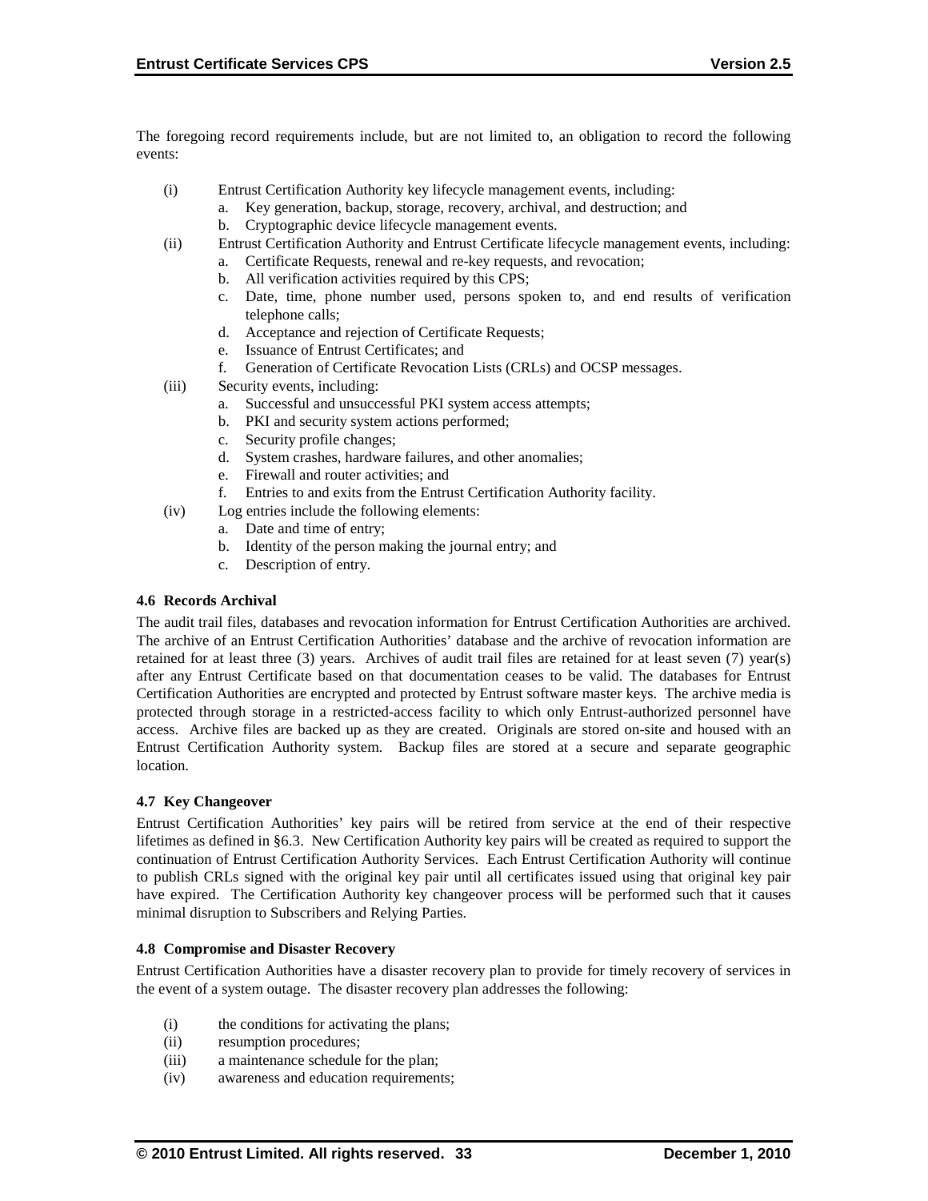The foregoing record requirements include, but are not limited to, an obligation to record the following events:

(i) Entrust Certification Authority key lifecycle management events, including:
   a. Key generation, backup, storage, recovery, archival, and destruction; and
   b. Cryptographic device lifecycle management events.

(ii) Entrust Certification Authority and Entrust Certificate lifecycle management events, including:
   a. Certificate Requests, renewal and re-key requests, and revocation;
   b. All verification activities required by this CPS;
   c. Date, time, phone number used, persons spoken to, and end results of verification telephone calls;
   d. Acceptance and rejection of Certificate Requests;
   e. Issuance of Entrust Certificates; and
   f. Generation of Certificate Revocation Lists (CRLs) and OCSP messages.

(iii) Security events, including:
   a. Successful and unsuccessful PKI system access attempts;
   b. PKI and security system actions performed;
   c. Security profile changes;
   d. System crashes, hardware failures, and other anomalies;
   e. Firewall and router activities; and
   f. Entries to and exits from the Entrust Certification Authority facility.

(iv) Log entries include the following elements:
   a. Date and time of entry;
   b. Identity of the person making the journal entry; and
   c. Description of entry.

### 4.6 Records Archival

The audit trail files, databases and revocation information for Entrust Certification Authorities are archived. The archive of an Entrust Certification Authorities' database and the archive of revocation information are retained for at least three (3) years. Archives of audit trail files are retained for at least seven (7) year(s) after any Entrust Certificate based on that documentation ceases to be valid. The databases for Entrust Certification Authorities are encrypted and protected by Entrust software master keys. The archive media is protected through storage in a restricted-access facility to which only Entrust-authorized personnel have access. Archive files are backed up as they are created. Originals are stored on-site and housed with an Entrust Certification Authority system. Backup files are stored at a secure and separate geographic location.

### 4.7 Key Changeover

Entrust Certification Authorities' key pairs will be retired from service at the end of their respective lifetimes as defined in §6.3. New Certification Authority key pairs will be created as required to support the continuation of Entrust Certification Authority Services. Each Entrust Certification Authority will continue to publish CRLs signed with the original key pair until all certificates issued using that original key pair have expired. The Certification Authority key changeover process will be performed such that it causes minimal disruption to Subscribers and Relying Parties.

### 4.8 Compromise and Disaster Recovery

Entrust Certification Authorities have a disaster recovery plan to provide for timely recovery of services in the event of a system outage. The disaster recovery plan addresses the following:

(i) the conditions for activating the plans;
(ii) resumption procedures;
(iii) a maintenance schedule for the plan;
(iv) awareness and education requirements;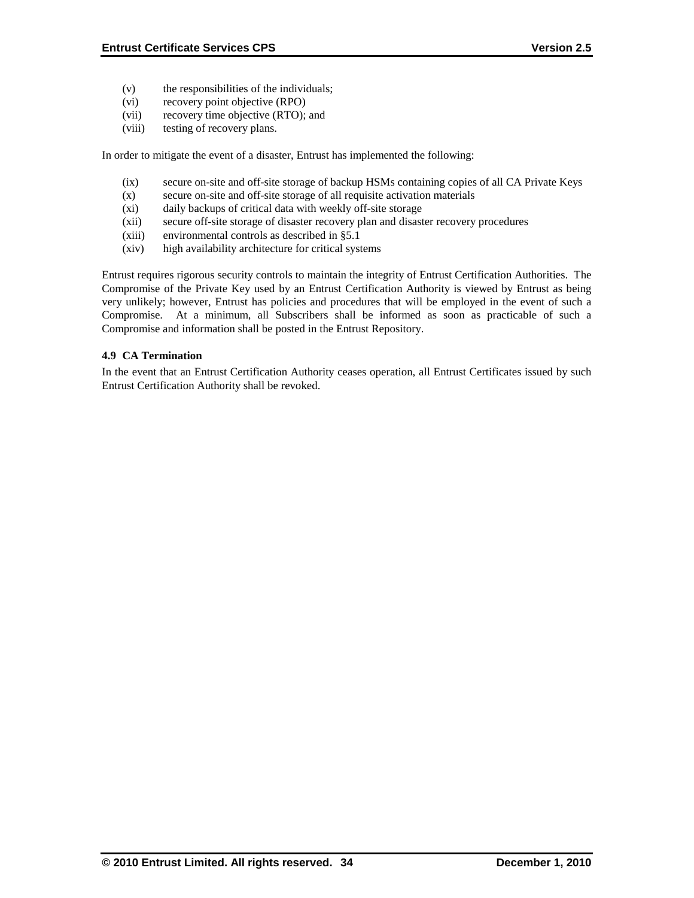(v) the responsibilities of the individuals;
(vi) recovery point objective (RPO)
(vii) recovery time objective (RTO); and
(viii) testing of recovery plans.

In order to mitigate the event of a disaster, Entrust has implemented the following:

(ix) secure on-site and off-site storage of backup HSMs containing copies of all CA Private Keys
(x) secure on-site and off-site storage of all requisite activation materials
(xi) daily backups of critical data with weekly off-site storage
(xii) secure off-site storage of disaster recovery plan and disaster recovery procedures
(xiii) environmental controls as described in §5.1
(xiv) high availability architecture for critical systems

Entrust requires rigorous security controls to maintain the integrity of Entrust Certification Authorities. The Compromise of the Private Key used by an Entrust Certification Authority is viewed by Entrust as being very unlikely; however, Entrust has policies and procedures that will be employed in the event of such a Compromise. At a minimum, all Subscribers shall be informed as soon as practicable of such a Compromise and information shall be posted in the Entrust Repository.

**4.9 CA Termination**

In the event that an Entrust Certification Authority ceases operation, all Entrust Certificates issued by such Entrust Certification Authority shall be revoked.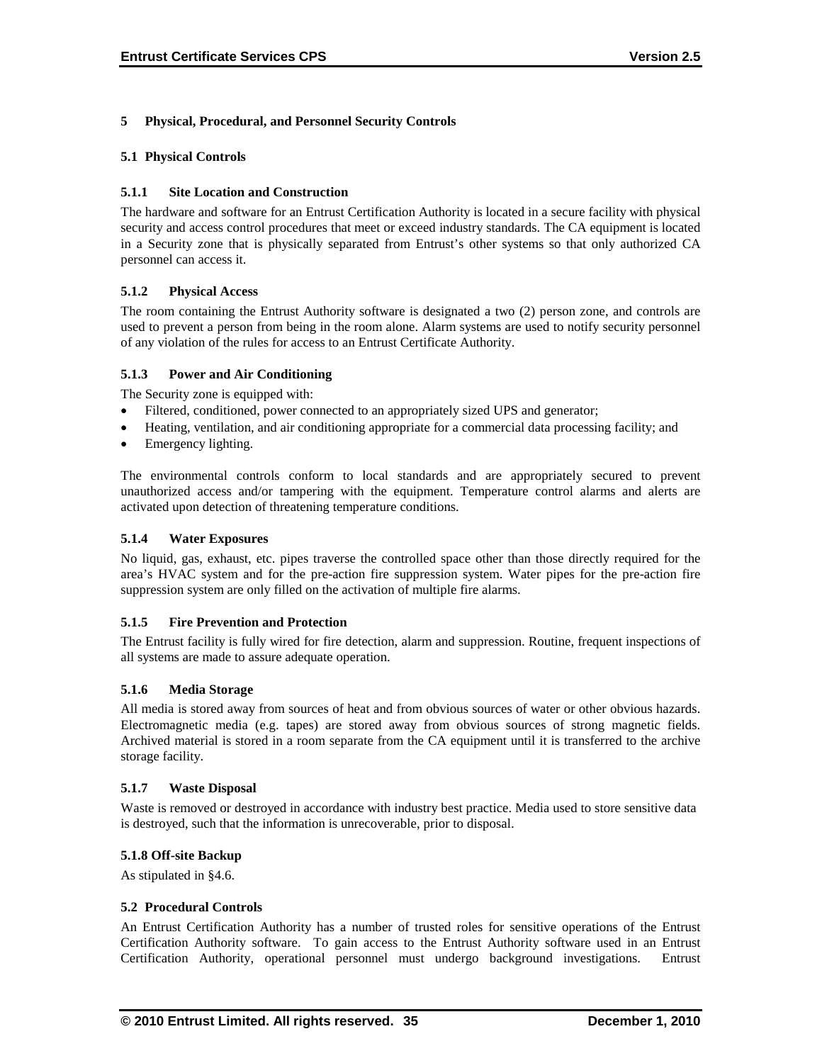# 5 Physical, Procedural, and Personnel Security Controls

## 5.1 Physical Controls

### 5.1.1 Site Location and Construction

The hardware and software for an Entrust Certification Authority is located in a secure facility with physical security and access control procedures that meet or exceed industry standards. The CA equipment is located in a Security zone that is physically separated from Entrust's other systems so that only authorized CA personnel can access it.

### 5.1.2 Physical Access

The room containing the Entrust Authority software is designated a two (2) person zone, and controls are used to prevent a person from being in the room alone. Alarm systems are used to notify security personnel of any violation of the rules for access to an Entrust Certificate Authority.

### 5.1.3 Power and Air Conditioning

The Security zone is equipped with:

- Filtered, conditioned, power connected to an appropriately sized UPS and generator;
- Heating, ventilation, and air conditioning appropriate for a commercial data processing facility; and
- Emergency lighting.

The environmental controls conform to local standards and are appropriately secured to prevent unauthorized access and/or tampering with the equipment. Temperature control alarms and alerts are activated upon detection of threatening temperature conditions.

### 5.1.4 Water Exposures

No liquid, gas, exhaust, etc. pipes traverse the controlled space other than those directly required for the area's HVAC system and for the pre-action fire suppression system. Water pipes for the pre-action fire suppression system are only filled on the activation of multiple fire alarms.

### 5.1.5 Fire Prevention and Protection

The Entrust facility is fully wired for fire detection, alarm and suppression. Routine, frequent inspections of all systems are made to assure adequate operation.

### 5.1.6 Media Storage

All media is stored away from sources of heat and from obvious sources of water or other obvious hazards. Electromagnetic media (e.g. tapes) are stored away from obvious sources of strong magnetic fields. Archived material is stored in a room separate from the CA equipment until it is transferred to the archive storage facility.

### 5.1.7 Waste Disposal

Waste is removed or destroyed in accordance with industry best practice. Media used to store sensitive data is destroyed, such that the information is unrecoverable, prior to disposal.

### 5.1.8 Off-site Backup

As stipulated in §4.6.

## 5.2 Procedural Controls

An Entrust Certification Authority has a number of trusted roles for sensitive operations of the Entrust Certification Authority software. To gain access to the Entrust Authority software used in an Entrust Certification Authority, operational personnel must undergo background investigations. Entrust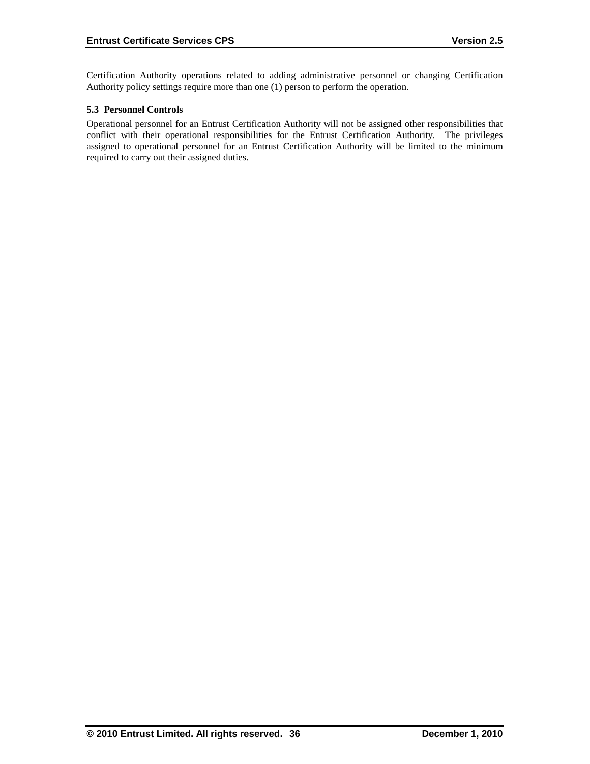Certification Authority operations related to adding administrative personnel or changing Certification Authority policy settings require more than one (1) person to perform the operation.

### 5.3 Personnel Controls

Operational personnel for an Entrust Certification Authority will not be assigned other responsibilities that conflict with their operational responsibilities for the Entrust Certification Authority. The privileges assigned to operational personnel for an Entrust Certification Authority will be limited to the minimum required to carry out their assigned duties.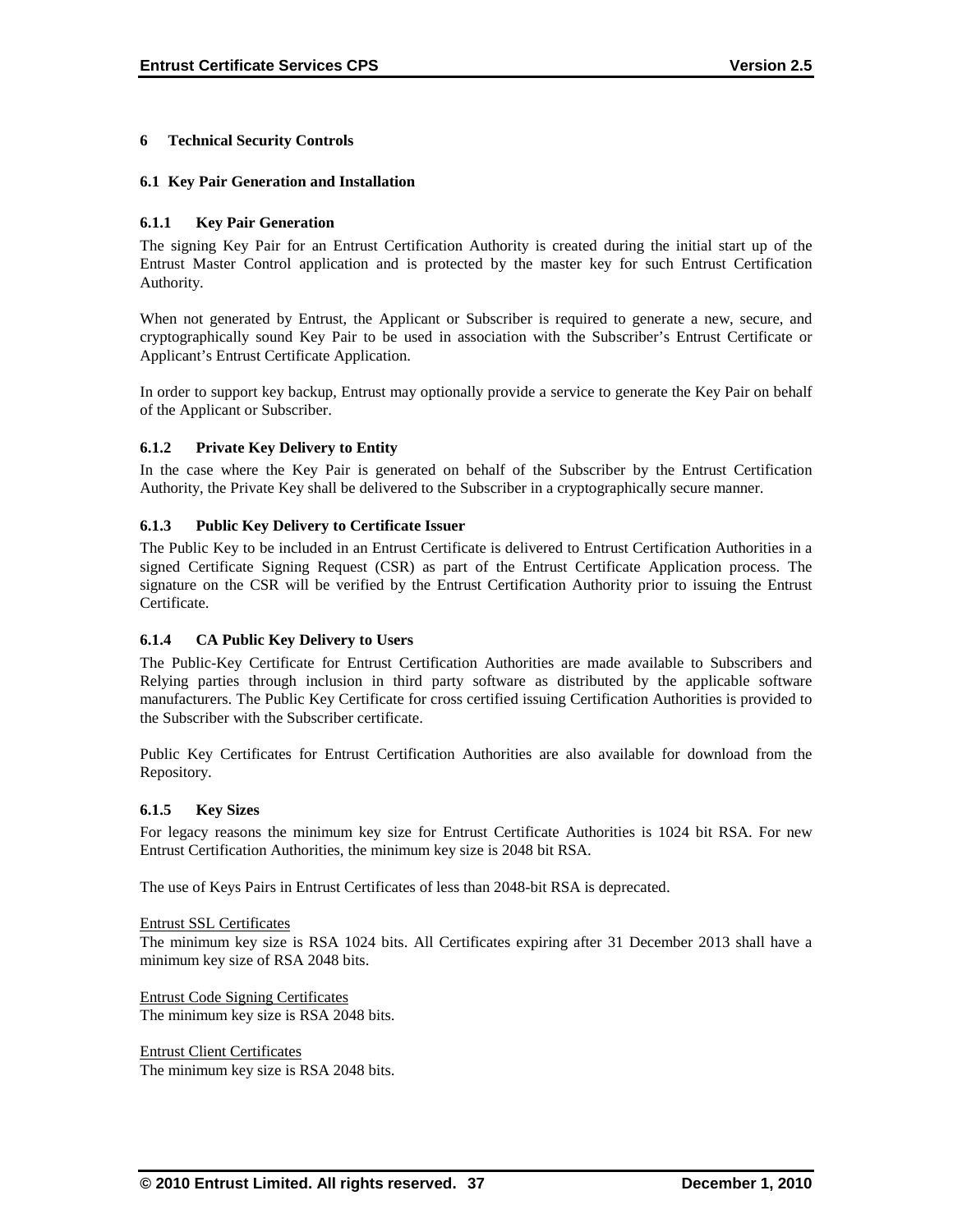# 6 Technical Security Controls

## 6.1 Key Pair Generation and Installation

### 6.1.1 Key Pair Generation

The signing Key Pair for an Entrust Certification Authority is created during the initial start up of the Entrust Master Control application and is protected by the master key for such Entrust Certification Authority.

When not generated by Entrust, the Applicant or Subscriber is required to generate a new, secure, and cryptographically sound Key Pair to be used in association with the Subscriber's Entrust Certificate or Applicant's Entrust Certificate Application.

In order to support key backup, Entrust may optionally provide a service to generate the Key Pair on behalf of the Applicant or Subscriber.

### 6.1.2 Private Key Delivery to Entity

In the case where the Key Pair is generated on behalf of the Subscriber by the Entrust Certification Authority, the Private Key shall be delivered to the Subscriber in a cryptographically secure manner.

### 6.1.3 Public Key Delivery to Certificate Issuer

The Public Key to be included in an Entrust Certificate is delivered to Entrust Certification Authorities in a signed Certificate Signing Request (CSR) as part of the Entrust Certificate Application process. The signature on the CSR will be verified by the Entrust Certification Authority prior to issuing the Entrust Certificate.

### 6.1.4 CA Public Key Delivery to Users

The Public-Key Certificate for Entrust Certification Authorities are made available to Subscribers and Relying parties through inclusion in third party software as distributed by the applicable software manufacturers. The Public Key Certificate for cross certified issuing Certification Authorities is provided to the Subscriber with the Subscriber certificate.

Public Key Certificates for Entrust Certification Authorities are also available for download from the Repository.

### 6.1.5 Key Sizes

For legacy reasons the minimum key size for Entrust Certificate Authorities is 1024 bit RSA. For new Entrust Certification Authorities, the minimum key size is 2048 bit RSA.

The use of Keys Pairs in Entrust Certificates of less than 2048-bit RSA is deprecated.

Entrust SSL Certificates
The minimum key size is RSA 1024 bits. All Certificates expiring after 31 December 2013 shall have a minimum key size of RSA 2048 bits.

Entrust Code Signing Certificates
The minimum key size is RSA 2048 bits.

Entrust Client Certificates
The minimum key size is RSA 2048 bits.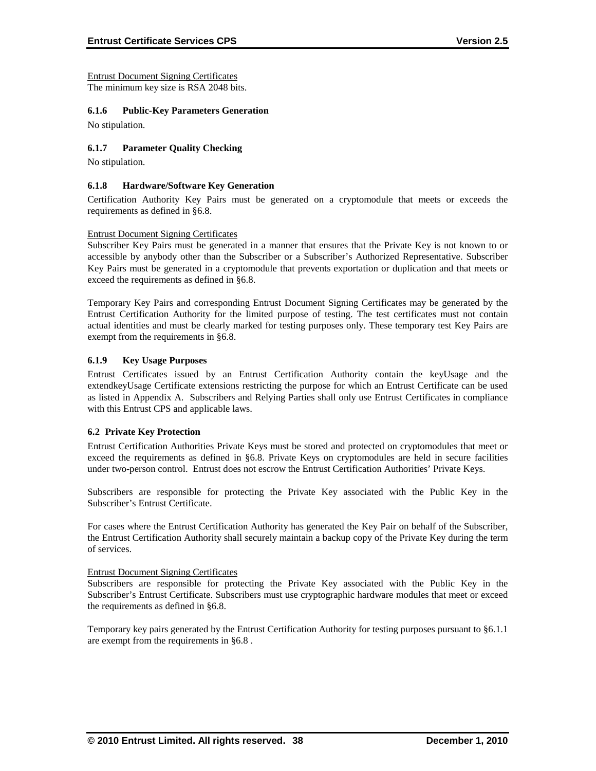Entrust Document Signing Certificates
The minimum key size is RSA 2048 bits.

#### 6.1.6 Public-Key Parameters Generation

No stipulation.

#### 6.1.7 Parameter Quality Checking

No stipulation.

#### 6.1.8 Hardware/Software Key Generation

Certification Authority Key Pairs must be generated on a cryptomodule that meets or exceeds the requirements as defined in §6.8.

Entrust Document Signing Certificates
Subscriber Key Pairs must be generated in a manner that ensures that the Private Key is not known to or accessible by anybody other than the Subscriber or a Subscriber's Authorized Representative. Subscriber Key Pairs must be generated in a cryptomodule that prevents exportation or duplication and that meets or exceed the requirements as defined in §6.8.

Temporary Key Pairs and corresponding Entrust Document Signing Certificates may be generated by the Entrust Certification Authority for the limited purpose of testing. The test certificates must not contain actual identities and must be clearly marked for testing purposes only. These temporary test Key Pairs are exempt from the requirements in §6.8.

#### 6.1.9 Key Usage Purposes

Entrust Certificates issued by an Entrust Certification Authority contain the keyUsage and the extendkeyUsage Certificate extensions restricting the purpose for which an Entrust Certificate can be used as listed in Appendix A. Subscribers and Relying Parties shall only use Entrust Certificates in compliance with this Entrust CPS and applicable laws.

### 6.2 Private Key Protection

Entrust Certification Authorities Private Keys must be stored and protected on cryptomodules that meet or exceed the requirements as defined in §6.8. Private Keys on cryptomodules are held in secure facilities under two-person control. Entrust does not escrow the Entrust Certification Authorities' Private Keys.

Subscribers are responsible for protecting the Private Key associated with the Public Key in the Subscriber's Entrust Certificate.

For cases where the Entrust Certification Authority has generated the Key Pair on behalf of the Subscriber, the Entrust Certification Authority shall securely maintain a backup copy of the Private Key during the term of services.

Entrust Document Signing Certificates
Subscribers are responsible for protecting the Private Key associated with the Public Key in the Subscriber's Entrust Certificate. Subscribers must use cryptographic hardware modules that meet or exceed the requirements as defined in §6.8.

Temporary key pairs generated by the Entrust Certification Authority for testing purposes pursuant to §6.1.1 are exempt from the requirements in §6.8 .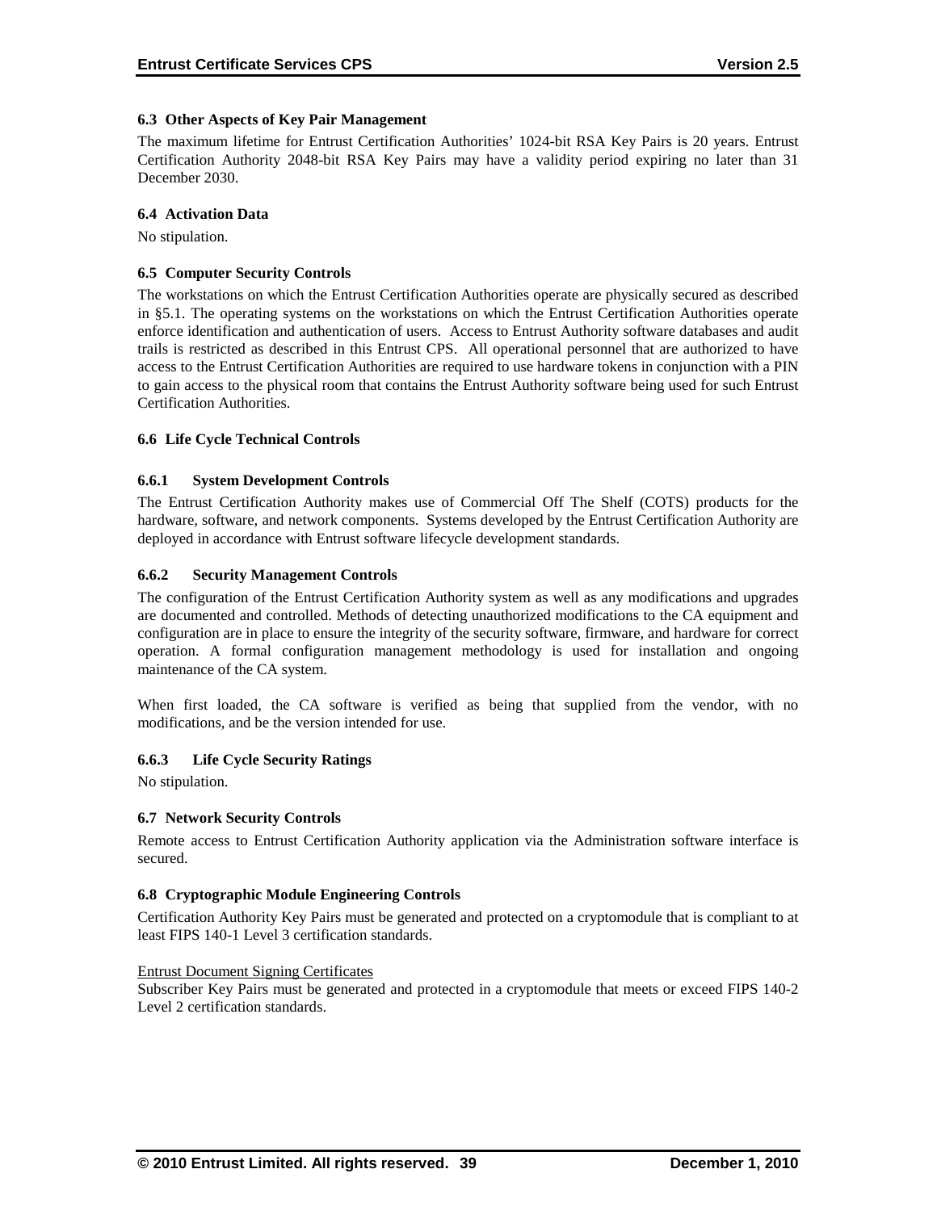### 6.3 Other Aspects of Key Pair Management

The maximum lifetime for Entrust Certification Authorities' 1024-bit RSA Key Pairs is 20 years. Entrust Certification Authority 2048-bit RSA Key Pairs may have a validity period expiring no later than 31 December 2030.

### 6.4 Activation Data

No stipulation.

### 6.5 Computer Security Controls

The workstations on which the Entrust Certification Authorities operate are physically secured as described in §5.1. The operating systems on the workstations on which the Entrust Certification Authorities operate enforce identification and authentication of users. Access to Entrust Authority software databases and audit trails is restricted as described in this Entrust CPS. All operational personnel that are authorized to have access to the Entrust Certification Authorities are required to use hardware tokens in conjunction with a PIN to gain access to the physical room that contains the Entrust Authority software being used for such Entrust Certification Authorities.

### 6.6 Life Cycle Technical Controls

#### 6.6.1 System Development Controls

The Entrust Certification Authority makes use of Commercial Off The Shelf (COTS) products for the hardware, software, and network components. Systems developed by the Entrust Certification Authority are deployed in accordance with Entrust software lifecycle development standards.

#### 6.6.2 Security Management Controls

The configuration of the Entrust Certification Authority system as well as any modifications and upgrades are documented and controlled. Methods of detecting unauthorized modifications to the CA equipment and configuration are in place to ensure the integrity of the security software, firmware, and hardware for correct operation. A formal configuration management methodology is used for installation and ongoing maintenance of the CA system.

When first loaded, the CA software is verified as being that supplied from the vendor, with no modifications, and be the version intended for use.

#### 6.6.3 Life Cycle Security Ratings

No stipulation.

### 6.7 Network Security Controls

Remote access to Entrust Certification Authority application via the Administration software interface is secured.

### 6.8 Cryptographic Module Engineering Controls

Certification Authority Key Pairs must be generated and protected on a cryptomodule that is compliant to at least FIPS 140-1 Level 3 certification standards.

<u>Entrust Document Signing Certificates</u>
Subscriber Key Pairs must be generated and protected in a cryptomodule that meets or exceed FIPS 140-2 Level 2 certification standards.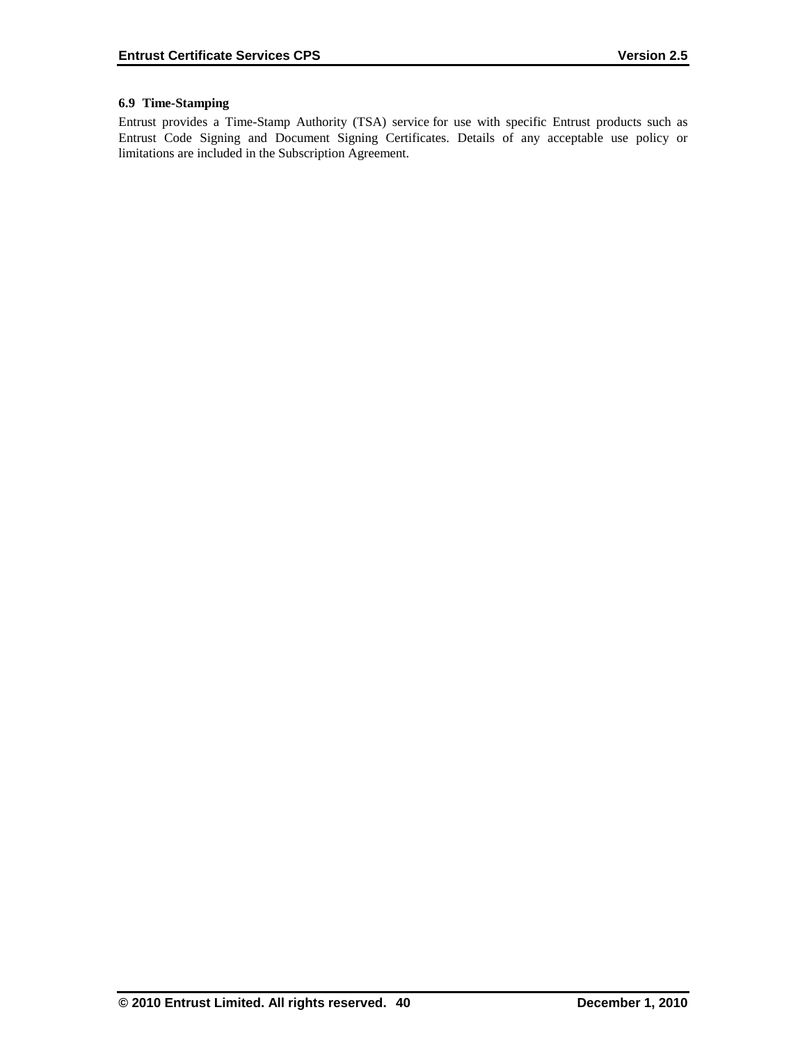### 6.9 Time-Stamping

Entrust provides a Time-Stamp Authority (TSA) service for use with specific Entrust products such as Entrust Code Signing and Document Signing Certificates. Details of any acceptable use policy or limitations are included in the Subscription Agreement.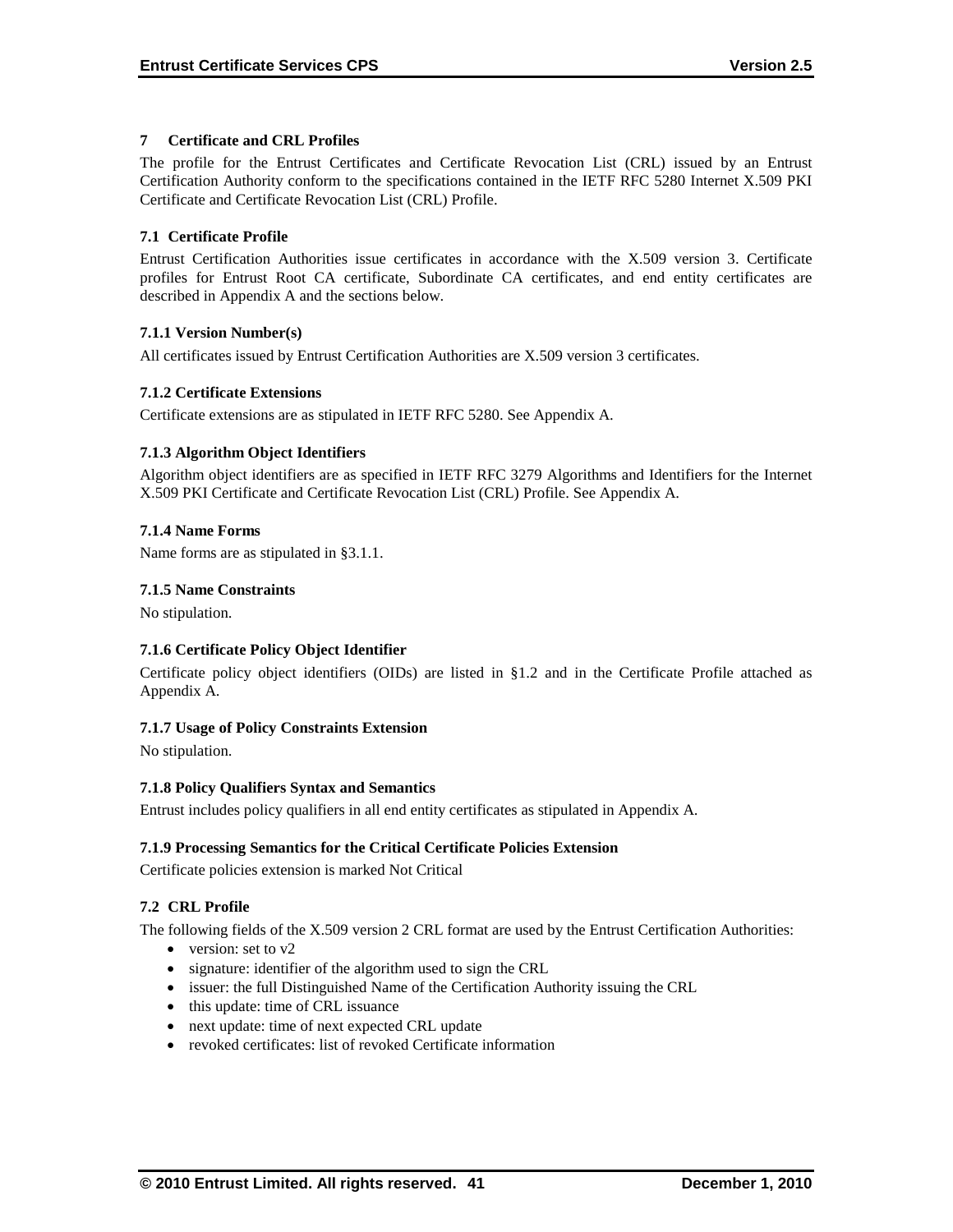## 7 Certificate and CRL Profiles

The profile for the Entrust Certificates and Certificate Revocation List (CRL) issued by an Entrust Certification Authority conform to the specifications contained in the IETF RFC 5280 Internet X.509 PKI Certificate and Certificate Revocation List (CRL) Profile.

### 7.1 Certificate Profile

Entrust Certification Authorities issue certificates in accordance with the X.509 version 3. Certificate profiles for Entrust Root CA certificate, Subordinate CA certificates, and end entity certificates are described in Appendix A and the sections below.

#### 7.1.1 Version Number(s)

All certificates issued by Entrust Certification Authorities are X.509 version 3 certificates.

#### 7.1.2 Certificate Extensions

Certificate extensions are as stipulated in IETF RFC 5280. See Appendix A.

#### 7.1.3 Algorithm Object Identifiers

Algorithm object identifiers are as specified in IETF RFC 3279 Algorithms and Identifiers for the Internet X.509 PKI Certificate and Certificate Revocation List (CRL) Profile. See Appendix A.

#### 7.1.4 Name Forms

Name forms are as stipulated in §3.1.1.

#### 7.1.5 Name Constraints

No stipulation.

#### 7.1.6 Certificate Policy Object Identifier

Certificate policy object identifiers (OIDs) are listed in §1.2 and in the Certificate Profile attached as Appendix A.

#### 7.1.7 Usage of Policy Constraints Extension

No stipulation.

#### 7.1.8 Policy Qualifiers Syntax and Semantics

Entrust includes policy qualifiers in all end entity certificates as stipulated in Appendix A.

#### 7.1.9 Processing Semantics for the Critical Certificate Policies Extension

Certificate policies extension is marked Not Critical

### 7.2 CRL Profile

The following fields of the X.509 version 2 CRL format are used by the Entrust Certification Authorities:

- version: set to v2
- signature: identifier of the algorithm used to sign the CRL
- issuer: the full Distinguished Name of the Certification Authority issuing the CRL
- this update: time of CRL issuance
- next update: time of next expected CRL update
- revoked certificates: list of revoked Certificate information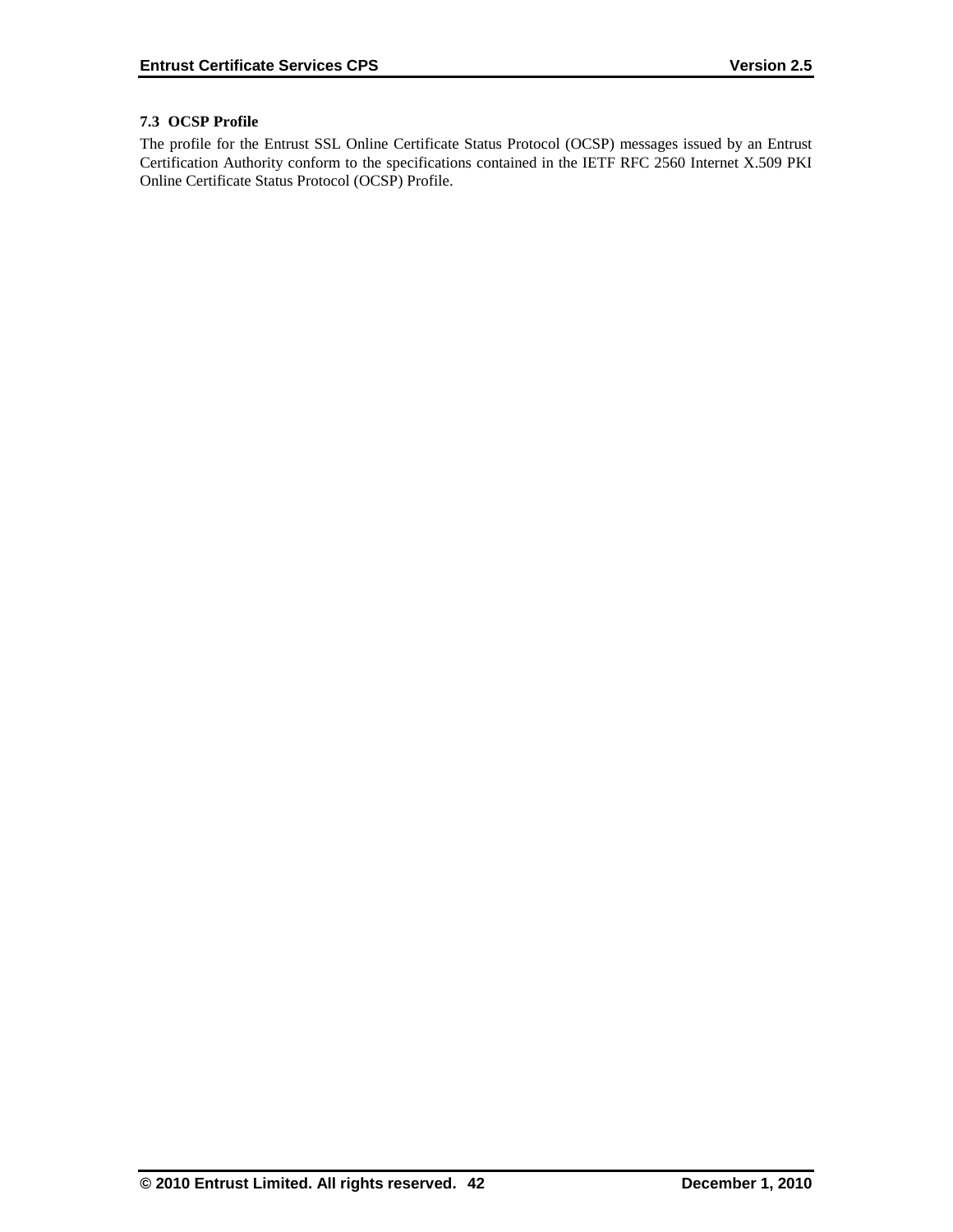### 7.3 OCSP Profile

The profile for the Entrust SSL Online Certificate Status Protocol (OCSP) messages issued by an Entrust Certification Authority conform to the specifications contained in the IETF RFC 2560 Internet X.509 PKI Online Certificate Status Protocol (OCSP) Profile.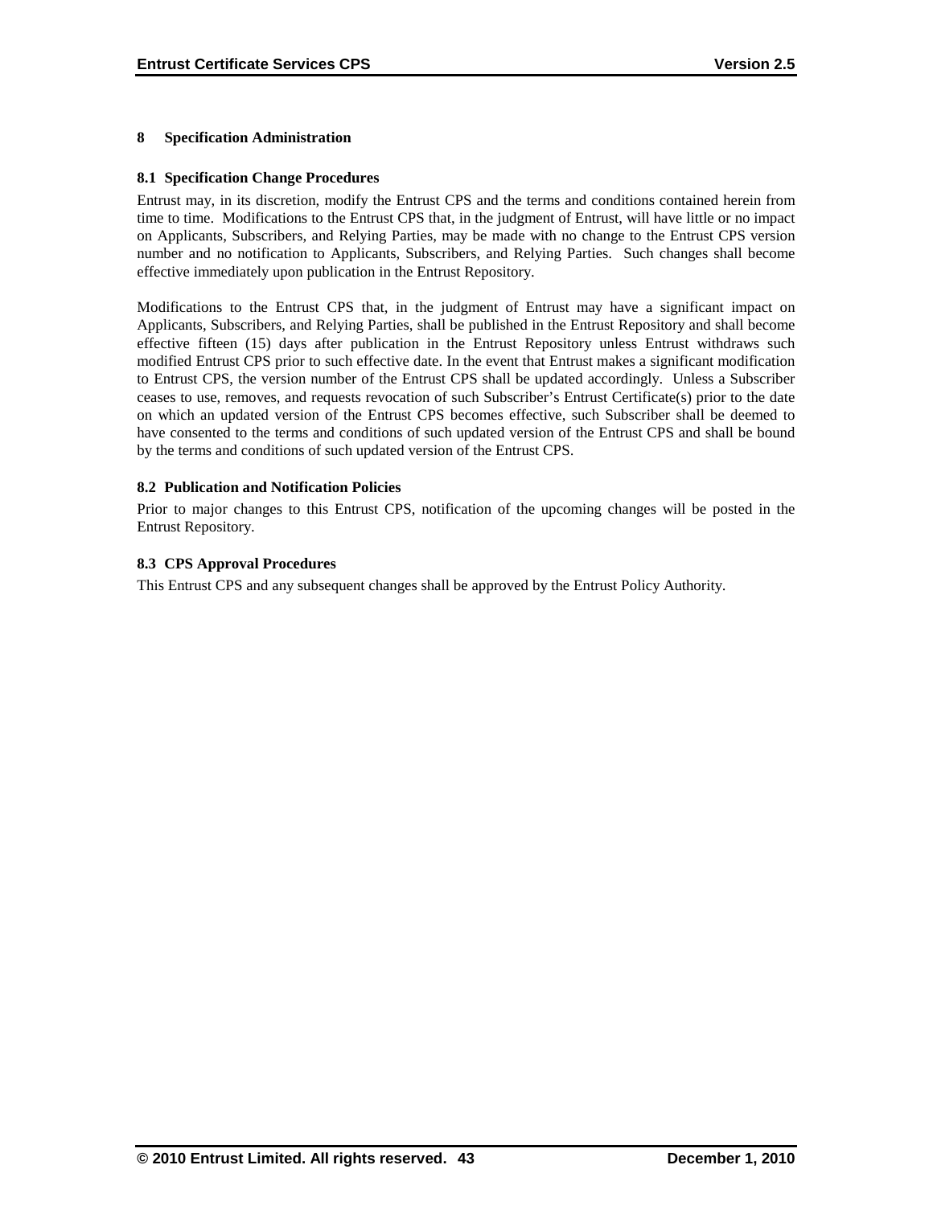# 8 Specification Administration

## 8.1 Specification Change Procedures

Entrust may, in its discretion, modify the Entrust CPS and the terms and conditions contained herein from time to time. Modifications to the Entrust CPS that, in the judgment of Entrust, will have little or no impact on Applicants, Subscribers, and Relying Parties, may be made with no change to the Entrust CPS version number and no notification to Applicants, Subscribers, and Relying Parties. Such changes shall become effective immediately upon publication in the Entrust Repository.

Modifications to the Entrust CPS that, in the judgment of Entrust may have a significant impact on Applicants, Subscribers, and Relying Parties, shall be published in the Entrust Repository and shall become effective fifteen (15) days after publication in the Entrust Repository unless Entrust withdraws such modified Entrust CPS prior to such effective date. In the event that Entrust makes a significant modification to Entrust CPS, the version number of the Entrust CPS shall be updated accordingly. Unless a Subscriber ceases to use, removes, and requests revocation of such Subscriber's Entrust Certificate(s) prior to the date on which an updated version of the Entrust CPS becomes effective, such Subscriber shall be deemed to have consented to the terms and conditions of such updated version of the Entrust CPS and shall be bound by the terms and conditions of such updated version of the Entrust CPS.

## 8.2 Publication and Notification Policies

Prior to major changes to this Entrust CPS, notification of the upcoming changes will be posted in the Entrust Repository.

## 8.3 CPS Approval Procedures

This Entrust CPS and any subsequent changes shall be approved by the Entrust Policy Authority.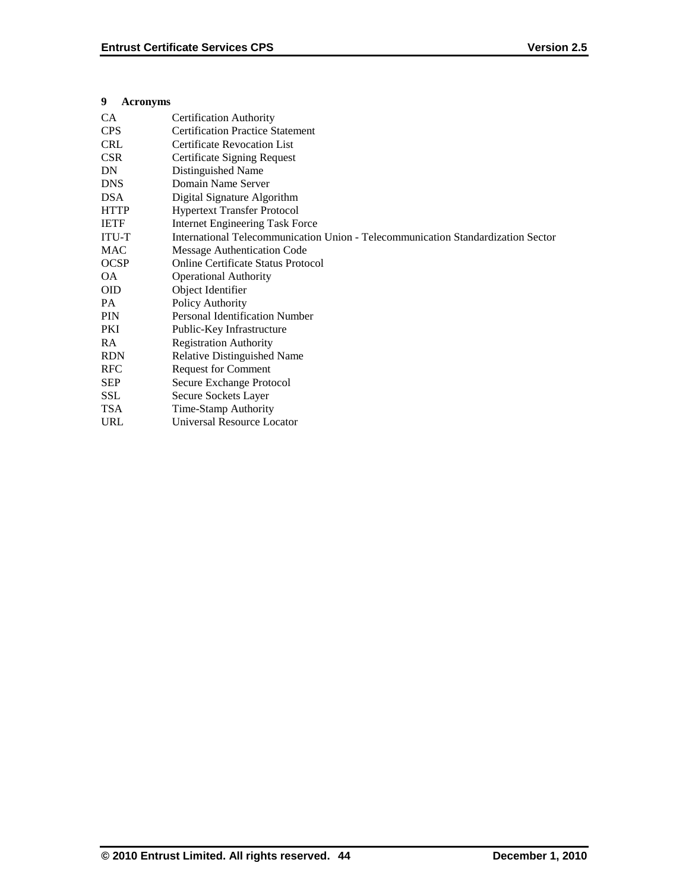# 9 Acronyms

| | |
|---|---|
| CA | Certification Authority |
| CPS | Certification Practice Statement |
| CRL | Certificate Revocation List |
| CSR | Certificate Signing Request |
| DN | Distinguished Name |
| DNS | Domain Name Server |
| DSA | Digital Signature Algorithm |
| HTTP | Hypertext Transfer Protocol |
| IETF | Internet Engineering Task Force |
| ITU-T | International Telecommunication Union - Telecommunication Standardization Sector |
| MAC | Message Authentication Code |
| OCSP | Online Certificate Status Protocol |
| OA | Operational Authority |
| OID | Object Identifier |
| PA | Policy Authority |
| PIN | Personal Identification Number |
| PKI | Public-Key Infrastructure |
| RA | Registration Authority |
| RDN | Relative Distinguished Name |
| RFC | Request for Comment |
| SEP | Secure Exchange Protocol |
| SSL | Secure Sockets Layer |
| TSA | Time-Stamp Authority |
| URL | Universal Resource Locator |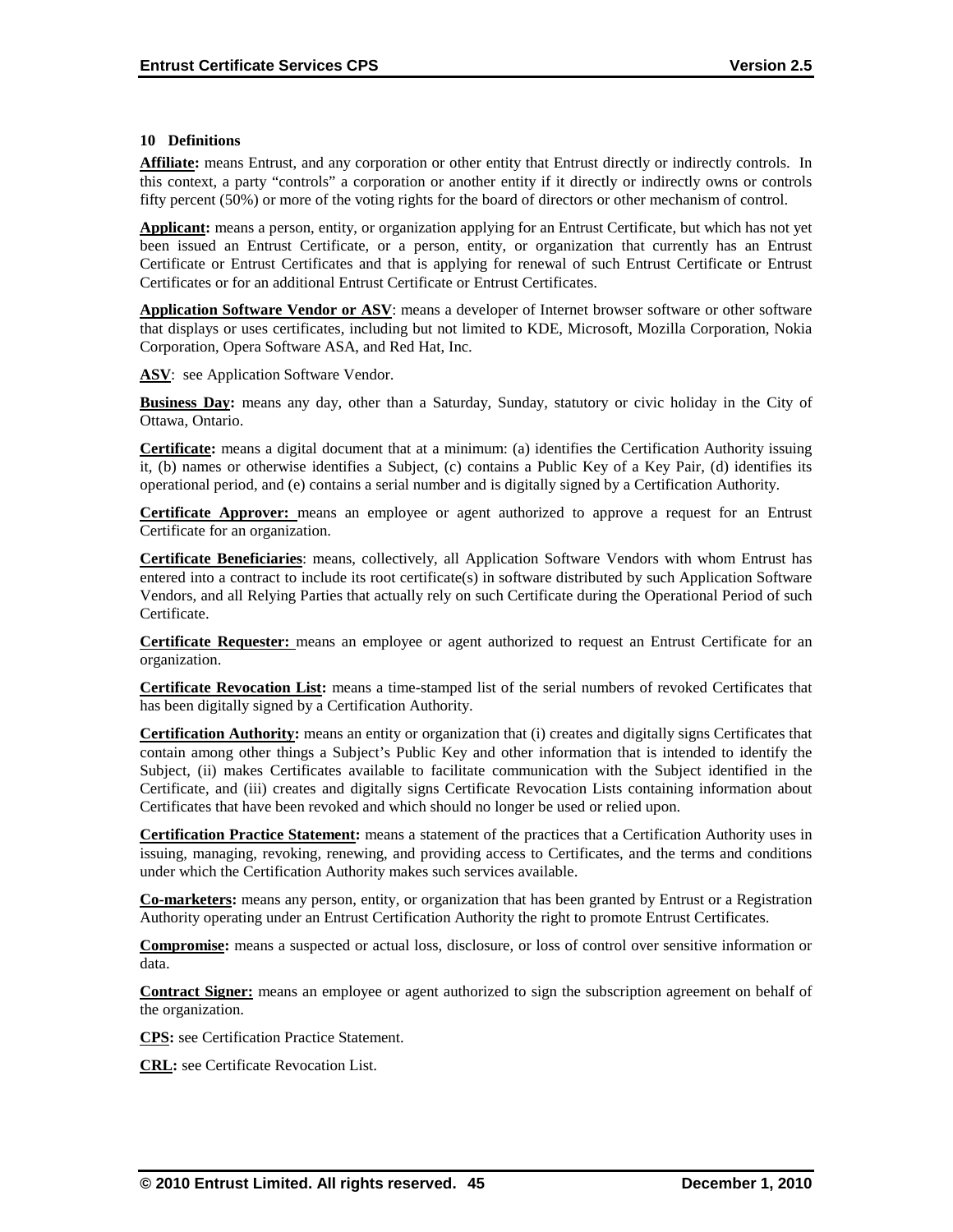## 10 Definitions

**Affiliate:** means Entrust, and any corporation or other entity that Entrust directly or indirectly controls. In this context, a party "controls" a corporation or another entity if it directly or indirectly owns or controls fifty percent (50%) or more of the voting rights for the board of directors or other mechanism of control.

**Applicant:** means a person, entity, or organization applying for an Entrust Certificate, but which has not yet been issued an Entrust Certificate, or a person, entity, or organization that currently has an Entrust Certificate or Entrust Certificates and that is applying for renewal of such Entrust Certificate or Entrust Certificates or for an additional Entrust Certificate or Entrust Certificates.

**Application Software Vendor or ASV**: means a developer of Internet browser software or other software that displays or uses certificates, including but not limited to KDE, Microsoft, Mozilla Corporation, Nokia Corporation, Opera Software ASA, and Red Hat, Inc.

**ASV**: see Application Software Vendor.

**Business Day:** means any day, other than a Saturday, Sunday, statutory or civic holiday in the City of Ottawa, Ontario.

**Certificate:** means a digital document that at a minimum: (a) identifies the Certification Authority issuing it, (b) names or otherwise identifies a Subject, (c) contains a Public Key of a Key Pair, (d) identifies its operational period, and (e) contains a serial number and is digitally signed by a Certification Authority.

**Certificate Approver:** means an employee or agent authorized to approve a request for an Entrust Certificate for an organization.

**Certificate Beneficiaries**: means, collectively, all Application Software Vendors with whom Entrust has entered into a contract to include its root certificate(s) in software distributed by such Application Software Vendors, and all Relying Parties that actually rely on such Certificate during the Operational Period of such Certificate.

**Certificate Requester:** means an employee or agent authorized to request an Entrust Certificate for an organization.

**Certificate Revocation List:** means a time-stamped list of the serial numbers of revoked Certificates that has been digitally signed by a Certification Authority.

**Certification Authority:** means an entity or organization that (i) creates and digitally signs Certificates that contain among other things a Subject's Public Key and other information that is intended to identify the Subject, (ii) makes Certificates available to facilitate communication with the Subject identified in the Certificate, and (iii) creates and digitally signs Certificate Revocation Lists containing information about Certificates that have been revoked and which should no longer be used or relied upon.

**Certification Practice Statement:** means a statement of the practices that a Certification Authority uses in issuing, managing, revoking, renewing, and providing access to Certificates, and the terms and conditions under which the Certification Authority makes such services available.

**Co-marketers:** means any person, entity, or organization that has been granted by Entrust or a Registration Authority operating under an Entrust Certification Authority the right to promote Entrust Certificates.

**Compromise:** means a suspected or actual loss, disclosure, or loss of control over sensitive information or data.

**Contract Signer:** means an employee or agent authorized to sign the subscription agreement on behalf of the organization.

**CPS:** see Certification Practice Statement.

**CRL:** see Certificate Revocation List.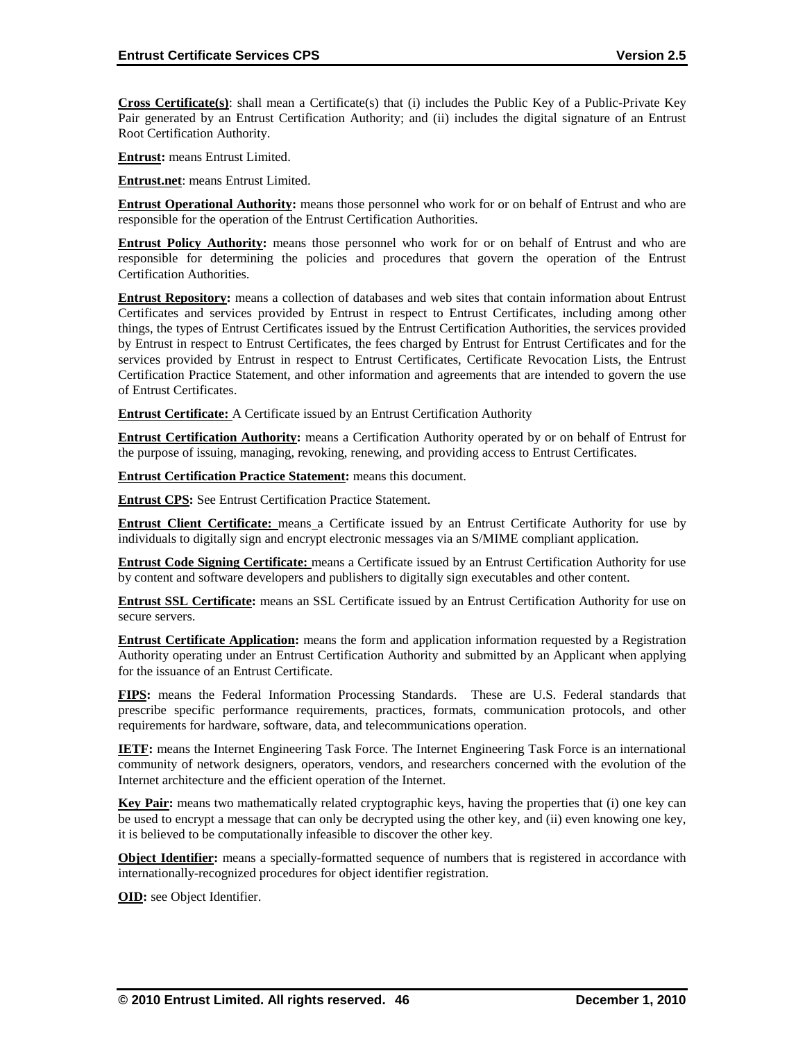**Cross Certificate(s)**: shall mean a Certificate(s) that (i) includes the Public Key of a Public-Private Key Pair generated by an Entrust Certification Authority; and (ii) includes the digital signature of an Entrust Root Certification Authority.

**Entrust:** means Entrust Limited.

**Entrust.net**: means Entrust Limited.

**Entrust Operational Authority:** means those personnel who work for or on behalf of Entrust and who are responsible for the operation of the Entrust Certification Authorities.

**Entrust Policy Authority:** means those personnel who work for or on behalf of Entrust and who are responsible for determining the policies and procedures that govern the operation of the Entrust Certification Authorities.

**Entrust Repository:** means a collection of databases and web sites that contain information about Entrust Certificates and services provided by Entrust in respect to Entrust Certificates, including among other things, the types of Entrust Certificates issued by the Entrust Certification Authorities, the services provided by Entrust in respect to Entrust Certificates, the fees charged by Entrust for Entrust Certificates and for the services provided by Entrust in respect to Entrust Certificates, Certificate Revocation Lists, the Entrust Certification Practice Statement, and other information and agreements that are intended to govern the use of Entrust Certificates.

**Entrust Certificate:** A Certificate issued by an Entrust Certification Authority

**Entrust Certification Authority:** means a Certification Authority operated by or on behalf of Entrust for the purpose of issuing, managing, revoking, renewing, and providing access to Entrust Certificates.

**Entrust Certification Practice Statement:** means this document.

**Entrust CPS:** See Entrust Certification Practice Statement.

**Entrust Client Certificate:** means a Certificate issued by an Entrust Certificate Authority for use by individuals to digitally sign and encrypt electronic messages via an S/MIME compliant application.

**Entrust Code Signing Certificate:** means a Certificate issued by an Entrust Certification Authority for use by content and software developers and publishers to digitally sign executables and other content.

**Entrust SSL Certificate:** means an SSL Certificate issued by an Entrust Certification Authority for use on secure servers.

**Entrust Certificate Application:** means the form and application information requested by a Registration Authority operating under an Entrust Certification Authority and submitted by an Applicant when applying for the issuance of an Entrust Certificate.

**FIPS:** means the Federal Information Processing Standards. These are U.S. Federal standards that prescribe specific performance requirements, practices, formats, communication protocols, and other requirements for hardware, software, data, and telecommunications operation.

**IETF:** means the Internet Engineering Task Force. The Internet Engineering Task Force is an international community of network designers, operators, vendors, and researchers concerned with the evolution of the Internet architecture and the efficient operation of the Internet.

**Key Pair:** means two mathematically related cryptographic keys, having the properties that (i) one key can be used to encrypt a message that can only be decrypted using the other key, and (ii) even knowing one key, it is believed to be computationally infeasible to discover the other key.

**Object Identifier:** means a specially-formatted sequence of numbers that is registered in accordance with internationally-recognized procedures for object identifier registration.

**OID:** see Object Identifier.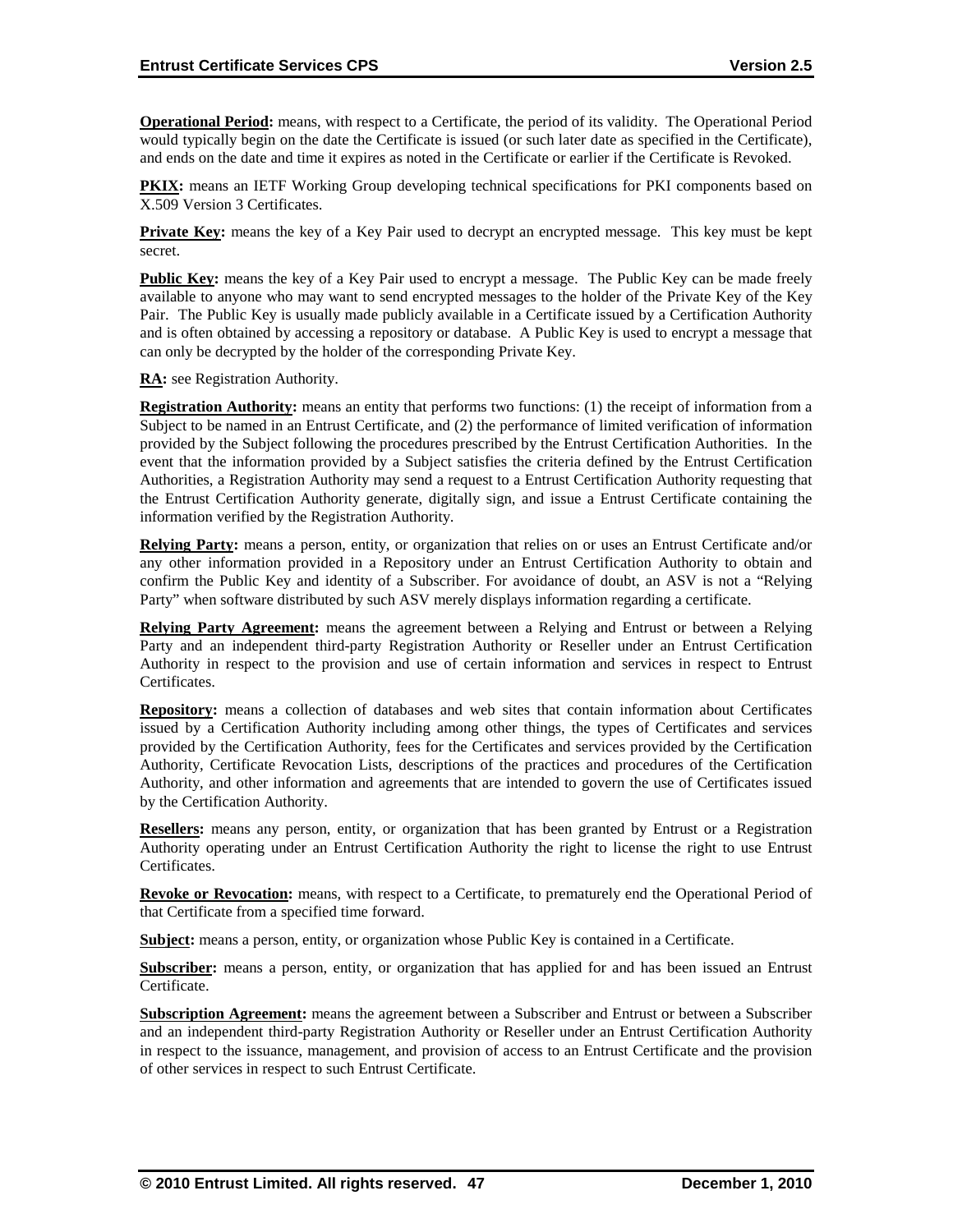**Operational Period:** means, with respect to a Certificate, the period of its validity. The Operational Period would typically begin on the date the Certificate is issued (or such later date as specified in the Certificate), and ends on the date and time it expires as noted in the Certificate or earlier if the Certificate is Revoked.

**PKIX:** means an IETF Working Group developing technical specifications for PKI components based on X.509 Version 3 Certificates.

**Private Key:** means the key of a Key Pair used to decrypt an encrypted message. This key must be kept secret.

**Public Key:** means the key of a Key Pair used to encrypt a message. The Public Key can be made freely available to anyone who may want to send encrypted messages to the holder of the Private Key of the Key Pair. The Public Key is usually made publicly available in a Certificate issued by a Certification Authority and is often obtained by accessing a repository or database. A Public Key is used to encrypt a message that can only be decrypted by the holder of the corresponding Private Key.

**RA:** see Registration Authority.

**Registration Authority:** means an entity that performs two functions: (1) the receipt of information from a Subject to be named in an Entrust Certificate, and (2) the performance of limited verification of information provided by the Subject following the procedures prescribed by the Entrust Certification Authorities. In the event that the information provided by a Subject satisfies the criteria defined by the Entrust Certification Authorities, a Registration Authority may send a request to a Entrust Certification Authority requesting that the Entrust Certification Authority generate, digitally sign, and issue a Entrust Certificate containing the information verified by the Registration Authority.

**Relying Party:** means a person, entity, or organization that relies on or uses an Entrust Certificate and/or any other information provided in a Repository under an Entrust Certification Authority to obtain and confirm the Public Key and identity of a Subscriber. For avoidance of doubt, an ASV is not a "Relying Party" when software distributed by such ASV merely displays information regarding a certificate.

**Relying Party Agreement:** means the agreement between a Relying and Entrust or between a Relying Party and an independent third-party Registration Authority or Reseller under an Entrust Certification Authority in respect to the provision and use of certain information and services in respect to Entrust Certificates.

**Repository:** means a collection of databases and web sites that contain information about Certificates issued by a Certification Authority including among other things, the types of Certificates and services provided by the Certification Authority, fees for the Certificates and services provided by the Certification Authority, Certificate Revocation Lists, descriptions of the practices and procedures of the Certification Authority, and other information and agreements that are intended to govern the use of Certificates issued by the Certification Authority.

**Resellers:** means any person, entity, or organization that has been granted by Entrust or a Registration Authority operating under an Entrust Certification Authority the right to license the right to use Entrust Certificates.

**Revoke or Revocation:** means, with respect to a Certificate, to prematurely end the Operational Period of that Certificate from a specified time forward.

**Subject:** means a person, entity, or organization whose Public Key is contained in a Certificate.

**Subscriber:** means a person, entity, or organization that has applied for and has been issued an Entrust Certificate.

**Subscription Agreement:** means the agreement between a Subscriber and Entrust or between a Subscriber and an independent third-party Registration Authority or Reseller under an Entrust Certification Authority in respect to the issuance, management, and provision of access to an Entrust Certificate and the provision of other services in respect to such Entrust Certificate.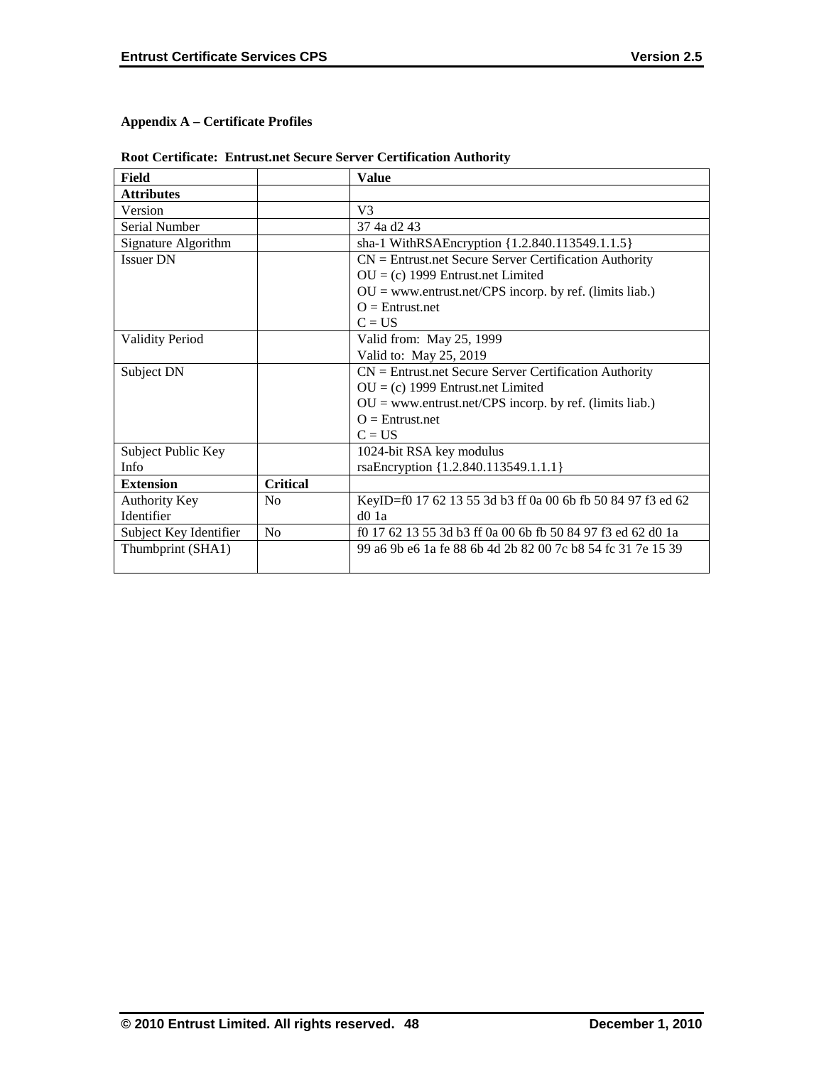**Appendix A – Certificate Profiles**

**Root Certificate: Entrust.net Secure Server Certification Authority**

| Field | | Value |
|---|---|---|
| **Attributes** | | |
| Version | | V3 |
| Serial Number | | 37 4a d2 43 |
| Signature Algorithm | | sha-1 WithRSAEncryption {1.2.840.113549.1.1.5} |
| Issuer DN | | CN = Entrust.net Secure Server Certification Authority<br>OU = (c) 1999 Entrust.net Limited<br>OU = www.entrust.net/CPS incorp. by ref. (limits liab.)<br>O = Entrust.net<br>C = US |
| Validity Period | | Valid from: May 25, 1999<br>Valid to: May 25, 2019 |
| Subject DN | | CN = Entrust.net Secure Server Certification Authority<br>OU = (c) 1999 Entrust.net Limited<br>OU = www.entrust.net/CPS incorp. by ref. (limits liab.)<br>O = Entrust.net<br>C = US |
| Subject Public Key Info | | 1024-bit RSA key modulus<br>rsaEncryption {1.2.840.113549.1.1.1} |
| **Extension** | **Critical** | |
| Authority Key Identifier | No | KeyID=f0 17 62 13 55 3d b3 ff 0a 00 6b fb 50 84 97 f3 ed 62 d0 1a |
| Subject Key Identifier | No | f0 17 62 13 55 3d b3 ff 0a 00 6b fb 50 84 97 f3 ed 62 d0 1a |
| Thumbprint (SHA1) | | 99 a6 9b e6 1a fe 88 6b 4d 2b 82 00 7c b8 54 fc 31 7e 15 39 |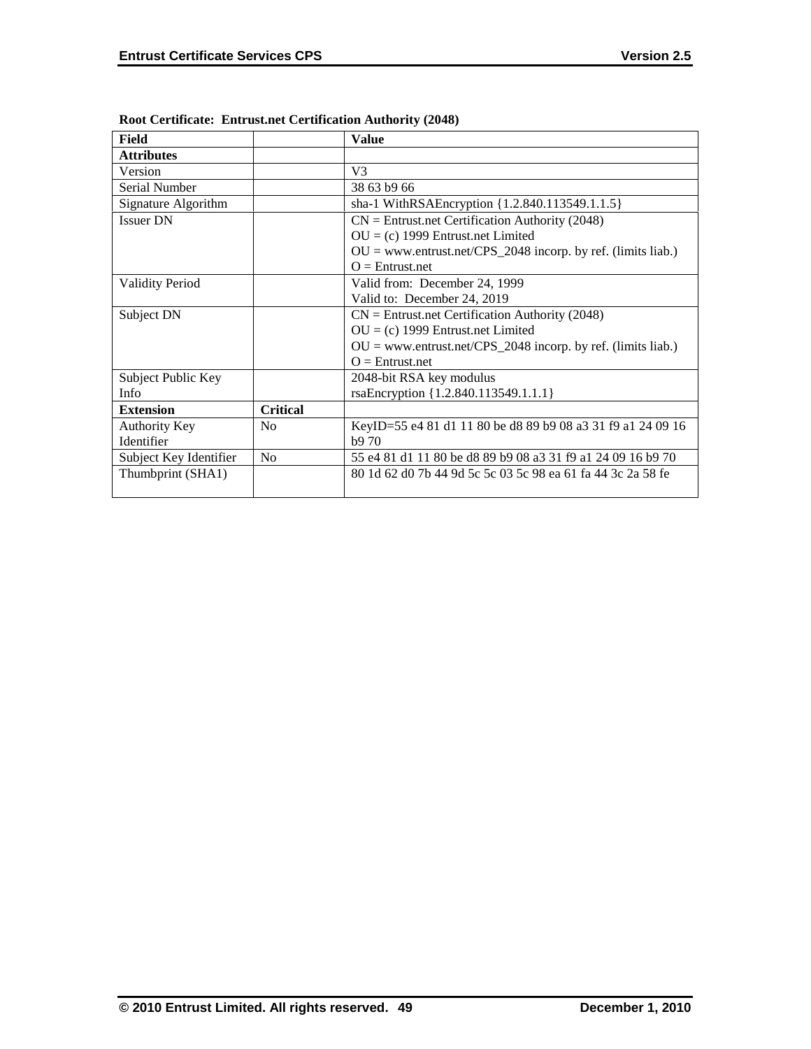**Root Certificate: Entrust.net Certification Authority (2048)**

| Field | | Value |
|---|---|---|
| **Attributes** | | |
| Version | | V3 |
| Serial Number | | 38 63 b9 66 |
| Signature Algorithm | | sha-1 WithRSAEncryption {1.2.840.113549.1.1.5} |
| Issuer DN | | CN = Entrust.net Certification Authority (2048)<br>OU = (c) 1999 Entrust.net Limited<br>OU = www.entrust.net/CPS_2048 incorp. by ref. (limits liab.)<br>O = Entrust.net |
| Validity Period | | Valid from: December 24, 1999<br>Valid to: December 24, 2019 |
| Subject DN | | CN = Entrust.net Certification Authority (2048)<br>OU = (c) 1999 Entrust.net Limited<br>OU = www.entrust.net/CPS_2048 incorp. by ref. (limits liab.)<br>O = Entrust.net |
| Subject Public Key Info | | 2048-bit RSA key modulus<br>rsaEncryption {1.2.840.113549.1.1.1} |
| **Extension** | **Critical** | |
| Authority Key Identifier | No | KeyID=55 e4 81 d1 11 80 be d8 89 b9 08 a3 31 f9 a1 24 09 16 b9 70 |
| Subject Key Identifier | No | 55 e4 81 d1 11 80 be d8 89 b9 08 a3 31 f9 a1 24 09 16 b9 70 |
| Thumbprint (SHA1) | | 80 1d 62 d0 7b 44 9d 5c 5c 03 5c 98 ea 61 fa 44 3c 2a 58 fe |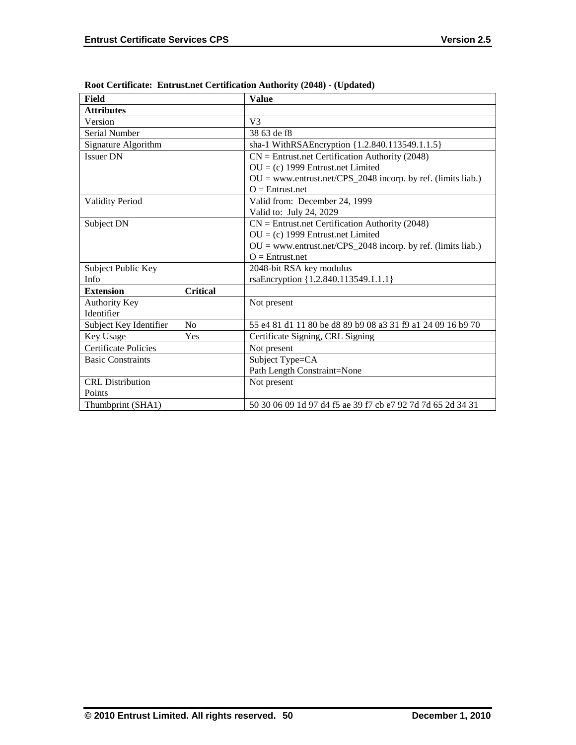**Root Certificate: Entrust.net Certification Authority (2048) - (Updated)**

| Field | | Value |
|---|---|---|
| **Attributes** | | |
| Version | | V3 |
| Serial Number | | 38 63 de f8 |
| Signature Algorithm | | sha-1 WithRSAEncryption {1.2.840.113549.1.1.5} |
| Issuer DN | | CN = Entrust.net Certification Authority (2048)<br>OU = (c) 1999 Entrust.net Limited<br>OU = www.entrust.net/CPS_2048 incorp. by ref. (limits liab.)<br>O = Entrust.net |
| Validity Period | | Valid from: December 24, 1999<br>Valid to: July 24, 2029 |
| Subject DN | | CN = Entrust.net Certification Authority (2048)<br>OU = (c) 1999 Entrust.net Limited<br>OU = www.entrust.net/CPS_2048 incorp. by ref. (limits liab.)<br>O = Entrust.net |
| Subject Public Key Info | | 2048-bit RSA key modulus<br>rsaEncryption {1.2.840.113549.1.1.1} |
| **Extension** | **Critical** | |
| Authority Key Identifier | | Not present |
| Subject Key Identifier | No | 55 e4 81 d1 11 80 be d8 89 b9 08 a3 31 f9 a1 24 09 16 b9 70 |
| Key Usage | Yes | Certificate Signing, CRL Signing |
| Certificate Policies | | Not present |
| Basic Constraints | | Subject Type=CA<br>Path Length Constraint=None |
| CRL Distribution Points | | Not present |
| Thumbprint (SHA1) | | 50 30 06 09 1d 97 d4 f5 ae 39 f7 cb e7 92 7d 7d 65 2d 34 31 |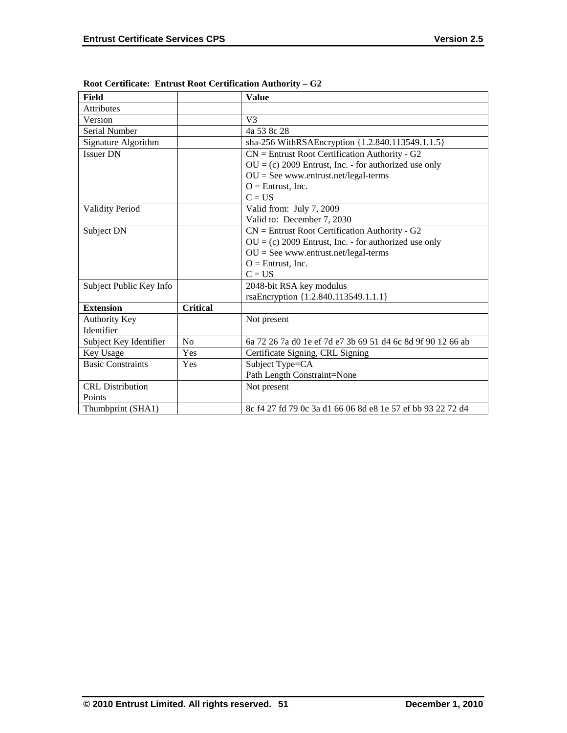**Root Certificate: Entrust Root Certification Authority – G2**

| Field | | Value |
|---|---|---|
| Attributes | | |
| Version | | V3 |
| Serial Number | | 4a 53 8c 28 |
| Signature Algorithm | | sha-256 WithRSAEncryption {1.2.840.113549.1.1.5} |
| Issuer DN | | CN = Entrust Root Certification Authority - G2<br>OU = (c) 2009 Entrust, Inc. - for authorized use only<br>OU = See www.entrust.net/legal-terms<br>O = Entrust, Inc.<br>C = US |
| Validity Period | | Valid from: July 7, 2009<br>Valid to: December 7, 2030 |
| Subject DN | | CN = Entrust Root Certification Authority - G2<br>OU = (c) 2009 Entrust, Inc. - for authorized use only<br>OU = See www.entrust.net/legal-terms<br>O = Entrust, Inc.<br>C = US |
| Subject Public Key Info | | 2048-bit RSA key modulus<br>rsaEncryption {1.2.840.113549.1.1.1} |
| **Extension** | **Critical** | |
| Authority Key Identifier | | Not present |
| Subject Key Identifier | No | 6a 72 26 7a d0 1e ef 7d e7 3b 69 51 d4 6c 8d 9f 90 12 66 ab |
| Key Usage | Yes | Certificate Signing, CRL Signing |
| Basic Constraints | Yes | Subject Type=CA<br>Path Length Constraint=None |
| CRL Distribution Points | | Not present |
| Thumbprint (SHA1) | | 8c f4 27 fd 79 0c 3a d1 66 06 8d e8 1e 57 ef bb 93 22 72 d4 |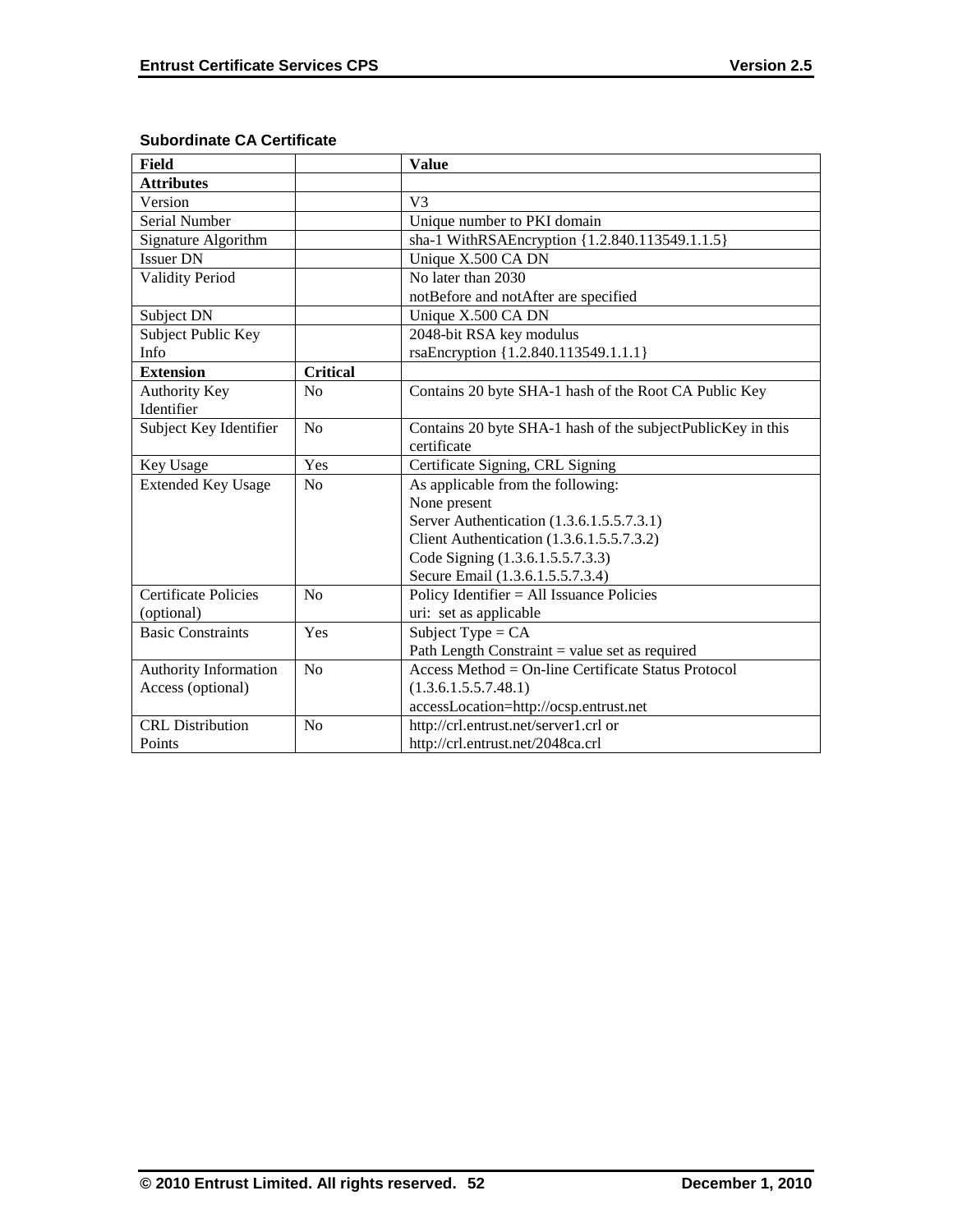### Subordinate CA Certificate

| Field | | Value |
|---|---|---|
| **Attributes** | | |
| Version | | V3 |
| Serial Number | | Unique number to PKI domain |
| Signature Algorithm | | sha-1 WithRSAEncryption {1.2.840.113549.1.1.5} |
| Issuer DN | | Unique X.500 CA DN |
| Validity Period | | No later than 2030<br>notBefore and notAfter are specified |
| Subject DN | | Unique X.500 CA DN |
| Subject Public Key Info | | 2048-bit RSA key modulus<br>rsaEncryption {1.2.840.113549.1.1.1} |
| **Extension** | **Critical** | |
| Authority Key Identifier | No | Contains 20 byte SHA-1 hash of the Root CA Public Key |
| Subject Key Identifier | No | Contains 20 byte SHA-1 hash of the subjectPublicKey in this certificate |
| Key Usage | Yes | Certificate Signing, CRL Signing |
| Extended Key Usage | No | As applicable from the following:<br>None present<br>Server Authentication (1.3.6.1.5.5.7.3.1)<br>Client Authentication (1.3.6.1.5.5.7.3.2)<br>Code Signing (1.3.6.1.5.5.7.3.3)<br>Secure Email (1.3.6.1.5.5.7.3.4) |
| Certificate Policies (optional) | No | Policy Identifier = All Issuance Policies<br>uri: set as applicable |
| Basic Constraints | Yes | Subject Type = CA<br>Path Length Constraint = value set as required |
| Authority Information Access (optional) | No | Access Method = On-line Certificate Status Protocol (1.3.6.1.5.5.7.48.1)<br>accessLocation=http://ocsp.entrust.net |
| CRL Distribution Points | No | http://crl.entrust.net/server1.crl or<br>http://crl.entrust.net/2048ca.crl |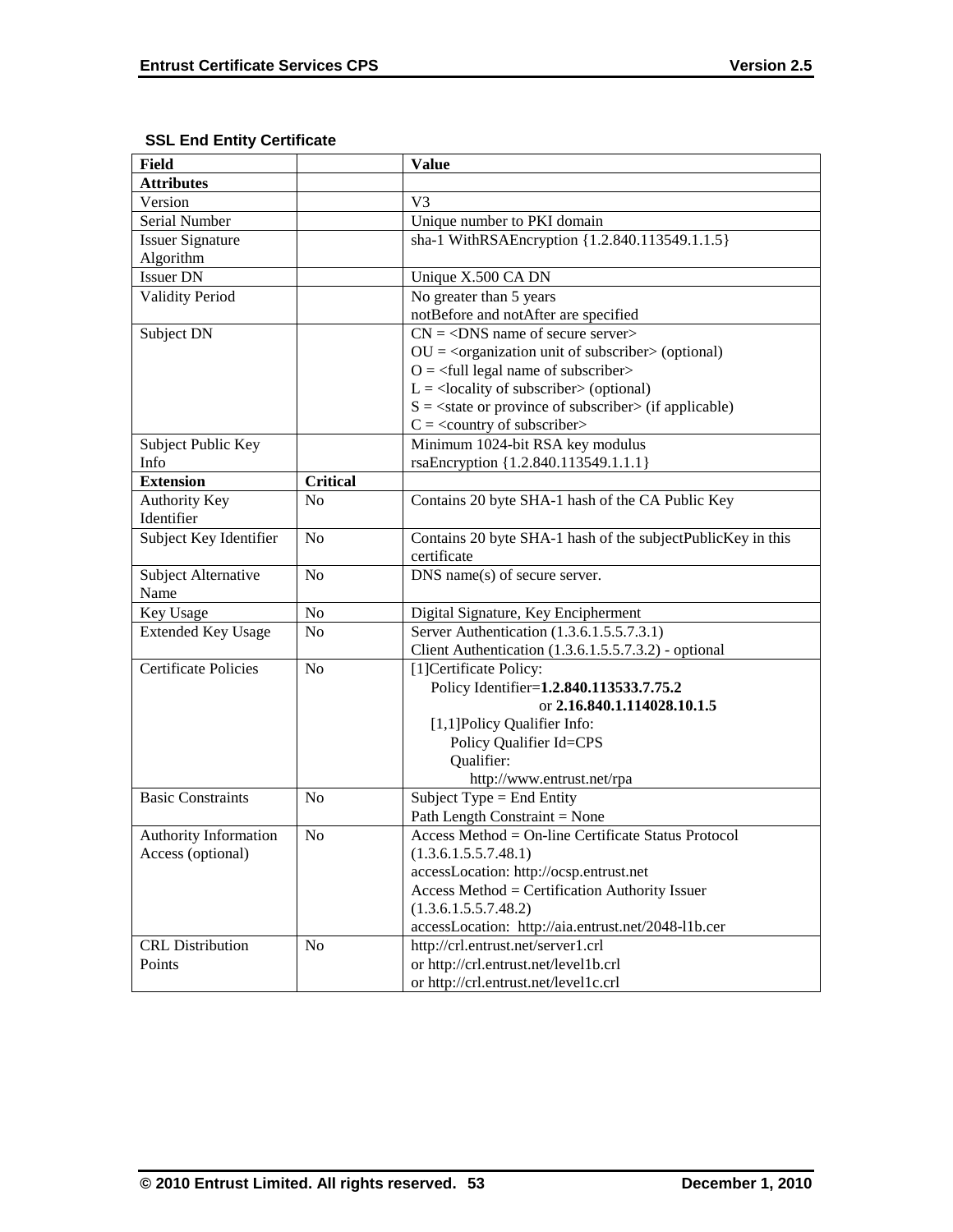**SSL End Entity Certificate**

| Field | | Value |
|---|---|---|
| **Attributes** | | |
| Version | | V3 |
| Serial Number | | Unique number to PKI domain |
| Issuer Signature Algorithm | | sha-1 WithRSAEncryption {1.2.840.113549.1.1.5} |
| Issuer DN | | Unique X.500 CA DN |
| Validity Period | | No greater than 5 years<br>notBefore and notAfter are specified |
| Subject DN | | CN = <DNS name of secure server><br>OU = <organization unit of subscriber> (optional)<br>O = <full legal name of subscriber><br>L = <locality of subscriber> (optional)<br>S = <state or province of subscriber> (if applicable)<br>C = <country of subscriber> |
| Subject Public Key Info | | Minimum 1024-bit RSA key modulus<br>rsaEncryption {1.2.840.113549.1.1.1} |
| **Extension** | **Critical** | |
| Authority Key Identifier | No | Contains 20 byte SHA-1 hash of the CA Public Key |
| Subject Key Identifier | No | Contains 20 byte SHA-1 hash of the subjectPublicKey in this certificate |
| Subject Alternative Name | No | DNS name(s) of secure server. |
| Key Usage | No | Digital Signature, Key Encipherment |
| Extended Key Usage | No | Server Authentication (1.3.6.1.5.5.7.3.1)<br>Client Authentication (1.3.6.1.5.5.7.3.2) - optional |
| Certificate Policies | No | [1]Certificate Policy:<br>Policy Identifier=**1.2.840.113533.7.75.2**<br>or **2.16.840.1.114028.10.1.5**<br>[1,1]Policy Qualifier Info:<br>Policy Qualifier Id=CPS<br>Qualifier:<br>http://www.entrust.net/rpa |
| Basic Constraints | No | Subject Type = End Entity<br>Path Length Constraint = None |
| Authority Information Access (optional) | No | Access Method = On-line Certificate Status Protocol (1.3.6.1.5.5.7.48.1)<br>accessLocation: http://ocsp.entrust.net<br>Access Method = Certification Authority Issuer (1.3.6.1.5.5.7.48.2)<br>accessLocation: http://aia.entrust.net/2048-l1b.cer |
| CRL Distribution Points | No | http://crl.entrust.net/server1.crl<br>or http://crl.entrust.net/level1b.crl<br>or http://crl.entrust.net/level1c.crl |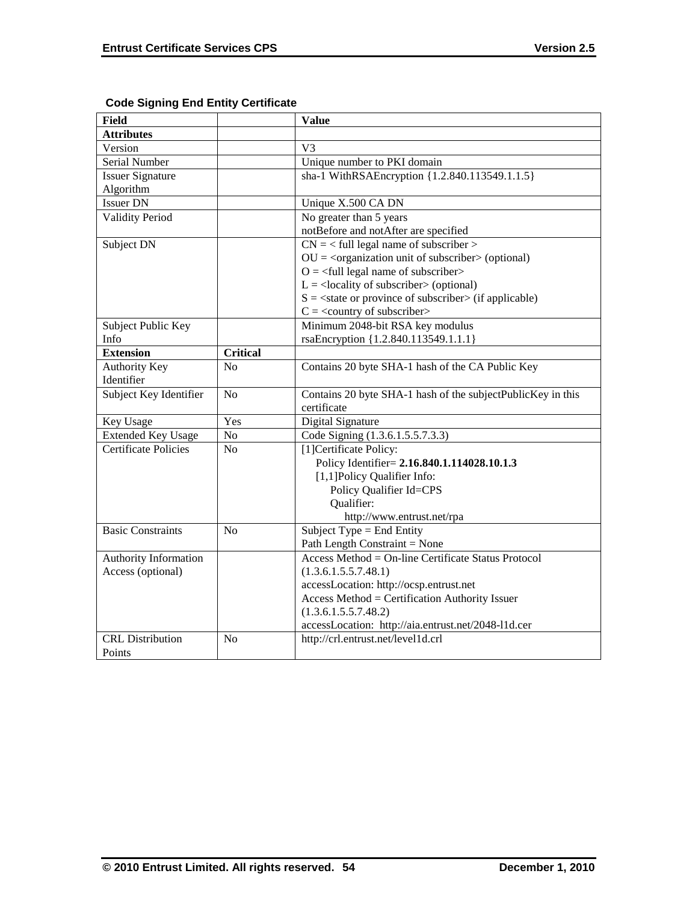**Code Signing End Entity Certificate**

| Field | | Value |
|---|---|---|
| **Attributes** | | |
| Version | | V3 |
| Serial Number | | Unique number to PKI domain |
| Issuer Signature Algorithm | | sha-1 WithRSAEncryption {1.2.840.113549.1.1.5} |
| Issuer DN | | Unique X.500 CA DN |
| Validity Period | | No greater than 5 years<br>notBefore and notAfter are specified |
| Subject DN | | CN = < full legal name of subscriber ><br>OU = <organization unit of subscriber> (optional)<br>O = <full legal name of subscriber><br>L = <locality of subscriber> (optional)<br>S = <state or province of subscriber> (if applicable)<br>C = <country of subscriber> |
| Subject Public Key Info | | Minimum 2048-bit RSA key modulus<br>rsaEncryption {1.2.840.113549.1.1.1} |
| **Extension** | **Critical** | |
| Authority Key Identifier | No | Contains 20 byte SHA-1 hash of the CA Public Key |
| Subject Key Identifier | No | Contains 20 byte SHA-1 hash of the subjectPublicKey in this certificate |
| Key Usage | Yes | Digital Signature |
| Extended Key Usage | No | Code Signing (1.3.6.1.5.5.7.3.3) |
| Certificate Policies | No | [1]Certificate Policy:<br>Policy Identifier= **2.16.840.1.114028.10.1.3**<br>[1,1]Policy Qualifier Info:<br>Policy Qualifier Id=CPS<br>Qualifier:<br>http://www.entrust.net/rpa |
| Basic Constraints | No | Subject Type = End Entity<br>Path Length Constraint = None |
| Authority Information Access (optional) | | Access Method = On-line Certificate Status Protocol (1.3.6.1.5.5.7.48.1)<br>accessLocation: http://ocsp.entrust.net<br>Access Method = Certification Authority Issuer (1.3.6.1.5.5.7.48.2)<br>accessLocation: http://aia.entrust.net/2048-l1d.cer |
| CRL Distribution Points | No | http://crl.entrust.net/level1d.crl |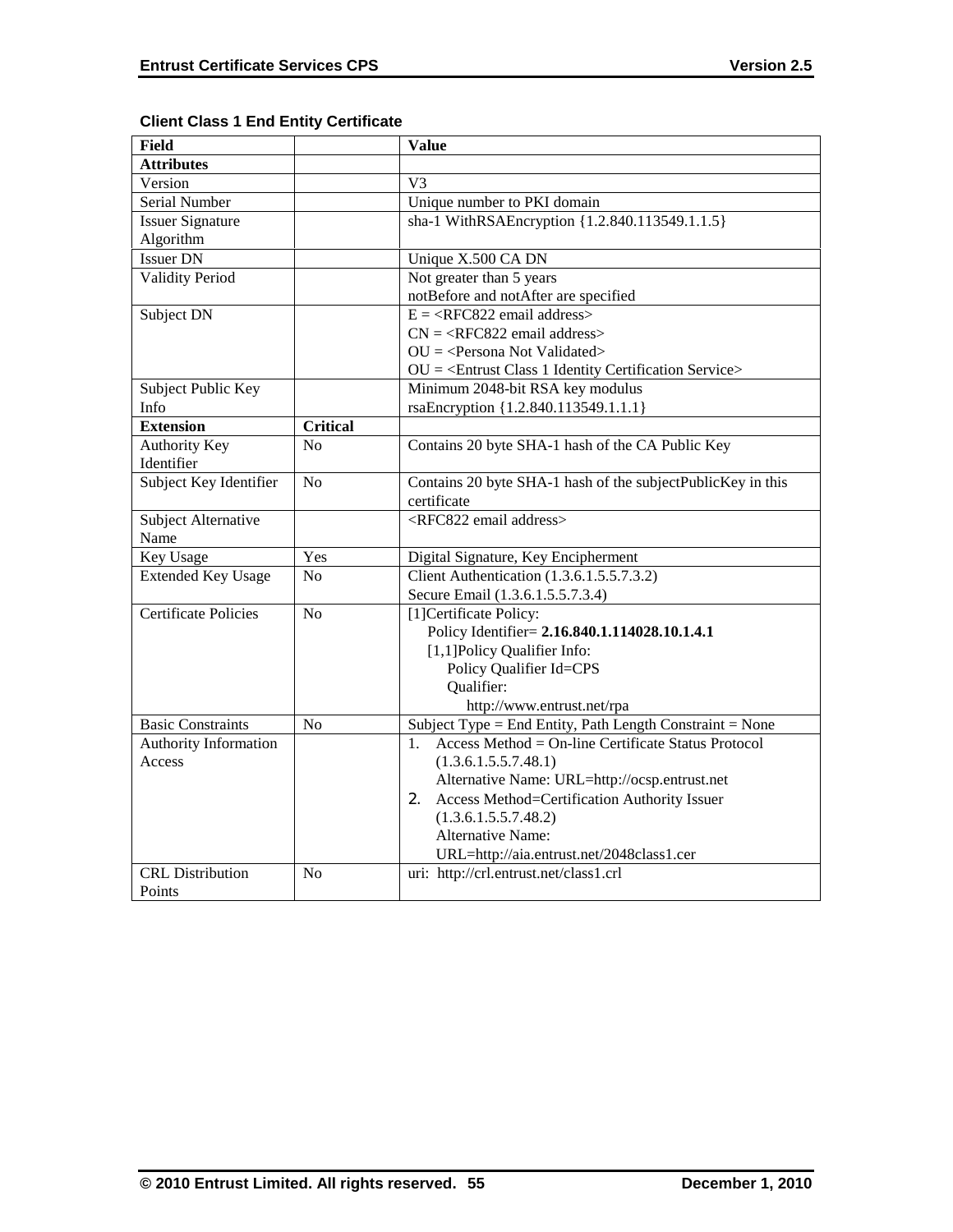**Client Class 1 End Entity Certificate**

| Field | | Value |
|---|---|---|
| **Attributes** | | |
| Version | | V3 |
| Serial Number | | Unique number to PKI domain |
| Issuer Signature Algorithm | | sha-1 WithRSAEncryption {1.2.840.113549.1.1.5} |
| Issuer DN | | Unique X.500 CA DN |
| Validity Period | | Not greater than 5 years<br>notBefore and notAfter are specified |
| Subject DN | | E = <RFC822 email address><br>CN = <RFC822 email address><br>OU = <Persona Not Validated><br>OU = <Entrust Class 1 Identity Certification Service> |
| Subject Public Key Info | | Minimum 2048-bit RSA key modulus<br>rsaEncryption {1.2.840.113549.1.1.1} |
| **Extension** | **Critical** | |
| Authority Key Identifier | No | Contains 20 byte SHA-1 hash of the CA Public Key |
| Subject Key Identifier | No | Contains 20 byte SHA-1 hash of the subjectPublicKey in this certificate |
| Subject Alternative Name | | <RFC822 email address> |
| Key Usage | Yes | Digital Signature, Key Encipherment |
| Extended Key Usage | No | Client Authentication (1.3.6.1.5.5.7.3.2)<br>Secure Email (1.3.6.1.5.5.7.3.4) |
| Certificate Policies | No | [1]Certificate Policy:<br>Policy Identifier= **2.16.840.1.114028.10.1.4.1**<br>[1,1]Policy Qualifier Info:<br>Policy Qualifier Id=CPS<br>Qualifier:<br>http://www.entrust.net/rpa |
| Basic Constraints | No | Subject Type = End Entity, Path Length Constraint = None |
| Authority Information Access | | 1. Access Method = On-line Certificate Status Protocol (1.3.6.1.5.5.7.48.1)<br>Alternative Name: URL=http://ocsp.entrust.net<br>2. Access Method=Certification Authority Issuer (1.3.6.1.5.5.7.48.2)<br>Alternative Name: URL=http://aia.entrust.net/2048class1.cer |
| CRL Distribution Points | No | uri: http://crl.entrust.net/class1.crl |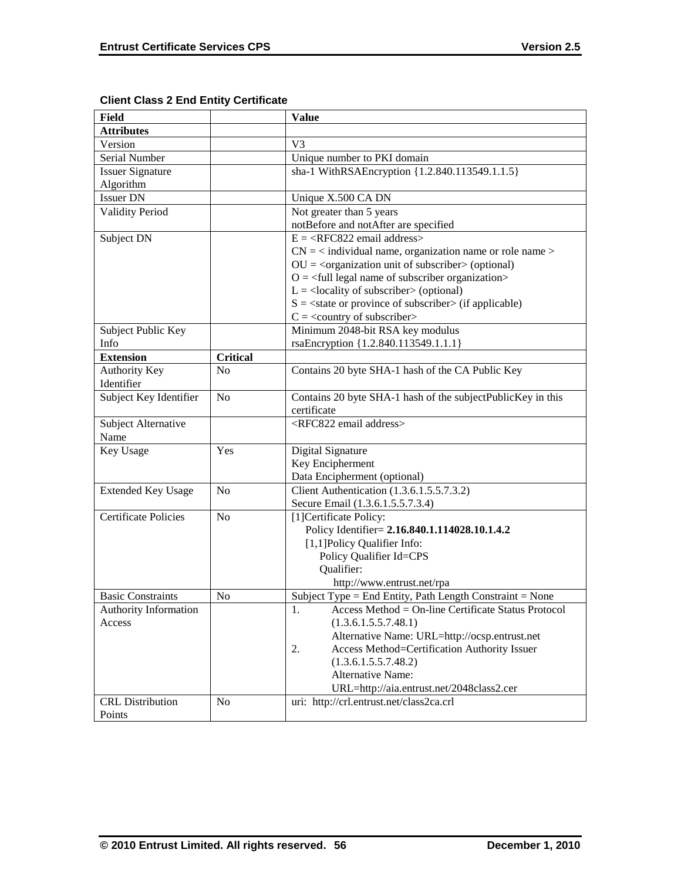**Client Class 2 End Entity Certificate**

| Field | | Value |
|---|---|---|
| **Attributes** | | |
| Version | | V3 |
| Serial Number | | Unique number to PKI domain |
| Issuer Signature Algorithm | | sha-1 WithRSAEncryption {1.2.840.113549.1.1.5} |
| Issuer DN | | Unique X.500 CA DN |
| Validity Period | | Not greater than 5 years<br>notBefore and notAfter are specified |
| Subject DN | | E = <RFC822 email address><br>CN = < individual name, organization name or role name ><br>OU = <organization unit of subscriber> (optional)<br>O = <full legal name of subscriber organization><br>L = <locality of subscriber> (optional)<br>S = <state or province of subscriber> (if applicable)<br>C = <country of subscriber> |
| Subject Public Key Info | | Minimum 2048-bit RSA key modulus<br>rsaEncryption {1.2.840.113549.1.1.1} |
| **Extension** | **Critical** | |
| Authority Key Identifier | No | Contains 20 byte SHA-1 hash of the CA Public Key |
| Subject Key Identifier | No | Contains 20 byte SHA-1 hash of the subjectPublicKey in this certificate |
| Subject Alternative Name | | <RFC822 email address> |
| Key Usage | Yes | Digital Signature<br>Key Encipherment<br>Data Encipherment (optional) |
| Extended Key Usage | No | Client Authentication (1.3.6.1.5.5.7.3.2)<br>Secure Email (1.3.6.1.5.5.7.3.4) |
| Certificate Policies | No | [1]Certificate Policy:<br>Policy Identifier= **2.16.840.1.114028.10.1.4.2**<br>[1,1]Policy Qualifier Info:<br>Policy Qualifier Id=CPS<br>Qualifier:<br>http://www.entrust.net/rpa |
| Basic Constraints | No | Subject Type = End Entity, Path Length Constraint = None |
| Authority Information Access | | 1. Access Method = On-line Certificate Status Protocol (1.3.6.1.5.5.7.48.1)<br>Alternative Name: URL=http://ocsp.entrust.net<br>2. Access Method=Certification Authority Issuer (1.3.6.1.5.5.7.48.2)<br>Alternative Name: URL=http://aia.entrust.net/2048class2.cer |
| CRL Distribution Points | No | uri: http://crl.entrust.net/class2ca.crl |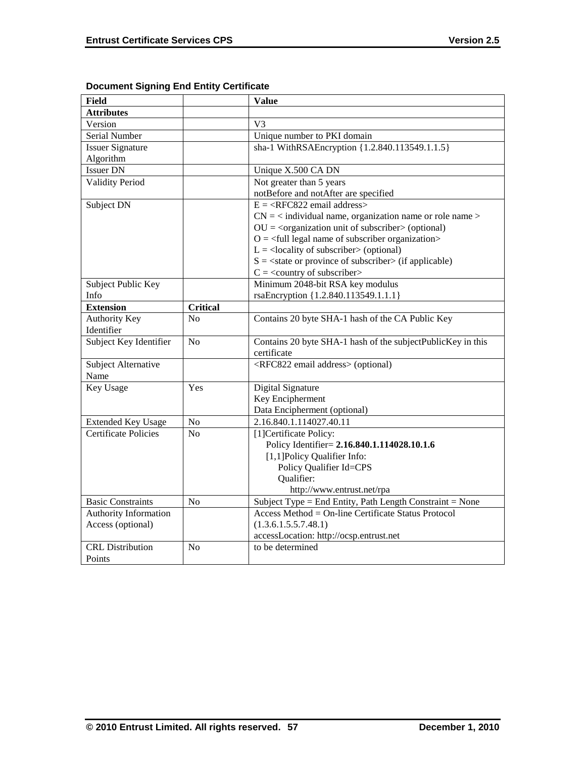**Document Signing End Entity Certificate**

| Field | | Value |
|---|---|---|
| **Attributes** | | |
| Version | | V3 |
| Serial Number | | Unique number to PKI domain |
| Issuer Signature Algorithm | | sha-1 WithRSAEncryption {1.2.840.113549.1.1.5} |
| Issuer DN | | Unique X.500 CA DN |
| Validity Period | | Not greater than 5 years<br>notBefore and notAfter are specified |
| Subject DN | | E = <RFC822 email address><br>CN = < individual name, organization name or role name ><br>OU = <organization unit of subscriber> (optional)<br>O = <full legal name of subscriber organization><br>L = <locality of subscriber> (optional)<br>S = <state or province of subscriber> (if applicable)<br>C = <country of subscriber> |
| Subject Public Key Info | | Minimum 2048-bit RSA key modulus<br>rsaEncryption {1.2.840.113549.1.1.1} |
| **Extension** | **Critical** | |
| Authority Key Identifier | No | Contains 20 byte SHA-1 hash of the CA Public Key |
| Subject Key Identifier | No | Contains 20 byte SHA-1 hash of the subjectPublicKey in this certificate |
| Subject Alternative Name | | <RFC822 email address> (optional) |
| Key Usage | Yes | Digital Signature<br>Key Encipherment<br>Data Encipherment (optional) |
| Extended Key Usage | No | 2.16.840.1.114027.40.11 |
| Certificate Policies | No | [1]Certificate Policy:<br>Policy Identifier= **2.16.840.1.114028.10.1.6**<br>[1,1]Policy Qualifier Info:<br>Policy Qualifier Id=CPS<br>Qualifier:<br>http://www.entrust.net/rpa |
| Basic Constraints | No | Subject Type = End Entity, Path Length Constraint = None |
| Authority Information Access (optional) | | Access Method = On-line Certificate Status Protocol (1.3.6.1.5.5.7.48.1)<br>accessLocation: http://ocsp.entrust.net |
| CRL Distribution Points | No | to be determined |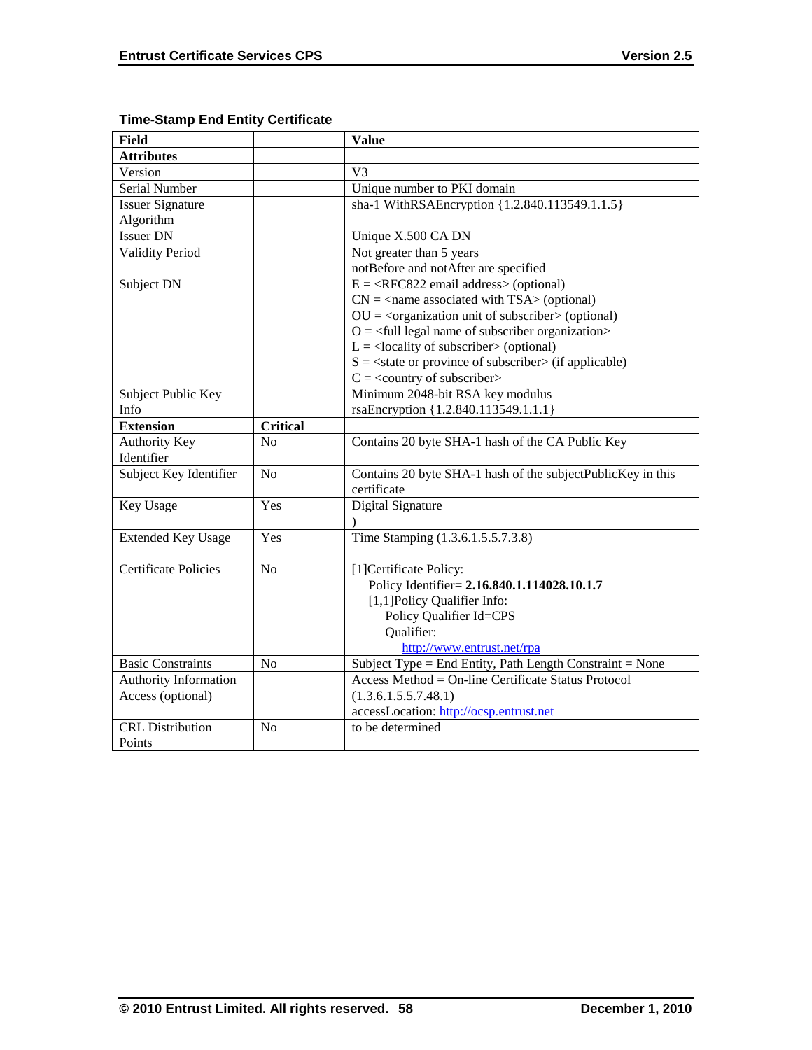### Time-Stamp End Entity Certificate

| Field | | Value |
|---|---|---|
| **Attributes** | | |
| Version | | V3 |
| Serial Number | | Unique number to PKI domain |
| Issuer Signature Algorithm | | sha-1 WithRSAEncryption {1.2.840.113549.1.1.5} |
| Issuer DN | | Unique X.500 CA DN |
| Validity Period | | Not greater than 5 years<br>notBefore and notAfter are specified |
| Subject DN | | E = <RFC822 email address> (optional)<br>CN = <name associated with TSA> (optional)<br>OU = <organization unit of subscriber> (optional)<br>O = <full legal name of subscriber organization><br>L = <locality of subscriber> (optional)<br>S = <state or province of subscriber> (if applicable)<br>C = <country of subscriber> |
| Subject Public Key Info | | Minimum 2048-bit RSA key modulus<br>rsaEncryption {1.2.840.113549.1.1.1} |
| **Extension** | **Critical** | |
| Authority Key Identifier | No | Contains 20 byte SHA-1 hash of the CA Public Key |
| Subject Key Identifier | No | Contains 20 byte SHA-1 hash of the subjectPublicKey in this certificate |
| Key Usage | Yes | Digital Signature<br>) |
| Extended Key Usage | Yes | Time Stamping (1.3.6.1.5.5.7.3.8) |
| Certificate Policies | No | [1]Certificate Policy:<br>Policy Identifier= **2.16.840.1.114028.10.1.7**<br>[1,1]Policy Qualifier Info:<br>Policy Qualifier Id=CPS<br>Qualifier:<br>http://www.entrust.net/rpa |
| Basic Constraints | No | Subject Type = End Entity, Path Length Constraint = None |
| Authority Information Access (optional) | | Access Method = On-line Certificate Status Protocol (1.3.6.1.5.5.7.48.1)<br>accessLocation: http://ocsp.entrust.net |
| CRL Distribution Points | No | to be determined |